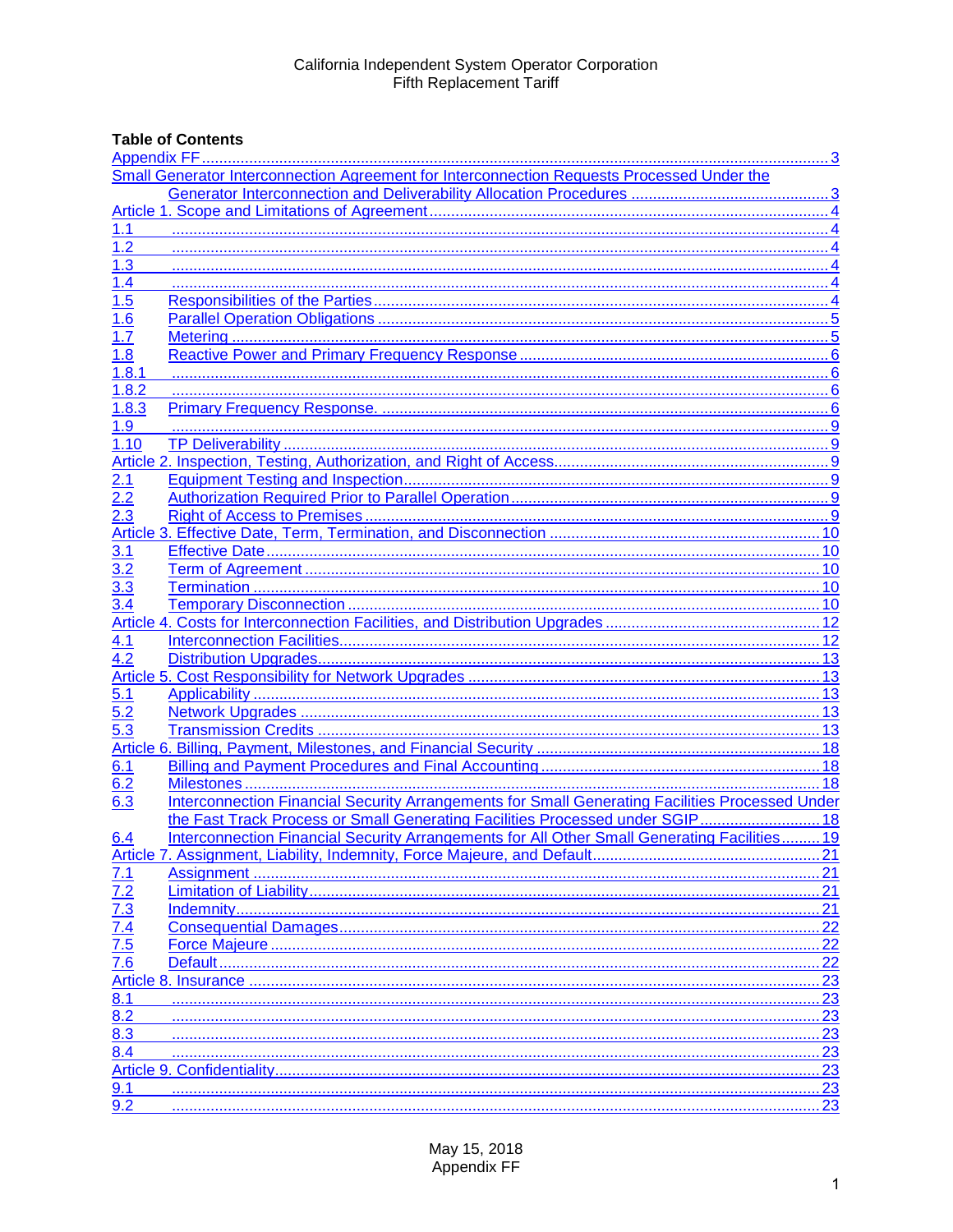California Independent System Operator Corporation
Fifth Replacement Tariff

**Table of Contents**

| | | |
|---|---|---|
| Appendix FF | | 3 |
| Small Generator Interconnection Agreement for Interconnection Requests Processed Under the Generator Interconnection and Deliverability Allocation Procedures | | 3 |
| Article 1. Scope and Limitations of Agreement | | 4 |
| 1.1 | | 4 |
| 1.2 | | 4 |
| 1.3 | | 4 |
| 1.4 | | 4 |
| 1.5 | Responsibilities of the Parties | 4 |
| 1.6 | Parallel Operation Obligations | 5 |
| 1.7 | Metering | 5 |
| 1.8 | Reactive Power and Primary Frequency Response | 6 |
| 1.8.1 | | 6 |
| 1.8.2 | | 6 |
| 1.8.3 | Primary Frequency Response. | 6 |
| 1.9 | | 9 |
| 1.10 | TP Deliverability | 9 |
| Article 2. Inspection, Testing, Authorization, and Right of Access | | 9 |
| 2.1 | Equipment Testing and Inspection | 9 |
| 2.2 | Authorization Required Prior to Parallel Operation | 9 |
| 2.3 | Right of Access to Premises | 9 |
| Article 3. Effective Date, Term, Termination, and Disconnection | | 10 |
| 3.1 | Effective Date | 10 |
| 3.2 | Term of Agreement | 10 |
| 3.3 | Termination | 10 |
| 3.4 | Temporary Disconnection | 10 |
| Article 4. Costs for Interconnection Facilities, and Distribution Upgrades | | 12 |
| 4.1 | Interconnection Facilities | 12 |
| 4.2 | Distribution Upgrades | 13 |
| Article 5. Cost Responsibility for Network Upgrades | | 13 |
| 5.1 | Applicability | 13 |
| 5.2 | Network Upgrades | 13 |
| 5.3 | Transmission Credits | 13 |
| Article 6. Billing, Payment, Milestones, and Financial Security | | 18 |
| 6.1 | Billing and Payment Procedures and Final Accounting | 18 |
| 6.2 | Milestones | 18 |
| 6.3 | Interconnection Financial Security Arrangements for Small Generating Facilities Processed Under the Fast Track Process or Small Generating Facilities Processed under SGIP | 18 |
| 6.4 | Interconnection Financial Security Arrangements for All Other Small Generating Facilities | 19 |
| Article 7. Assignment, Liability, Indemnity, Force Majeure, and Default | | 21 |
| 7.1 | Assignment | 21 |
| 7.2 | Limitation of Liability | 21 |
| 7.3 | Indemnity | 21 |
| 7.4 | Consequential Damages | 22 |
| 7.5 | Force Majeure | 22 |
| 7.6 | Default | 22 |
| Article 8. Insurance | | 23 |
| 8.1 | | 23 |
| 8.2 | | 23 |
| 8.3 | | 23 |
| 8.4 | | 23 |
| Article 9. Confidentiality | | 23 |
| 9.1 | | 23 |
| 9.2 | | 23 |

May 15, 2018
Appendix FF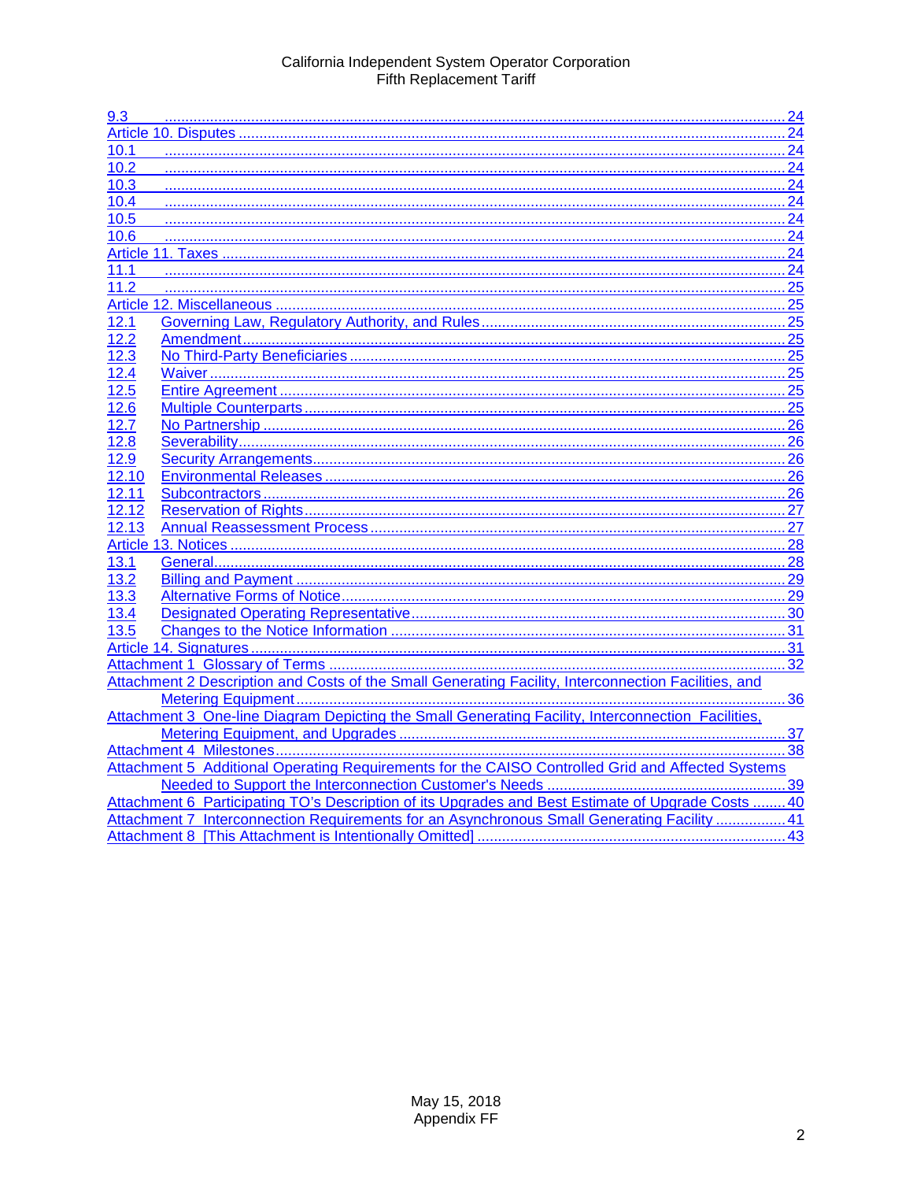9.3 ..... 24
Article 10. Disputes ..... 24
10.1 ..... 24
10.2 ..... 24
10.3 ..... 24
10.4 ..... 24
10.5 ..... 24
10.6 ..... 24
Article 11. Taxes ..... 24
11.1 ..... 24
11.2 ..... 25
Article 12. Miscellaneous ..... 25
12.1 Governing Law, Regulatory Authority, and Rules ..... 25
12.2 Amendment ..... 25
12.3 No Third-Party Beneficiaries ..... 25
12.4 Waiver ..... 25
12.5 Entire Agreement ..... 25
12.6 Multiple Counterparts ..... 25
12.7 No Partnership ..... 26
12.8 Severability ..... 26
12.9 Security Arrangements ..... 26
12.10 Environmental Releases ..... 26
12.11 Subcontractors ..... 26
12.12 Reservation of Rights ..... 27
12.13 Annual Reassessment Process ..... 27
Article 13. Notices ..... 28
13.1 General ..... 28
13.2 Billing and Payment ..... 29
13.3 Alternative Forms of Notice ..... 29
13.4 Designated Operating Representative ..... 30
13.5 Changes to the Notice Information ..... 31
Article 14. Signatures ..... 31
Attachment 1 Glossary of Terms ..... 32
Attachment 2 Description and Costs of the Small Generating Facility, Interconnection Facilities, and Metering Equipment ..... 36
Attachment 3 One-line Diagram Depicting the Small Generating Facility, Interconnection Facilities, Metering Equipment, and Upgrades ..... 37
Attachment 4 Milestones ..... 38
Attachment 5 Additional Operating Requirements for the CAISO Controlled Grid and Affected Systems Needed to Support the Interconnection Customer's Needs ..... 39
Attachment 6 Participating TO's Description of its Upgrades and Best Estimate of Upgrade Costs ..... 40
Attachment 7 Interconnection Requirements for an Asynchronous Small Generating Facility ..... 41
Attachment 8 [This Attachment is Intentionally Omitted] ..... 43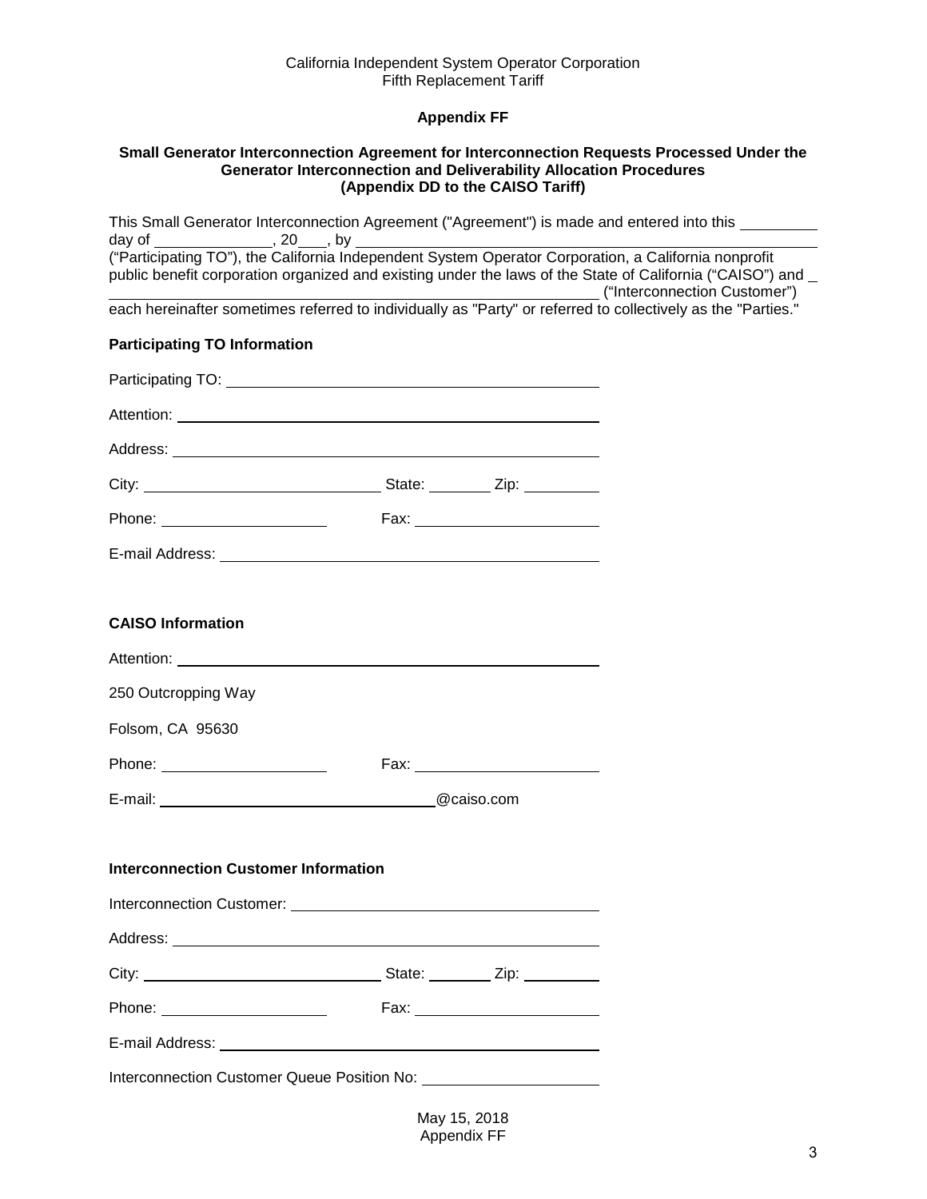## Appendix FF

### Small Generator Interconnection Agreement for Interconnection Requests Processed Under the Generator Interconnection and Deliverability Allocation Procedures (Appendix DD to the CAISO Tariff)

This Small Generator Interconnection Agreement ("Agreement") is made and entered into this _________ day of ______________, 20___, by ________________________________________________________ ("Participating TO"), the California Independent System Operator Corporation, a California nonprofit public benefit corporation organized and existing under the laws of the State of California ("CAISO") and _ ____________________________________________________________ ("Interconnection Customer") each hereinafter sometimes referred to individually as "Party" or referred to collectively as the "Parties."

**Participating TO Information**

Participating TO: ______________________________________________

Attention: ____________________________________________________

Address: _____________________________________________________

City: ____________________________ State: ________ Zip: _________

Phone: ____________________ Fax: ______________________

E-mail Address: ________________________________________________

**CAISO Information**

Attention: ____________________________________________________

250 Outcropping Way

Folsom, CA 95630

Phone: ____________________ Fax: ______________________

E-mail: _________________________________@caiso.com

**Interconnection Customer Information**

Interconnection Customer: _____________________________________

Address: _____________________________________________________

City: ____________________________ State: ________ Zip: _________

Phone: ____________________ Fax: ______________________

E-mail Address: ________________________________________________

Interconnection Customer Queue Position No: ____________________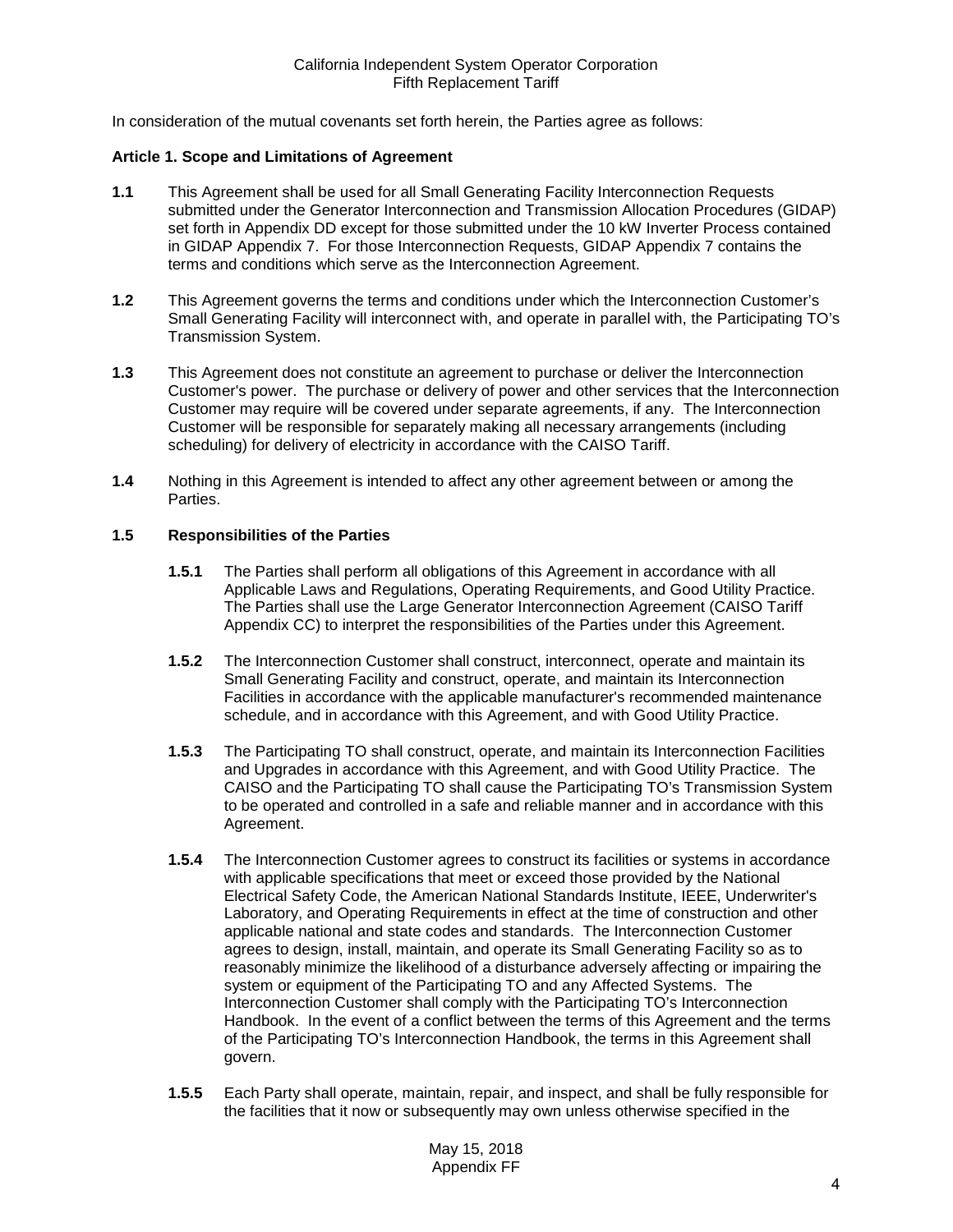In consideration of the mutual covenants set forth herein, the Parties agree as follows:

**Article 1. Scope and Limitations of Agreement**

**1.1** This Agreement shall be used for all Small Generating Facility Interconnection Requests submitted under the Generator Interconnection and Transmission Allocation Procedures (GIDAP) set forth in Appendix DD except for those submitted under the 10 kW Inverter Process contained in GIDAP Appendix 7. For those Interconnection Requests, GIDAP Appendix 7 contains the terms and conditions which serve as the Interconnection Agreement.

**1.2** This Agreement governs the terms and conditions under which the Interconnection Customer's Small Generating Facility will interconnect with, and operate in parallel with, the Participating TO's Transmission System.

**1.3** This Agreement does not constitute an agreement to purchase or deliver the Interconnection Customer's power. The purchase or delivery of power and other services that the Interconnection Customer may require will be covered under separate agreements, if any. The Interconnection Customer will be responsible for separately making all necessary arrangements (including scheduling) for delivery of electricity in accordance with the CAISO Tariff.

**1.4** Nothing in this Agreement is intended to affect any other agreement between or among the Parties.

**1.5 Responsibilities of the Parties**

**1.5.1** The Parties shall perform all obligations of this Agreement in accordance with all Applicable Laws and Regulations, Operating Requirements, and Good Utility Practice. The Parties shall use the Large Generator Interconnection Agreement (CAISO Tariff Appendix CC) to interpret the responsibilities of the Parties under this Agreement.

**1.5.2** The Interconnection Customer shall construct, interconnect, operate and maintain its Small Generating Facility and construct, operate, and maintain its Interconnection Facilities in accordance with the applicable manufacturer's recommended maintenance schedule, and in accordance with this Agreement, and with Good Utility Practice.

**1.5.3** The Participating TO shall construct, operate, and maintain its Interconnection Facilities and Upgrades in accordance with this Agreement, and with Good Utility Practice. The CAISO and the Participating TO shall cause the Participating TO's Transmission System to be operated and controlled in a safe and reliable manner and in accordance with this Agreement.

**1.5.4** The Interconnection Customer agrees to construct its facilities or systems in accordance with applicable specifications that meet or exceed those provided by the National Electrical Safety Code, the American National Standards Institute, IEEE, Underwriter's Laboratory, and Operating Requirements in effect at the time of construction and other applicable national and state codes and standards. The Interconnection Customer agrees to design, install, maintain, and operate its Small Generating Facility so as to reasonably minimize the likelihood of a disturbance adversely affecting or impairing the system or equipment of the Participating TO and any Affected Systems. The Interconnection Customer shall comply with the Participating TO's Interconnection Handbook. In the event of a conflict between the terms of this Agreement and the terms of the Participating TO's Interconnection Handbook, the terms in this Agreement shall govern.

**1.5.5** Each Party shall operate, maintain, repair, and inspect, and shall be fully responsible for the facilities that it now or subsequently may own unless otherwise specified in the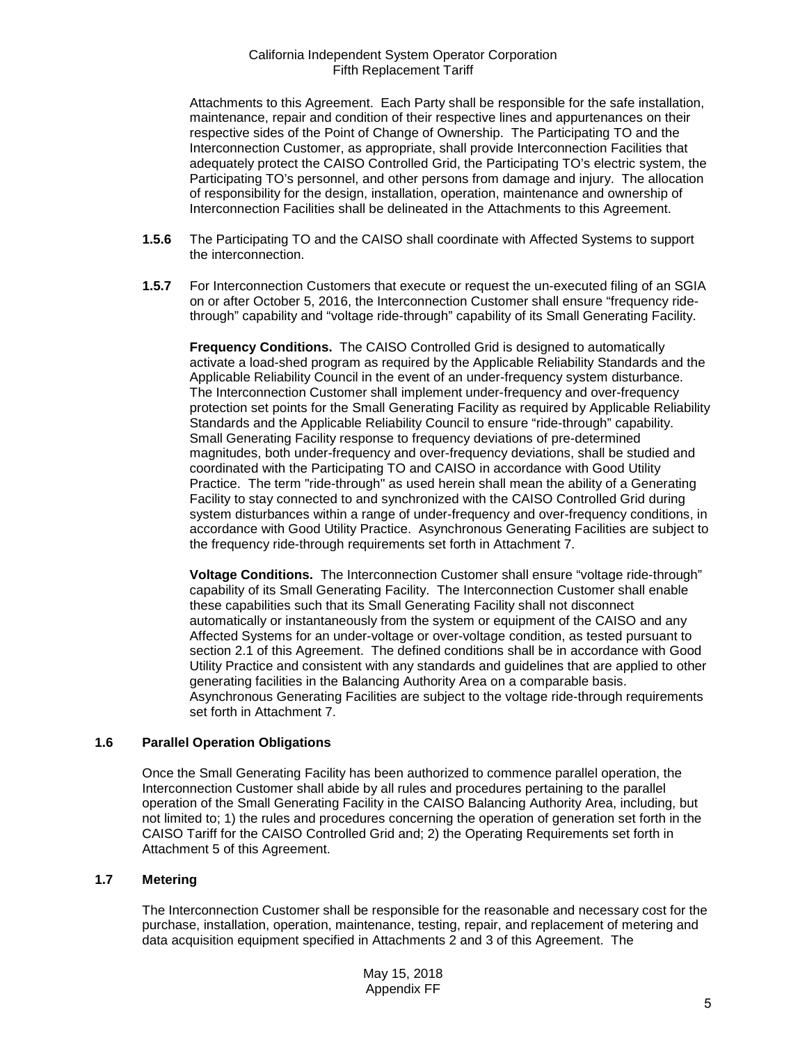Attachments to this Agreement. Each Party shall be responsible for the safe installation, maintenance, repair and condition of their respective lines and appurtenances on their respective sides of the Point of Change of Ownership. The Participating TO and the Interconnection Customer, as appropriate, shall provide Interconnection Facilities that adequately protect the CAISO Controlled Grid, the Participating TO's electric system, the Participating TO's personnel, and other persons from damage and injury. The allocation of responsibility for the design, installation, operation, maintenance and ownership of Interconnection Facilities shall be delineated in the Attachments to this Agreement.

**1.5.6** The Participating TO and the CAISO shall coordinate with Affected Systems to support the interconnection.

**1.5.7** For Interconnection Customers that execute or request the un-executed filing of an SGIA on or after October 5, 2016, the Interconnection Customer shall ensure "frequency ride-through" capability and "voltage ride-through" capability of its Small Generating Facility.

**Frequency Conditions.** The CAISO Controlled Grid is designed to automatically activate a load-shed program as required by the Applicable Reliability Standards and the Applicable Reliability Council in the event of an under-frequency system disturbance. The Interconnection Customer shall implement under-frequency and over-frequency protection set points for the Small Generating Facility as required by Applicable Reliability Standards and the Applicable Reliability Council to ensure "ride-through" capability. Small Generating Facility response to frequency deviations of pre-determined magnitudes, both under-frequency and over-frequency deviations, shall be studied and coordinated with the Participating TO and CAISO in accordance with Good Utility Practice. The term "ride-through" as used herein shall mean the ability of a Generating Facility to stay connected to and synchronized with the CAISO Controlled Grid during system disturbances within a range of under-frequency and over-frequency conditions, in accordance with Good Utility Practice. Asynchronous Generating Facilities are subject to the frequency ride-through requirements set forth in Attachment 7.

**Voltage Conditions.** The Interconnection Customer shall ensure "voltage ride-through" capability of its Small Generating Facility. The Interconnection Customer shall enable these capabilities such that its Small Generating Facility shall not disconnect automatically or instantaneously from the system or equipment of the CAISO and any Affected Systems for an under-voltage or over-voltage condition, as tested pursuant to section 2.1 of this Agreement. The defined conditions shall be in accordance with Good Utility Practice and consistent with any standards and guidelines that are applied to other generating facilities in the Balancing Authority Area on a comparable basis. Asynchronous Generating Facilities are subject to the voltage ride-through requirements set forth in Attachment 7.

### 1.6 Parallel Operation Obligations

Once the Small Generating Facility has been authorized to commence parallel operation, the Interconnection Customer shall abide by all rules and procedures pertaining to the parallel operation of the Small Generating Facility in the CAISO Balancing Authority Area, including, but not limited to; 1) the rules and procedures concerning the operation of generation set forth in the CAISO Tariff for the CAISO Controlled Grid and; 2) the Operating Requirements set forth in Attachment 5 of this Agreement.

### 1.7 Metering

The Interconnection Customer shall be responsible for the reasonable and necessary cost for the purchase, installation, operation, maintenance, testing, repair, and replacement of metering and data acquisition equipment specified in Attachments 2 and 3 of this Agreement. The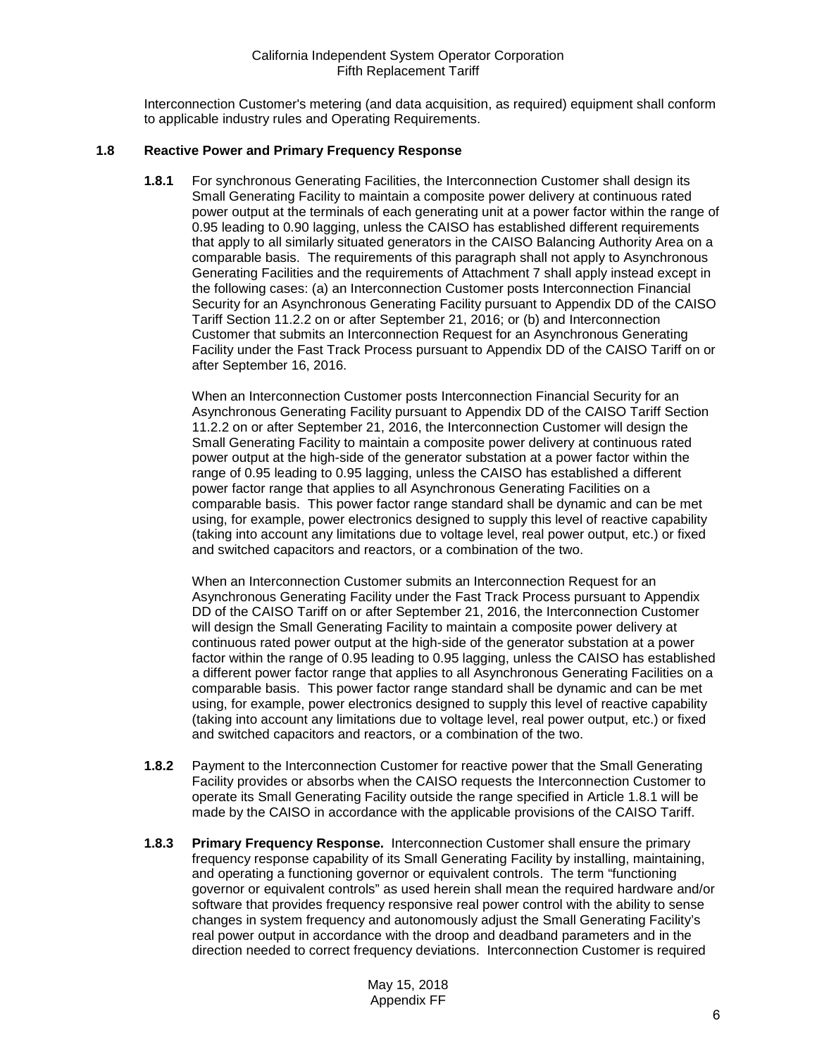Interconnection Customer's metering (and data acquisition, as required) equipment shall conform to applicable industry rules and Operating Requirements.

### 1.8 Reactive Power and Primary Frequency Response

**1.8.1** For synchronous Generating Facilities, the Interconnection Customer shall design its Small Generating Facility to maintain a composite power delivery at continuous rated power output at the terminals of each generating unit at a power factor within the range of 0.95 leading to 0.90 lagging, unless the CAISO has established different requirements that apply to all similarly situated generators in the CAISO Balancing Authority Area on a comparable basis. The requirements of this paragraph shall not apply to Asynchronous Generating Facilities and the requirements of Attachment 7 shall apply instead except in the following cases: (a) an Interconnection Customer posts Interconnection Financial Security for an Asynchronous Generating Facility pursuant to Appendix DD of the CAISO Tariff Section 11.2.2 on or after September 21, 2016; or (b) and Interconnection Customer that submits an Interconnection Request for an Asynchronous Generating Facility under the Fast Track Process pursuant to Appendix DD of the CAISO Tariff on or after September 16, 2016.

When an Interconnection Customer posts Interconnection Financial Security for an Asynchronous Generating Facility pursuant to Appendix DD of the CAISO Tariff Section 11.2.2 on or after September 21, 2016, the Interconnection Customer will design the Small Generating Facility to maintain a composite power delivery at continuous rated power output at the high-side of the generator substation at a power factor within the range of 0.95 leading to 0.95 lagging, unless the CAISO has established a different power factor range that applies to all Asynchronous Generating Facilities on a comparable basis. This power factor range standard shall be dynamic and can be met using, for example, power electronics designed to supply this level of reactive capability (taking into account any limitations due to voltage level, real power output, etc.) or fixed and switched capacitors and reactors, or a combination of the two.

When an Interconnection Customer submits an Interconnection Request for an Asynchronous Generating Facility under the Fast Track Process pursuant to Appendix DD of the CAISO Tariff on or after September 21, 2016, the Interconnection Customer will design the Small Generating Facility to maintain a composite power delivery at continuous rated power output at the high-side of the generator substation at a power factor within the range of 0.95 leading to 0.95 lagging, unless the CAISO has established a different power factor range that applies to all Asynchronous Generating Facilities on a comparable basis. This power factor range standard shall be dynamic and can be met using, for example, power electronics designed to supply this level of reactive capability (taking into account any limitations due to voltage level, real power output, etc.) or fixed and switched capacitors and reactors, or a combination of the two.

**1.8.2** Payment to the Interconnection Customer for reactive power that the Small Generating Facility provides or absorbs when the CAISO requests the Interconnection Customer to operate its Small Generating Facility outside the range specified in Article 1.8.1 will be made by the CAISO in accordance with the applicable provisions of the CAISO Tariff.

**1.8.3** **Primary Frequency Response.** Interconnection Customer shall ensure the primary frequency response capability of its Small Generating Facility by installing, maintaining, and operating a functioning governor or equivalent controls. The term "functioning governor or equivalent controls" as used herein shall mean the required hardware and/or software that provides frequency responsive real power control with the ability to sense changes in system frequency and autonomously adjust the Small Generating Facility's real power output in accordance with the droop and deadband parameters and in the direction needed to correct frequency deviations. Interconnection Customer is required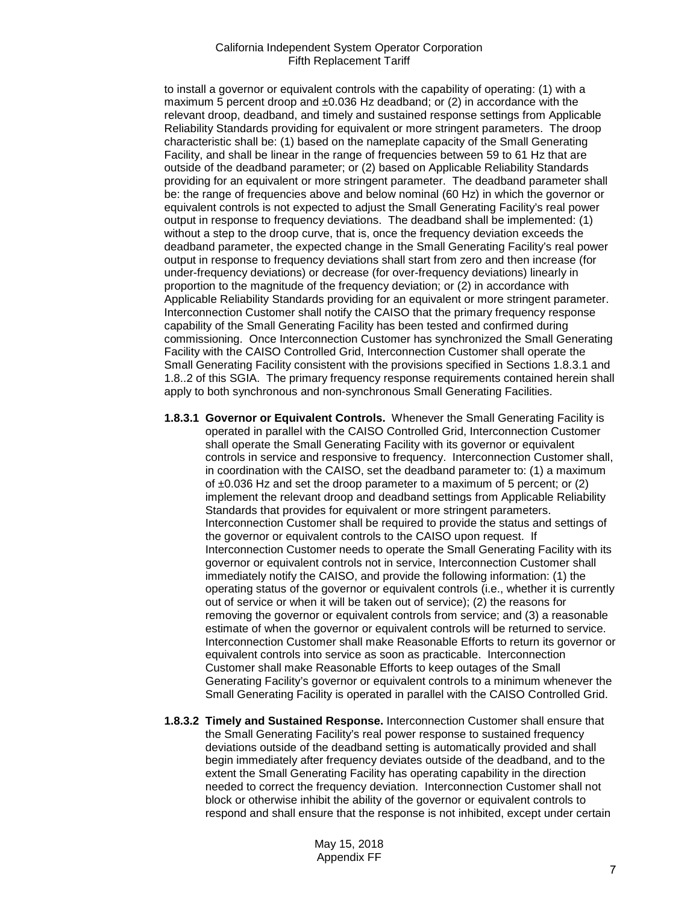to install a governor or equivalent controls with the capability of operating: (1) with a maximum 5 percent droop and ±0.036 Hz deadband; or (2) in accordance with the relevant droop, deadband, and timely and sustained response settings from Applicable Reliability Standards providing for equivalent or more stringent parameters. The droop characteristic shall be: (1) based on the nameplate capacity of the Small Generating Facility, and shall be linear in the range of frequencies between 59 to 61 Hz that are outside of the deadband parameter; or (2) based on Applicable Reliability Standards providing for an equivalent or more stringent parameter. The deadband parameter shall be: the range of frequencies above and below nominal (60 Hz) in which the governor or equivalent controls is not expected to adjust the Small Generating Facility's real power output in response to frequency deviations. The deadband shall be implemented: (1) without a step to the droop curve, that is, once the frequency deviation exceeds the deadband parameter, the expected change in the Small Generating Facility's real power output in response to frequency deviations shall start from zero and then increase (for under-frequency deviations) or decrease (for over-frequency deviations) linearly in proportion to the magnitude of the frequency deviation; or (2) in accordance with Applicable Reliability Standards providing for an equivalent or more stringent parameter. Interconnection Customer shall notify the CAISO that the primary frequency response capability of the Small Generating Facility has been tested and confirmed during commissioning. Once Interconnection Customer has synchronized the Small Generating Facility with the CAISO Controlled Grid, Interconnection Customer shall operate the Small Generating Facility consistent with the provisions specified in Sections 1.8.3.1 and 1.8..2 of this SGIA. The primary frequency response requirements contained herein shall apply to both synchronous and non-synchronous Small Generating Facilities.

**1.8.3.1 Governor or Equivalent Controls.** Whenever the Small Generating Facility is operated in parallel with the CAISO Controlled Grid, Interconnection Customer shall operate the Small Generating Facility with its governor or equivalent controls in service and responsive to frequency. Interconnection Customer shall, in coordination with the CAISO, set the deadband parameter to: (1) a maximum of ±0.036 Hz and set the droop parameter to a maximum of 5 percent; or (2) implement the relevant droop and deadband settings from Applicable Reliability Standards that provides for equivalent or more stringent parameters. Interconnection Customer shall be required to provide the status and settings of the governor or equivalent controls to the CAISO upon request. If Interconnection Customer needs to operate the Small Generating Facility with its governor or equivalent controls not in service, Interconnection Customer shall immediately notify the CAISO, and provide the following information: (1) the operating status of the governor or equivalent controls (i.e., whether it is currently out of service or when it will be taken out of service); (2) the reasons for removing the governor or equivalent controls from service; and (3) a reasonable estimate of when the governor or equivalent controls will be returned to service. Interconnection Customer shall make Reasonable Efforts to return its governor or equivalent controls into service as soon as practicable. Interconnection Customer shall make Reasonable Efforts to keep outages of the Small Generating Facility's governor or equivalent controls to a minimum whenever the Small Generating Facility is operated in parallel with the CAISO Controlled Grid.

**1.8.3.2 Timely and Sustained Response.** Interconnection Customer shall ensure that the Small Generating Facility's real power response to sustained frequency deviations outside of the deadband setting is automatically provided and shall begin immediately after frequency deviates outside of the deadband, and to the extent the Small Generating Facility has operating capability in the direction needed to correct the frequency deviation. Interconnection Customer shall not block or otherwise inhibit the ability of the governor or equivalent controls to respond and shall ensure that the response is not inhibited, except under certain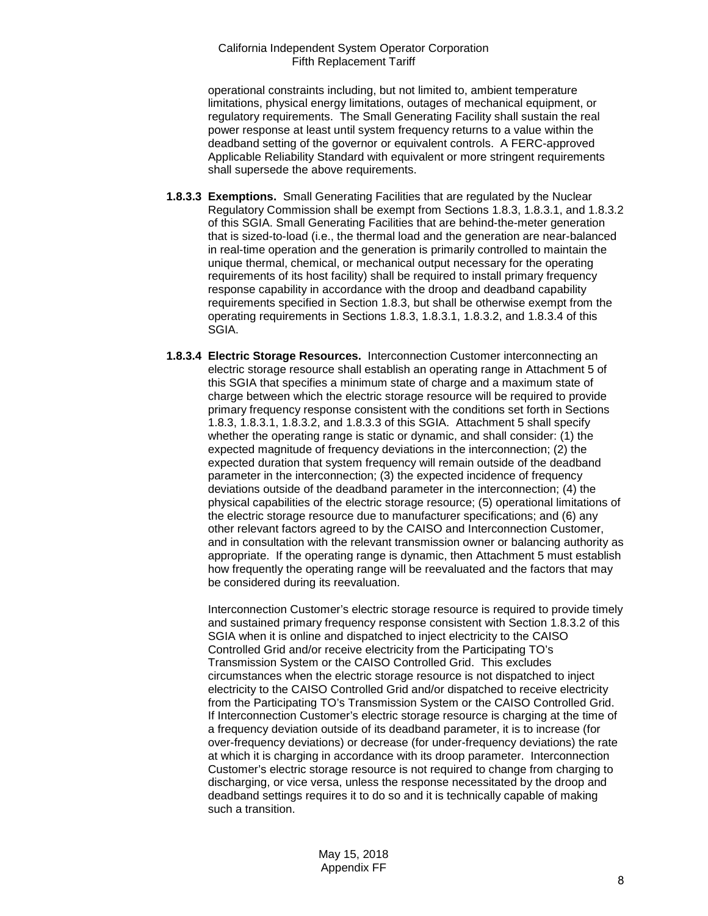operational constraints including, but not limited to, ambient temperature limitations, physical energy limitations, outages of mechanical equipment, or regulatory requirements. The Small Generating Facility shall sustain the real power response at least until system frequency returns to a value within the deadband setting of the governor or equivalent controls. A FERC-approved Applicable Reliability Standard with equivalent or more stringent requirements shall supersede the above requirements.

**1.8.3.3 Exemptions.** Small Generating Facilities that are regulated by the Nuclear Regulatory Commission shall be exempt from Sections 1.8.3, 1.8.3.1, and 1.8.3.2 of this SGIA. Small Generating Facilities that are behind-the-meter generation that is sized-to-load (i.e., the thermal load and the generation are near-balanced in real-time operation and the generation is primarily controlled to maintain the unique thermal, chemical, or mechanical output necessary for the operating requirements of its host facility) shall be required to install primary frequency response capability in accordance with the droop and deadband capability requirements specified in Section 1.8.3, but shall be otherwise exempt from the operating requirements in Sections 1.8.3, 1.8.3.1, 1.8.3.2, and 1.8.3.4 of this SGIA.

**1.8.3.4 Electric Storage Resources.** Interconnection Customer interconnecting an electric storage resource shall establish an operating range in Attachment 5 of this SGIA that specifies a minimum state of charge and a maximum state of charge between which the electric storage resource will be required to provide primary frequency response consistent with the conditions set forth in Sections 1.8.3, 1.8.3.1, 1.8.3.2, and 1.8.3.3 of this SGIA. Attachment 5 shall specify whether the operating range is static or dynamic, and shall consider: (1) the expected magnitude of frequency deviations in the interconnection; (2) the expected duration that system frequency will remain outside of the deadband parameter in the interconnection; (3) the expected incidence of frequency deviations outside of the deadband parameter in the interconnection; (4) the physical capabilities of the electric storage resource; (5) operational limitations of the electric storage resource due to manufacturer specifications; and (6) any other relevant factors agreed to by the CAISO and Interconnection Customer, and in consultation with the relevant transmission owner or balancing authority as appropriate. If the operating range is dynamic, then Attachment 5 must establish how frequently the operating range will be reevaluated and the factors that may be considered during its reevaluation.

Interconnection Customer's electric storage resource is required to provide timely and sustained primary frequency response consistent with Section 1.8.3.2 of this SGIA when it is online and dispatched to inject electricity to the CAISO Controlled Grid and/or receive electricity from the Participating TO's Transmission System or the CAISO Controlled Grid. This excludes circumstances when the electric storage resource is not dispatched to inject electricity to the CAISO Controlled Grid and/or dispatched to receive electricity from the Participating TO's Transmission System or the CAISO Controlled Grid. If Interconnection Customer's electric storage resource is charging at the time of a frequency deviation outside of its deadband parameter, it is to increase (for over-frequency deviations) or decrease (for under-frequency deviations) the rate at which it is charging in accordance with its droop parameter. Interconnection Customer's electric storage resource is not required to change from charging to discharging, or vice versa, unless the response necessitated by the droop and deadband settings requires it to do so and it is technically capable of making such a transition.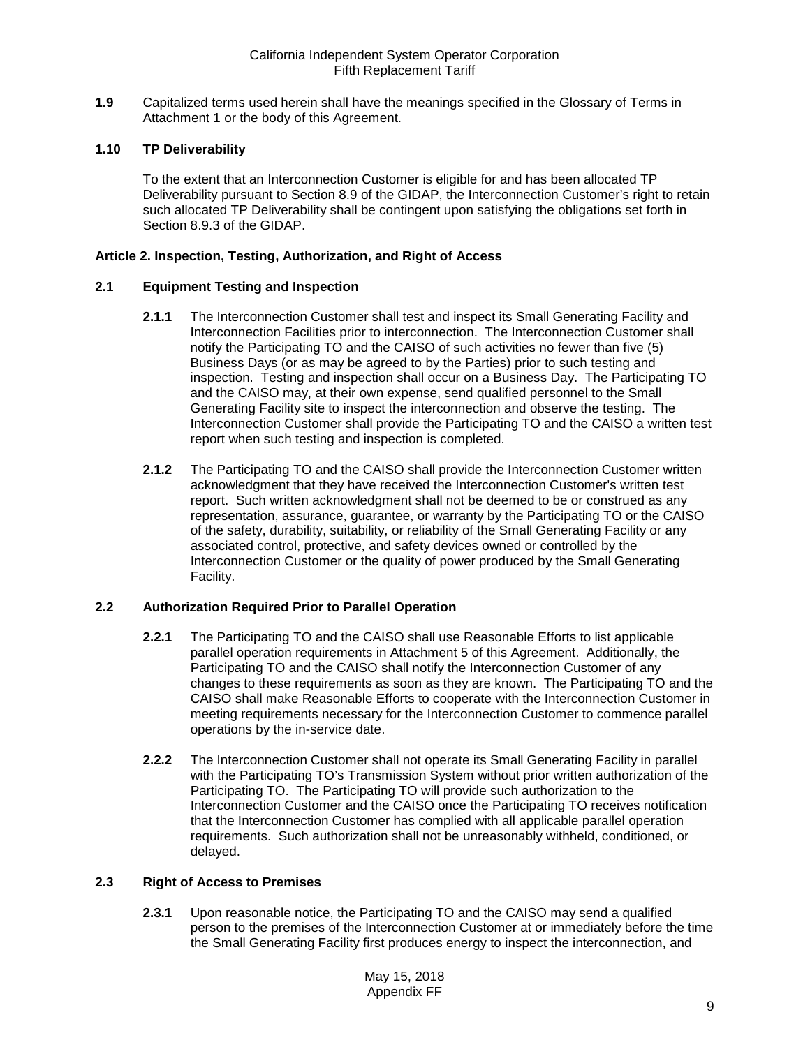**1.9** Capitalized terms used herein shall have the meanings specified in the Glossary of Terms in Attachment 1 or the body of this Agreement.

**1.10 TP Deliverability**

To the extent that an Interconnection Customer is eligible for and has been allocated TP Deliverability pursuant to Section 8.9 of the GIDAP, the Interconnection Customer's right to retain such allocated TP Deliverability shall be contingent upon satisfying the obligations set forth in Section 8.9.3 of the GIDAP.

**Article 2. Inspection, Testing, Authorization, and Right of Access**

**2.1 Equipment Testing and Inspection**

**2.1.1** The Interconnection Customer shall test and inspect its Small Generating Facility and Interconnection Facilities prior to interconnection. The Interconnection Customer shall notify the Participating TO and the CAISO of such activities no fewer than five (5) Business Days (or as may be agreed to by the Parties) prior to such testing and inspection. Testing and inspection shall occur on a Business Day. The Participating TO and the CAISO may, at their own expense, send qualified personnel to the Small Generating Facility site to inspect the interconnection and observe the testing. The Interconnection Customer shall provide the Participating TO and the CAISO a written test report when such testing and inspection is completed.

**2.1.2** The Participating TO and the CAISO shall provide the Interconnection Customer written acknowledgment that they have received the Interconnection Customer's written test report. Such written acknowledgment shall not be deemed to be or construed as any representation, assurance, guarantee, or warranty by the Participating TO or the CAISO of the safety, durability, suitability, or reliability of the Small Generating Facility or any associated control, protective, and safety devices owned or controlled by the Interconnection Customer or the quality of power produced by the Small Generating Facility.

**2.2 Authorization Required Prior to Parallel Operation**

**2.2.1** The Participating TO and the CAISO shall use Reasonable Efforts to list applicable parallel operation requirements in Attachment 5 of this Agreement. Additionally, the Participating TO and the CAISO shall notify the Interconnection Customer of any changes to these requirements as soon as they are known. The Participating TO and the CAISO shall make Reasonable Efforts to cooperate with the Interconnection Customer in meeting requirements necessary for the Interconnection Customer to commence parallel operations by the in-service date.

**2.2.2** The Interconnection Customer shall not operate its Small Generating Facility in parallel with the Participating TO's Transmission System without prior written authorization of the Participating TO. The Participating TO will provide such authorization to the Interconnection Customer and the CAISO once the Participating TO receives notification that the Interconnection Customer has complied with all applicable parallel operation requirements. Such authorization shall not be unreasonably withheld, conditioned, or delayed.

**2.3 Right of Access to Premises**

**2.3.1** Upon reasonable notice, the Participating TO and the CAISO may send a qualified person to the premises of the Interconnection Customer at or immediately before the time the Small Generating Facility first produces energy to inspect the interconnection, and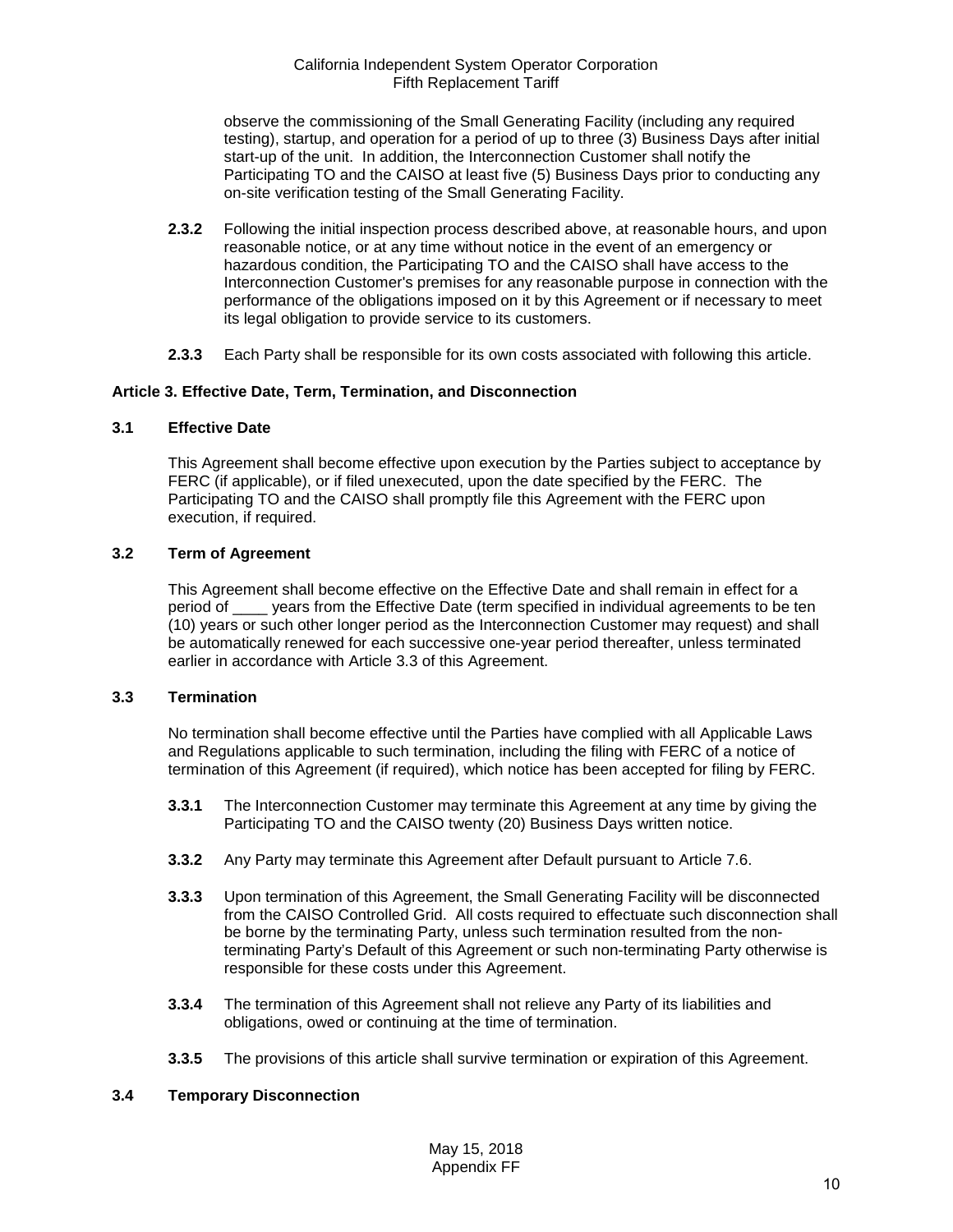observe the commissioning of the Small Generating Facility (including any required testing), startup, and operation for a period of up to three (3) Business Days after initial start-up of the unit. In addition, the Interconnection Customer shall notify the Participating TO and the CAISO at least five (5) Business Days prior to conducting any on-site verification testing of the Small Generating Facility.

**2.3.2** Following the initial inspection process described above, at reasonable hours, and upon reasonable notice, or at any time without notice in the event of an emergency or hazardous condition, the Participating TO and the CAISO shall have access to the Interconnection Customer's premises for any reasonable purpose in connection with the performance of the obligations imposed on it by this Agreement or if necessary to meet its legal obligation to provide service to its customers.

**2.3.3** Each Party shall be responsible for its own costs associated with following this article.

**Article 3. Effective Date, Term, Termination, and Disconnection**

**3.1 Effective Date**

This Agreement shall become effective upon execution by the Parties subject to acceptance by FERC (if applicable), or if filed unexecuted, upon the date specified by the FERC. The Participating TO and the CAISO shall promptly file this Agreement with the FERC upon execution, if required.

**3.2 Term of Agreement**

This Agreement shall become effective on the Effective Date and shall remain in effect for a period of ____ years from the Effective Date (term specified in individual agreements to be ten (10) years or such other longer period as the Interconnection Customer may request) and shall be automatically renewed for each successive one-year period thereafter, unless terminated earlier in accordance with Article 3.3 of this Agreement.

**3.3 Termination**

No termination shall become effective until the Parties have complied with all Applicable Laws and Regulations applicable to such termination, including the filing with FERC of a notice of termination of this Agreement (if required), which notice has been accepted for filing by FERC.

**3.3.1** The Interconnection Customer may terminate this Agreement at any time by giving the Participating TO and the CAISO twenty (20) Business Days written notice.

**3.3.2** Any Party may terminate this Agreement after Default pursuant to Article 7.6.

**3.3.3** Upon termination of this Agreement, the Small Generating Facility will be disconnected from the CAISO Controlled Grid. All costs required to effectuate such disconnection shall be borne by the terminating Party, unless such termination resulted from the non-terminating Party's Default of this Agreement or such non-terminating Party otherwise is responsible for these costs under this Agreement.

**3.3.4** The termination of this Agreement shall not relieve any Party of its liabilities and obligations, owed or continuing at the time of termination.

**3.3.5** The provisions of this article shall survive termination or expiration of this Agreement.

**3.4 Temporary Disconnection**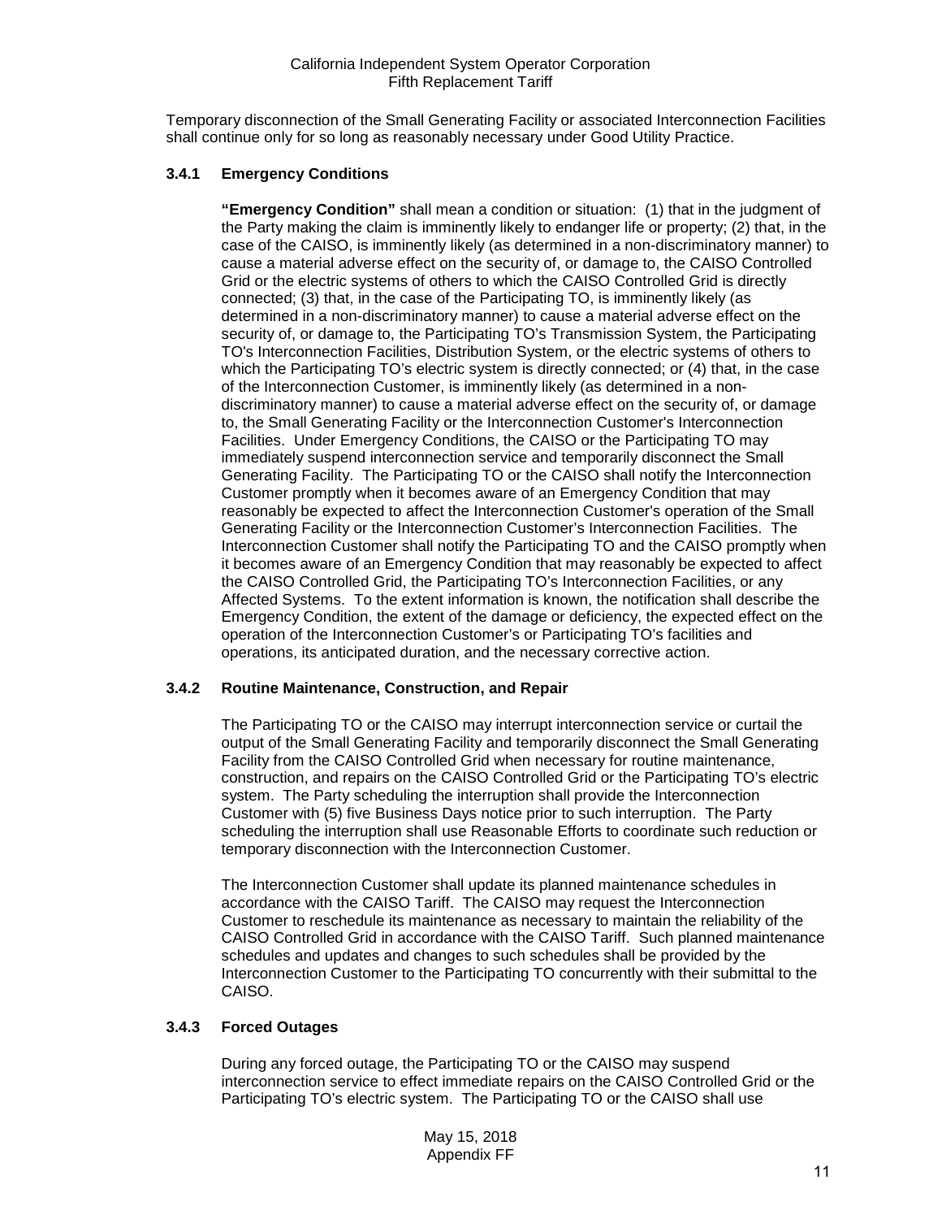Temporary disconnection of the Small Generating Facility or associated Interconnection Facilities shall continue only for so long as reasonably necessary under Good Utility Practice.

### 3.4.1 Emergency Conditions

**"Emergency Condition"** shall mean a condition or situation: (1) that in the judgment of the Party making the claim is imminently likely to endanger life or property; (2) that, in the case of the CAISO, is imminently likely (as determined in a non-discriminatory manner) to cause a material adverse effect on the security of, or damage to, the CAISO Controlled Grid or the electric systems of others to which the CAISO Controlled Grid is directly connected; (3) that, in the case of the Participating TO, is imminently likely (as determined in a non-discriminatory manner) to cause a material adverse effect on the security of, or damage to, the Participating TO's Transmission System, the Participating TO's Interconnection Facilities, Distribution System, or the electric systems of others to which the Participating TO's electric system is directly connected; or (4) that, in the case of the Interconnection Customer, is imminently likely (as determined in a non-discriminatory manner) to cause a material adverse effect on the security of, or damage to, the Small Generating Facility or the Interconnection Customer's Interconnection Facilities. Under Emergency Conditions, the CAISO or the Participating TO may immediately suspend interconnection service and temporarily disconnect the Small Generating Facility. The Participating TO or the CAISO shall notify the Interconnection Customer promptly when it becomes aware of an Emergency Condition that may reasonably be expected to affect the Interconnection Customer's operation of the Small Generating Facility or the Interconnection Customer's Interconnection Facilities. The Interconnection Customer shall notify the Participating TO and the CAISO promptly when it becomes aware of an Emergency Condition that may reasonably be expected to affect the CAISO Controlled Grid, the Participating TO's Interconnection Facilities, or any Affected Systems. To the extent information is known, the notification shall describe the Emergency Condition, the extent of the damage or deficiency, the expected effect on the operation of the Interconnection Customer's or Participating TO's facilities and operations, its anticipated duration, and the necessary corrective action.

### 3.4.2 Routine Maintenance, Construction, and Repair

The Participating TO or the CAISO may interrupt interconnection service or curtail the output of the Small Generating Facility and temporarily disconnect the Small Generating Facility from the CAISO Controlled Grid when necessary for routine maintenance, construction, and repairs on the CAISO Controlled Grid or the Participating TO's electric system. The Party scheduling the interruption shall provide the Interconnection Customer with (5) five Business Days notice prior to such interruption. The Party scheduling the interruption shall use Reasonable Efforts to coordinate such reduction or temporary disconnection with the Interconnection Customer.

The Interconnection Customer shall update its planned maintenance schedules in accordance with the CAISO Tariff. The CAISO may request the Interconnection Customer to reschedule its maintenance as necessary to maintain the reliability of the CAISO Controlled Grid in accordance with the CAISO Tariff. Such planned maintenance schedules and updates and changes to such schedules shall be provided by the Interconnection Customer to the Participating TO concurrently with their submittal to the CAISO.

### 3.4.3 Forced Outages

During any forced outage, the Participating TO or the CAISO may suspend interconnection service to effect immediate repairs on the CAISO Controlled Grid or the Participating TO's electric system. The Participating TO or the CAISO shall use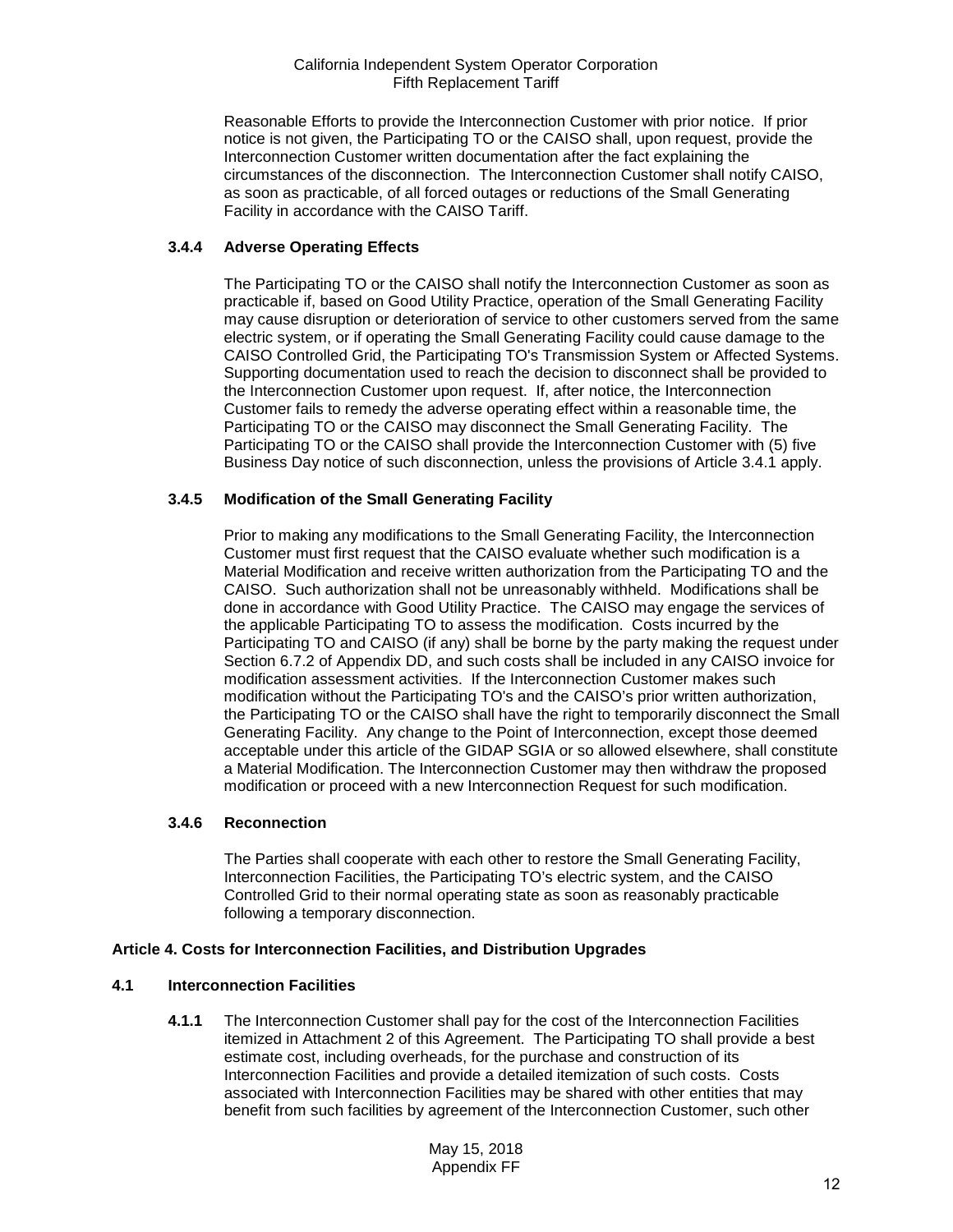Reasonable Efforts to provide the Interconnection Customer with prior notice. If prior notice is not given, the Participating TO or the CAISO shall, upon request, provide the Interconnection Customer written documentation after the fact explaining the circumstances of the disconnection. The Interconnection Customer shall notify CAISO, as soon as practicable, of all forced outages or reductions of the Small Generating Facility in accordance with the CAISO Tariff.

### 3.4.4 Adverse Operating Effects

The Participating TO or the CAISO shall notify the Interconnection Customer as soon as practicable if, based on Good Utility Practice, operation of the Small Generating Facility may cause disruption or deterioration of service to other customers served from the same electric system, or if operating the Small Generating Facility could cause damage to the CAISO Controlled Grid, the Participating TO's Transmission System or Affected Systems. Supporting documentation used to reach the decision to disconnect shall be provided to the Interconnection Customer upon request. If, after notice, the Interconnection Customer fails to remedy the adverse operating effect within a reasonable time, the Participating TO or the CAISO may disconnect the Small Generating Facility. The Participating TO or the CAISO shall provide the Interconnection Customer with (5) five Business Day notice of such disconnection, unless the provisions of Article 3.4.1 apply.

### 3.4.5 Modification of the Small Generating Facility

Prior to making any modifications to the Small Generating Facility, the Interconnection Customer must first request that the CAISO evaluate whether such modification is a Material Modification and receive written authorization from the Participating TO and the CAISO. Such authorization shall not be unreasonably withheld. Modifications shall be done in accordance with Good Utility Practice. The CAISO may engage the services of the applicable Participating TO to assess the modification. Costs incurred by the Participating TO and CAISO (if any) shall be borne by the party making the request under Section 6.7.2 of Appendix DD, and such costs shall be included in any CAISO invoice for modification assessment activities. If the Interconnection Customer makes such modification without the Participating TO's and the CAISO's prior written authorization, the Participating TO or the CAISO shall have the right to temporarily disconnect the Small Generating Facility. Any change to the Point of Interconnection, except those deemed acceptable under this article of the GIDAP SGIA or so allowed elsewhere, shall constitute a Material Modification. The Interconnection Customer may then withdraw the proposed modification or proceed with a new Interconnection Request for such modification.

### 3.4.6 Reconnection

The Parties shall cooperate with each other to restore the Small Generating Facility, Interconnection Facilities, the Participating TO's electric system, and the CAISO Controlled Grid to their normal operating state as soon as reasonably practicable following a temporary disconnection.

## Article 4. Costs for Interconnection Facilities, and Distribution Upgrades

### 4.1 Interconnection Facilities

**4.1.1** The Interconnection Customer shall pay for the cost of the Interconnection Facilities itemized in Attachment 2 of this Agreement. The Participating TO shall provide a best estimate cost, including overheads, for the purchase and construction of its Interconnection Facilities and provide a detailed itemization of such costs. Costs associated with Interconnection Facilities may be shared with other entities that may benefit from such facilities by agreement of the Interconnection Customer, such other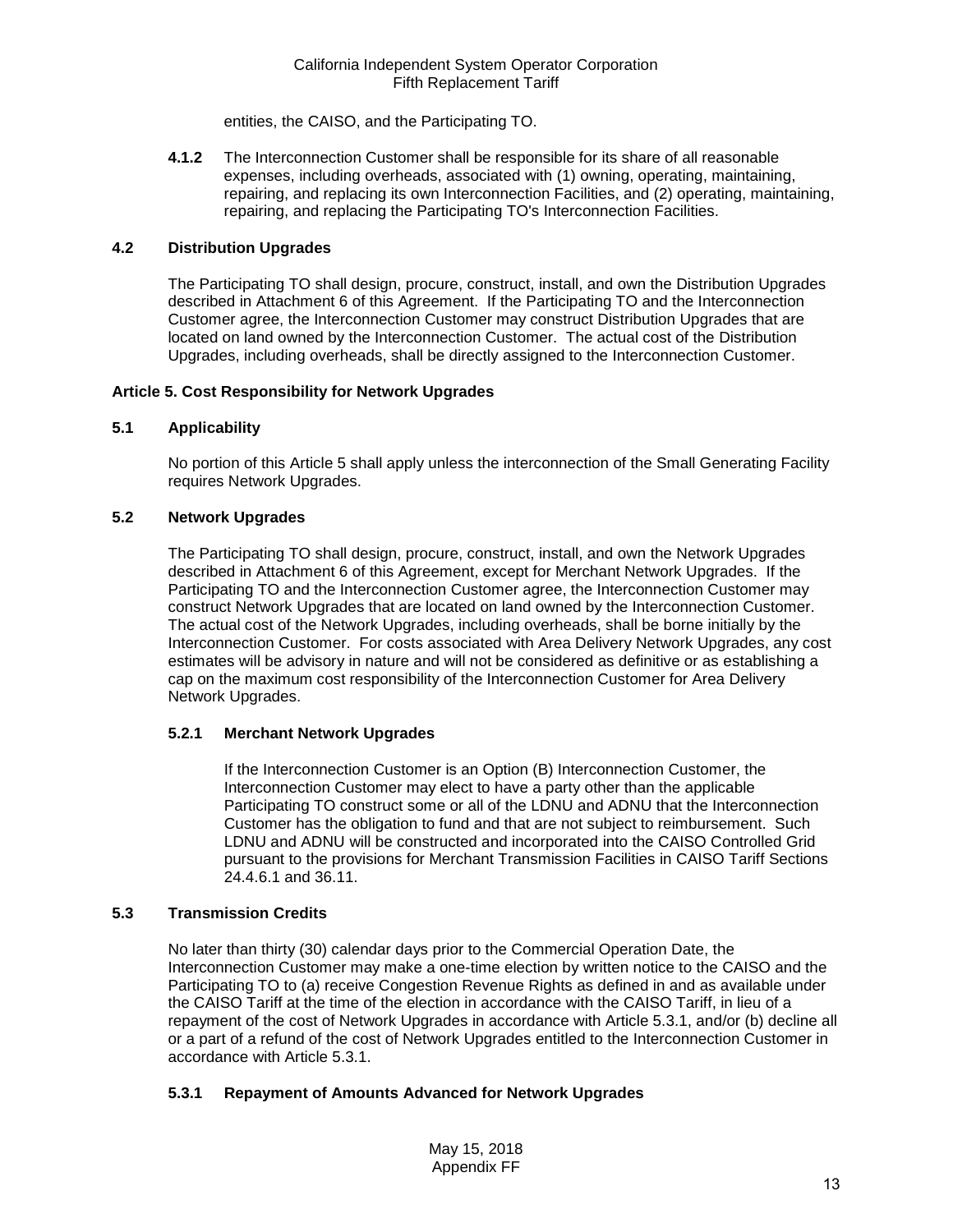entities, the CAISO, and the Participating TO.

**4.1.2** The Interconnection Customer shall be responsible for its share of all reasonable expenses, including overheads, associated with (1) owning, operating, maintaining, repairing, and replacing its own Interconnection Facilities, and (2) operating, maintaining, repairing, and replacing the Participating TO's Interconnection Facilities.

### 4.2 Distribution Upgrades

The Participating TO shall design, procure, construct, install, and own the Distribution Upgrades described in Attachment 6 of this Agreement. If the Participating TO and the Interconnection Customer agree, the Interconnection Customer may construct Distribution Upgrades that are located on land owned by the Interconnection Customer. The actual cost of the Distribution Upgrades, including overheads, shall be directly assigned to the Interconnection Customer.

## Article 5. Cost Responsibility for Network Upgrades

### 5.1 Applicability

No portion of this Article 5 shall apply unless the interconnection of the Small Generating Facility requires Network Upgrades.

### 5.2 Network Upgrades

The Participating TO shall design, procure, construct, install, and own the Network Upgrades described in Attachment 6 of this Agreement, except for Merchant Network Upgrades. If the Participating TO and the Interconnection Customer agree, the Interconnection Customer may construct Network Upgrades that are located on land owned by the Interconnection Customer. The actual cost of the Network Upgrades, including overheads, shall be borne initially by the Interconnection Customer. For costs associated with Area Delivery Network Upgrades, any cost estimates will be advisory in nature and will not be considered as definitive or as establishing a cap on the maximum cost responsibility of the Interconnection Customer for Area Delivery Network Upgrades.

#### 5.2.1 Merchant Network Upgrades

If the Interconnection Customer is an Option (B) Interconnection Customer, the Interconnection Customer may elect to have a party other than the applicable Participating TO construct some or all of the LDNU and ADNU that the Interconnection Customer has the obligation to fund and that are not subject to reimbursement. Such LDNU and ADNU will be constructed and incorporated into the CAISO Controlled Grid pursuant to the provisions for Merchant Transmission Facilities in CAISO Tariff Sections 24.4.6.1 and 36.11.

### 5.3 Transmission Credits

No later than thirty (30) calendar days prior to the Commercial Operation Date, the Interconnection Customer may make a one-time election by written notice to the CAISO and the Participating TO to (a) receive Congestion Revenue Rights as defined in and as available under the CAISO Tariff at the time of the election in accordance with the CAISO Tariff, in lieu of a repayment of the cost of Network Upgrades in accordance with Article 5.3.1, and/or (b) decline all or a part of a refund of the cost of Network Upgrades entitled to the Interconnection Customer in accordance with Article 5.3.1.

#### 5.3.1 Repayment of Amounts Advanced for Network Upgrades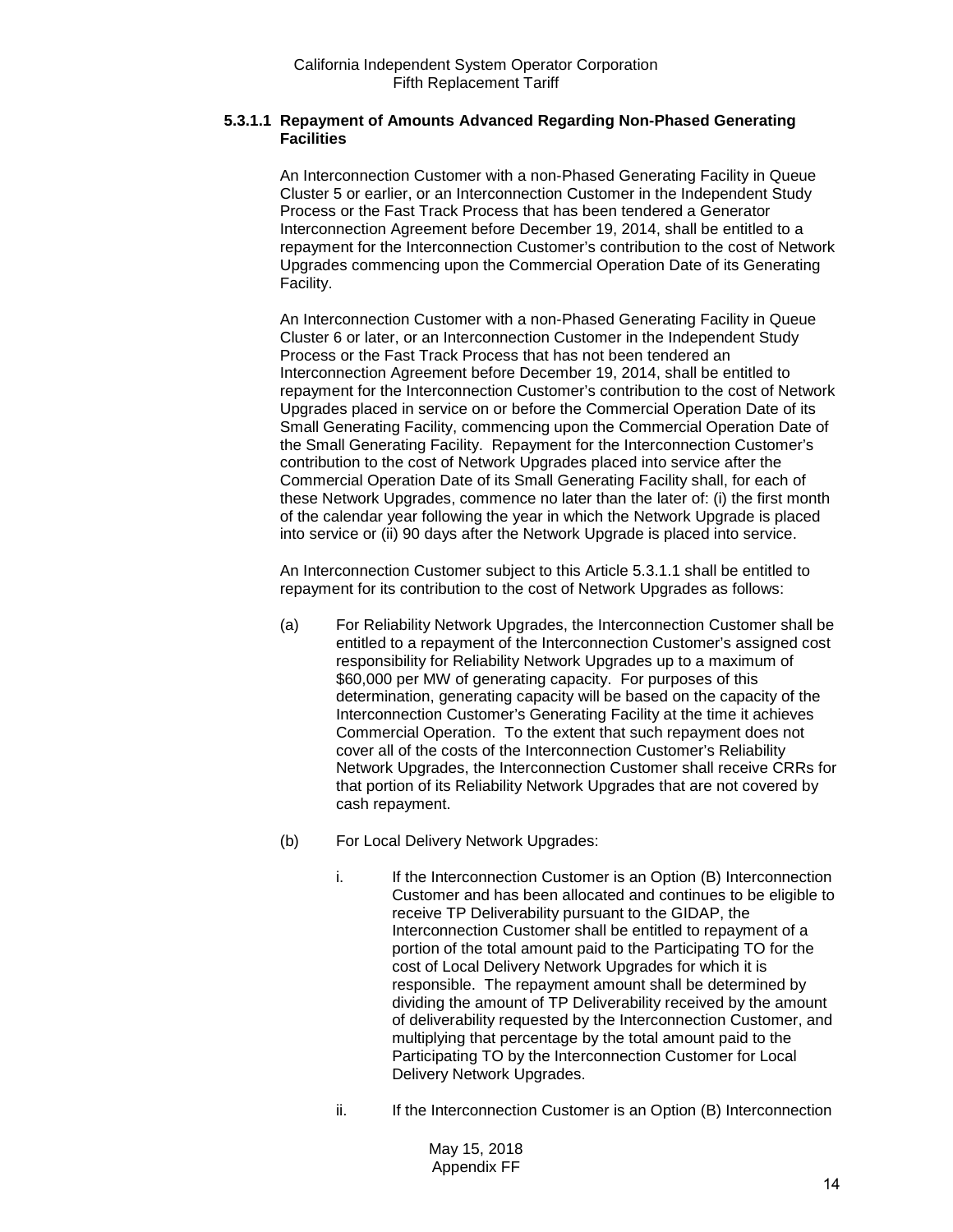### 5.3.1.1 Repayment of Amounts Advanced Regarding Non-Phased Generating Facilities

An Interconnection Customer with a non-Phased Generating Facility in Queue Cluster 5 or earlier, or an Interconnection Customer in the Independent Study Process or the Fast Track Process that has been tendered a Generator Interconnection Agreement before December 19, 2014, shall be entitled to a repayment for the Interconnection Customer's contribution to the cost of Network Upgrades commencing upon the Commercial Operation Date of its Generating Facility.

An Interconnection Customer with a non-Phased Generating Facility in Queue Cluster 6 or later, or an Interconnection Customer in the Independent Study Process or the Fast Track Process that has not been tendered an Interconnection Agreement before December 19, 2014, shall be entitled to repayment for the Interconnection Customer's contribution to the cost of Network Upgrades placed in service on or before the Commercial Operation Date of its Small Generating Facility, commencing upon the Commercial Operation Date of the Small Generating Facility. Repayment for the Interconnection Customer's contribution to the cost of Network Upgrades placed into service after the Commercial Operation Date of its Small Generating Facility shall, for each of these Network Upgrades, commence no later than the later of: (i) the first month of the calendar year following the year in which the Network Upgrade is placed into service or (ii) 90 days after the Network Upgrade is placed into service.

An Interconnection Customer subject to this Article 5.3.1.1 shall be entitled to repayment for its contribution to the cost of Network Upgrades as follows:

(a) For Reliability Network Upgrades, the Interconnection Customer shall be entitled to a repayment of the Interconnection Customer's assigned cost responsibility for Reliability Network Upgrades up to a maximum of $60,000 per MW of generating capacity. For purposes of this determination, generating capacity will be based on the capacity of the Interconnection Customer's Generating Facility at the time it achieves Commercial Operation. To the extent that such repayment does not cover all of the costs of the Interconnection Customer's Reliability Network Upgrades, the Interconnection Customer shall receive CRRs for that portion of its Reliability Network Upgrades that are not covered by cash repayment.

(b) For Local Delivery Network Upgrades:

i. If the Interconnection Customer is an Option (B) Interconnection Customer and has been allocated and continues to be eligible to receive TP Deliverability pursuant to the GIDAP, the Interconnection Customer shall be entitled to repayment of a portion of the total amount paid to the Participating TO for the cost of Local Delivery Network Upgrades for which it is responsible. The repayment amount shall be determined by dividing the amount of TP Deliverability received by the amount of deliverability requested by the Interconnection Customer, and multiplying that percentage by the total amount paid to the Participating TO by the Interconnection Customer for Local Delivery Network Upgrades.

ii. If the Interconnection Customer is an Option (B) Interconnection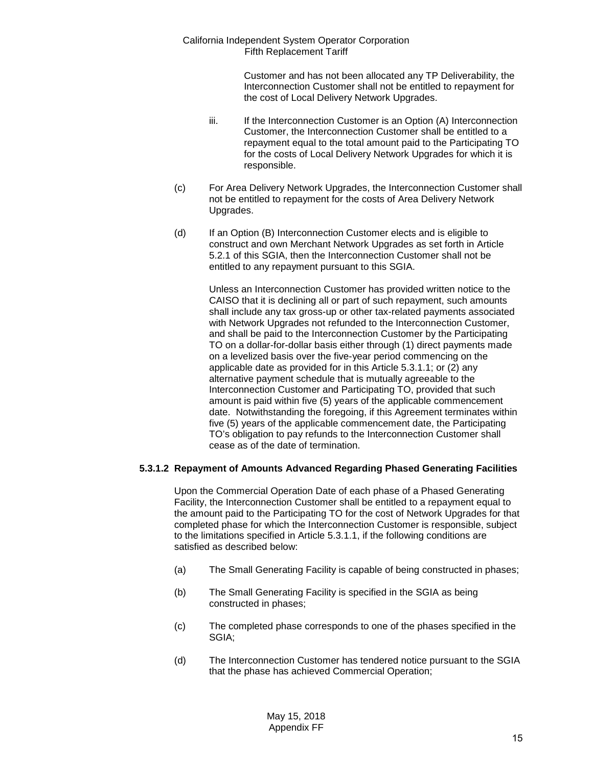Customer and has not been allocated any TP Deliverability, the Interconnection Customer shall not be entitled to repayment for the cost of Local Delivery Network Upgrades.

iii. If the Interconnection Customer is an Option (A) Interconnection Customer, the Interconnection Customer shall be entitled to a repayment equal to the total amount paid to the Participating TO for the costs of Local Delivery Network Upgrades for which it is responsible.

(c) For Area Delivery Network Upgrades, the Interconnection Customer shall not be entitled to repayment for the costs of Area Delivery Network Upgrades.

(d) If an Option (B) Interconnection Customer elects and is eligible to construct and own Merchant Network Upgrades as set forth in Article 5.2.1 of this SGIA, then the Interconnection Customer shall not be entitled to any repayment pursuant to this SGIA.

Unless an Interconnection Customer has provided written notice to the CAISO that it is declining all or part of such repayment, such amounts shall include any tax gross-up or other tax-related payments associated with Network Upgrades not refunded to the Interconnection Customer, and shall be paid to the Interconnection Customer by the Participating TO on a dollar-for-dollar basis either through (1) direct payments made on a levelized basis over the five-year period commencing on the applicable date as provided for in this Article 5.3.1.1; or (2) any alternative payment schedule that is mutually agreeable to the Interconnection Customer and Participating TO, provided that such amount is paid within five (5) years of the applicable commencement date. Notwithstanding the foregoing, if this Agreement terminates within five (5) years of the applicable commencement date, the Participating TO's obligation to pay refunds to the Interconnection Customer shall cease as of the date of termination.

**5.3.1.2 Repayment of Amounts Advanced Regarding Phased Generating Facilities**

Upon the Commercial Operation Date of each phase of a Phased Generating Facility, the Interconnection Customer shall be entitled to a repayment equal to the amount paid to the Participating TO for the cost of Network Upgrades for that completed phase for which the Interconnection Customer is responsible, subject to the limitations specified in Article 5.3.1.1, if the following conditions are satisfied as described below:

(a) The Small Generating Facility is capable of being constructed in phases;

(b) The Small Generating Facility is specified in the SGIA as being constructed in phases;

(c) The completed phase corresponds to one of the phases specified in the SGIA;

(d) The Interconnection Customer has tendered notice pursuant to the SGIA that the phase has achieved Commercial Operation;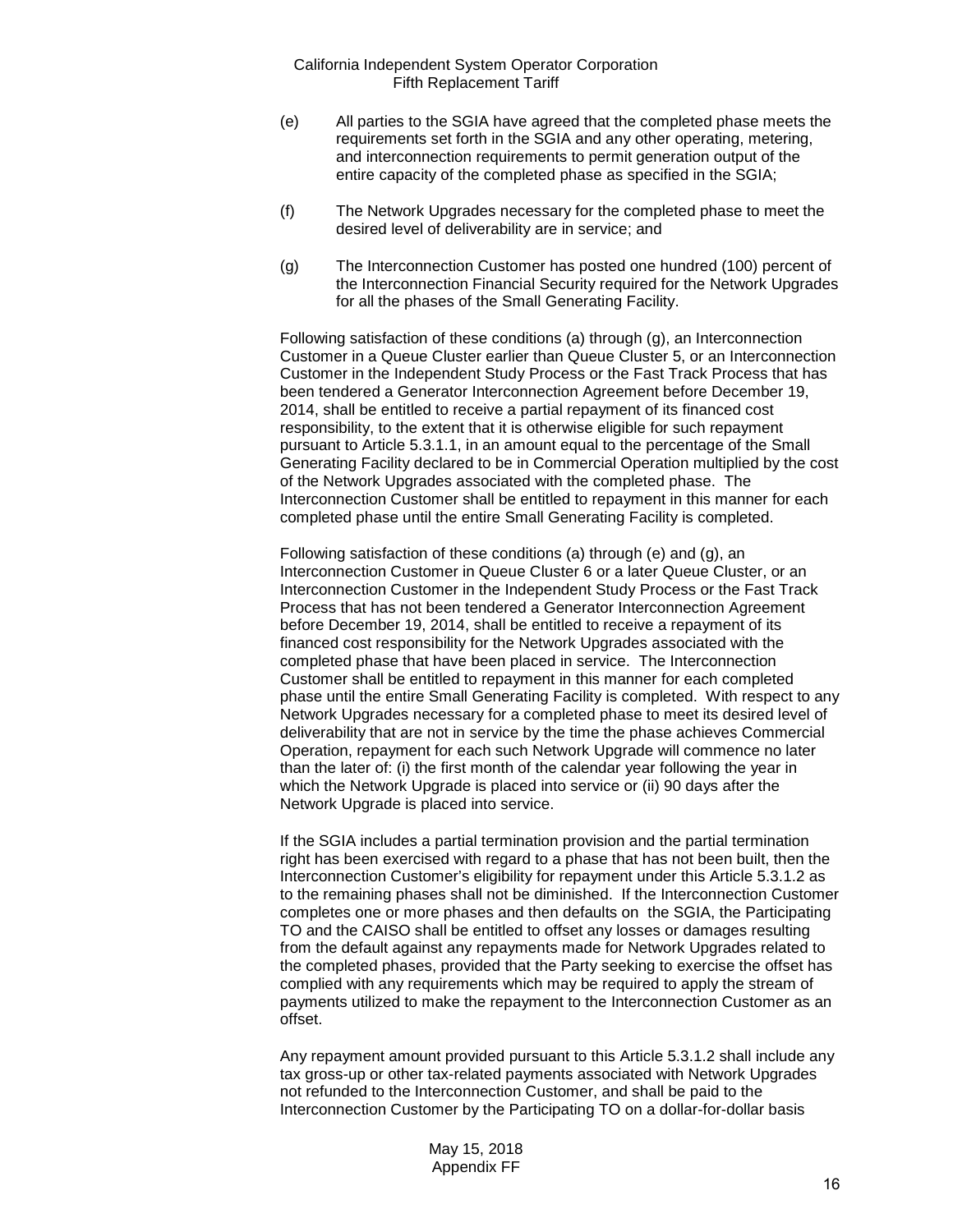(e) All parties to the SGIA have agreed that the completed phase meets the requirements set forth in the SGIA and any other operating, metering, and interconnection requirements to permit generation output of the entire capacity of the completed phase as specified in the SGIA;

(f) The Network Upgrades necessary for the completed phase to meet the desired level of deliverability are in service; and

(g) The Interconnection Customer has posted one hundred (100) percent of the Interconnection Financial Security required for the Network Upgrades for all the phases of the Small Generating Facility.

Following satisfaction of these conditions (a) through (g), an Interconnection Customer in a Queue Cluster earlier than Queue Cluster 5, or an Interconnection Customer in the Independent Study Process or the Fast Track Process that has been tendered a Generator Interconnection Agreement before December 19, 2014, shall be entitled to receive a partial repayment of its financed cost responsibility, to the extent that it is otherwise eligible for such repayment pursuant to Article 5.3.1.1, in an amount equal to the percentage of the Small Generating Facility declared to be in Commercial Operation multiplied by the cost of the Network Upgrades associated with the completed phase. The Interconnection Customer shall be entitled to repayment in this manner for each completed phase until the entire Small Generating Facility is completed.

Following satisfaction of these conditions (a) through (e) and (g), an Interconnection Customer in Queue Cluster 6 or a later Queue Cluster, or an Interconnection Customer in the Independent Study Process or the Fast Track Process that has not been tendered a Generator Interconnection Agreement before December 19, 2014, shall be entitled to receive a repayment of its financed cost responsibility for the Network Upgrades associated with the completed phase that have been placed in service. The Interconnection Customer shall be entitled to repayment in this manner for each completed phase until the entire Small Generating Facility is completed. With respect to any Network Upgrades necessary for a completed phase to meet its desired level of deliverability that are not in service by the time the phase achieves Commercial Operation, repayment for each such Network Upgrade will commence no later than the later of: (i) the first month of the calendar year following the year in which the Network Upgrade is placed into service or (ii) 90 days after the Network Upgrade is placed into service.

If the SGIA includes a partial termination provision and the partial termination right has been exercised with regard to a phase that has not been built, then the Interconnection Customer's eligibility for repayment under this Article 5.3.1.2 as to the remaining phases shall not be diminished. If the Interconnection Customer completes one or more phases and then defaults on the SGIA, the Participating TO and the CAISO shall be entitled to offset any losses or damages resulting from the default against any repayments made for Network Upgrades related to the completed phases, provided that the Party seeking to exercise the offset has complied with any requirements which may be required to apply the stream of payments utilized to make the repayment to the Interconnection Customer as an offset.

Any repayment amount provided pursuant to this Article 5.3.1.2 shall include any tax gross-up or other tax-related payments associated with Network Upgrades not refunded to the Interconnection Customer, and shall be paid to the Interconnection Customer by the Participating TO on a dollar-for-dollar basis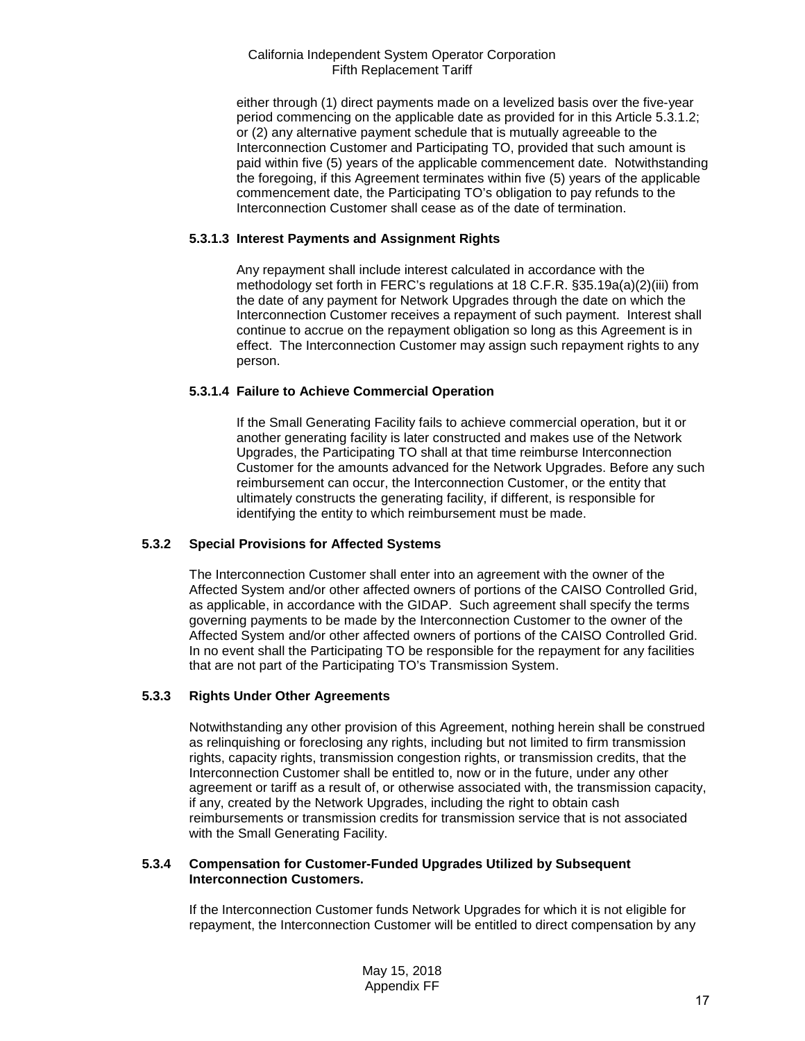either through (1) direct payments made on a levelized basis over the five-year period commencing on the applicable date as provided for in this Article 5.3.1.2; or (2) any alternative payment schedule that is mutually agreeable to the Interconnection Customer and Participating TO, provided that such amount is paid within five (5) years of the applicable commencement date. Notwithstanding the foregoing, if this Agreement terminates within five (5) years of the applicable commencement date, the Participating TO's obligation to pay refunds to the Interconnection Customer shall cease as of the date of termination.

#### 5.3.1.3 Interest Payments and Assignment Rights

Any repayment shall include interest calculated in accordance with the methodology set forth in FERC's regulations at 18 C.F.R. §35.19a(a)(2)(iii) from the date of any payment for Network Upgrades through the date on which the Interconnection Customer receives a repayment of such payment. Interest shall continue to accrue on the repayment obligation so long as this Agreement is in effect. The Interconnection Customer may assign such repayment rights to any person.

#### 5.3.1.4 Failure to Achieve Commercial Operation

If the Small Generating Facility fails to achieve commercial operation, but it or another generating facility is later constructed and makes use of the Network Upgrades, the Participating TO shall at that time reimburse Interconnection Customer for the amounts advanced for the Network Upgrades. Before any such reimbursement can occur, the Interconnection Customer, or the entity that ultimately constructs the generating facility, if different, is responsible for identifying the entity to which reimbursement must be made.

### 5.3.2 Special Provisions for Affected Systems

The Interconnection Customer shall enter into an agreement with the owner of the Affected System and/or other affected owners of portions of the CAISO Controlled Grid, as applicable, in accordance with the GIDAP. Such agreement shall specify the terms governing payments to be made by the Interconnection Customer to the owner of the Affected System and/or other affected owners of portions of the CAISO Controlled Grid. In no event shall the Participating TO be responsible for the repayment for any facilities that are not part of the Participating TO's Transmission System.

### 5.3.3 Rights Under Other Agreements

Notwithstanding any other provision of this Agreement, nothing herein shall be construed as relinquishing or foreclosing any rights, including but not limited to firm transmission rights, capacity rights, transmission congestion rights, or transmission credits, that the Interconnection Customer shall be entitled to, now or in the future, under any other agreement or tariff as a result of, or otherwise associated with, the transmission capacity, if any, created by the Network Upgrades, including the right to obtain cash reimbursements or transmission credits for transmission service that is not associated with the Small Generating Facility.

### 5.3.4 Compensation for Customer-Funded Upgrades Utilized by Subsequent Interconnection Customers.

If the Interconnection Customer funds Network Upgrades for which it is not eligible for repayment, the Interconnection Customer will be entitled to direct compensation by any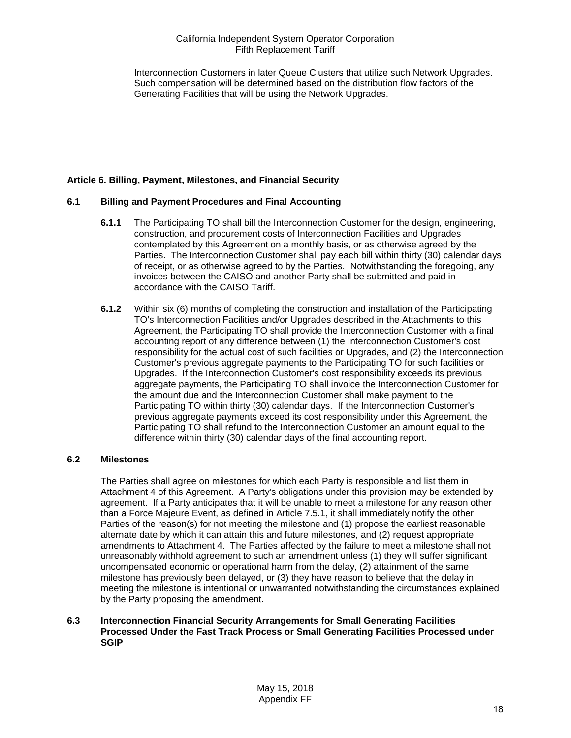Interconnection Customers in later Queue Clusters that utilize such Network Upgrades. Such compensation will be determined based on the distribution flow factors of the Generating Facilities that will be using the Network Upgrades.

## Article 6. Billing, Payment, Milestones, and Financial Security

### 6.1 Billing and Payment Procedures and Final Accounting

**6.1.1** The Participating TO shall bill the Interconnection Customer for the design, engineering, construction, and procurement costs of Interconnection Facilities and Upgrades contemplated by this Agreement on a monthly basis, or as otherwise agreed by the Parties. The Interconnection Customer shall pay each bill within thirty (30) calendar days of receipt, or as otherwise agreed to by the Parties. Notwithstanding the foregoing, any invoices between the CAISO and another Party shall be submitted and paid in accordance with the CAISO Tariff.

**6.1.2** Within six (6) months of completing the construction and installation of the Participating TO's Interconnection Facilities and/or Upgrades described in the Attachments to this Agreement, the Participating TO shall provide the Interconnection Customer with a final accounting report of any difference between (1) the Interconnection Customer's cost responsibility for the actual cost of such facilities or Upgrades, and (2) the Interconnection Customer's previous aggregate payments to the Participating TO for such facilities or Upgrades. If the Interconnection Customer's cost responsibility exceeds its previous aggregate payments, the Participating TO shall invoice the Interconnection Customer for the amount due and the Interconnection Customer shall make payment to the Participating TO within thirty (30) calendar days. If the Interconnection Customer's previous aggregate payments exceed its cost responsibility under this Agreement, the Participating TO shall refund to the Interconnection Customer an amount equal to the difference within thirty (30) calendar days of the final accounting report.

### 6.2 Milestones

The Parties shall agree on milestones for which each Party is responsible and list them in Attachment 4 of this Agreement. A Party's obligations under this provision may be extended by agreement. If a Party anticipates that it will be unable to meet a milestone for any reason other than a Force Majeure Event, as defined in Article 7.5.1, it shall immediately notify the other Parties of the reason(s) for not meeting the milestone and (1) propose the earliest reasonable alternate date by which it can attain this and future milestones, and (2) request appropriate amendments to Attachment 4. The Parties affected by the failure to meet a milestone shall not unreasonably withhold agreement to such an amendment unless (1) they will suffer significant uncompensated economic or operational harm from the delay, (2) attainment of the same milestone has previously been delayed, or (3) they have reason to believe that the delay in meeting the milestone is intentional or unwarranted notwithstanding the circumstances explained by the Party proposing the amendment.

### 6.3 Interconnection Financial Security Arrangements for Small Generating Facilities Processed Under the Fast Track Process or Small Generating Facilities Processed under SGIP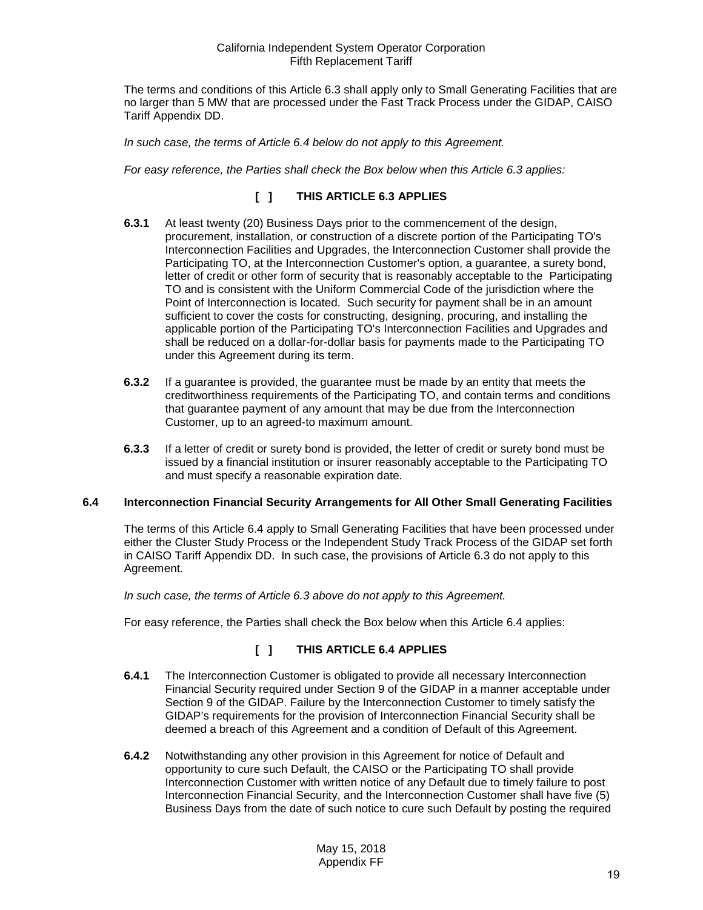The terms and conditions of this Article 6.3 shall apply only to Small Generating Facilities that are no larger than 5 MW that are processed under the Fast Track Process under the GIDAP, CAISO Tariff Appendix DD.

*In such case, the terms of Article 6.4 below do not apply to this Agreement.*

*For easy reference, the Parties shall check the Box below when this Article 6.3 applies:*

**[ ] THIS ARTICLE 6.3 APPLIES**

**6.3.1** At least twenty (20) Business Days prior to the commencement of the design, procurement, installation, or construction of a discrete portion of the Participating TO's Interconnection Facilities and Upgrades, the Interconnection Customer shall provide the Participating TO, at the Interconnection Customer's option, a guarantee, a surety bond, letter of credit or other form of security that is reasonably acceptable to the Participating TO and is consistent with the Uniform Commercial Code of the jurisdiction where the Point of Interconnection is located. Such security for payment shall be in an amount sufficient to cover the costs for constructing, designing, procuring, and installing the applicable portion of the Participating TO's Interconnection Facilities and Upgrades and shall be reduced on a dollar-for-dollar basis for payments made to the Participating TO under this Agreement during its term.

**6.3.2** If a guarantee is provided, the guarantee must be made by an entity that meets the creditworthiness requirements of the Participating TO, and contain terms and conditions that guarantee payment of any amount that may be due from the Interconnection Customer, up to an agreed-to maximum amount.

**6.3.3** If a letter of credit or surety bond is provided, the letter of credit or surety bond must be issued by a financial institution or insurer reasonably acceptable to the Participating TO and must specify a reasonable expiration date.

### 6.4 Interconnection Financial Security Arrangements for All Other Small Generating Facilities

The terms of this Article 6.4 apply to Small Generating Facilities that have been processed under either the Cluster Study Process or the Independent Study Track Process of the GIDAP set forth in CAISO Tariff Appendix DD. In such case, the provisions of Article 6.3 do not apply to this Agreement.

*In such case, the terms of Article 6.3 above do not apply to this Agreement.*

For easy reference, the Parties shall check the Box below when this Article 6.4 applies:

**[ ] THIS ARTICLE 6.4 APPLIES**

**6.4.1** The Interconnection Customer is obligated to provide all necessary Interconnection Financial Security required under Section 9 of the GIDAP in a manner acceptable under Section 9 of the GIDAP. Failure by the Interconnection Customer to timely satisfy the GIDAP's requirements for the provision of Interconnection Financial Security shall be deemed a breach of this Agreement and a condition of Default of this Agreement.

**6.4.2** Notwithstanding any other provision in this Agreement for notice of Default and opportunity to cure such Default, the CAISO or the Participating TO shall provide Interconnection Customer with written notice of any Default due to timely failure to post Interconnection Financial Security, and the Interconnection Customer shall have five (5) Business Days from the date of such notice to cure such Default by posting the required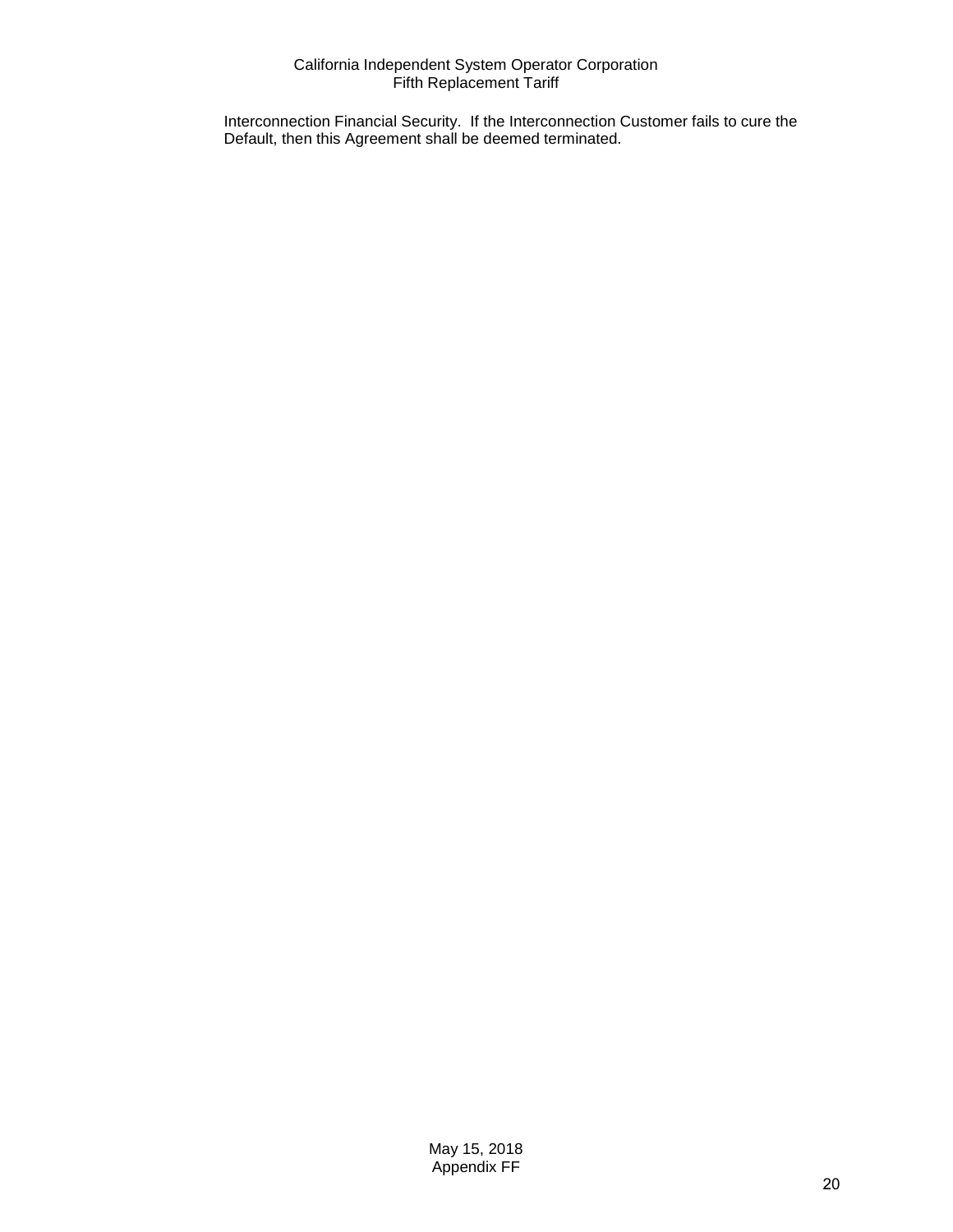Interconnection Financial Security. If the Interconnection Customer fails to cure the Default, then this Agreement shall be deemed terminated.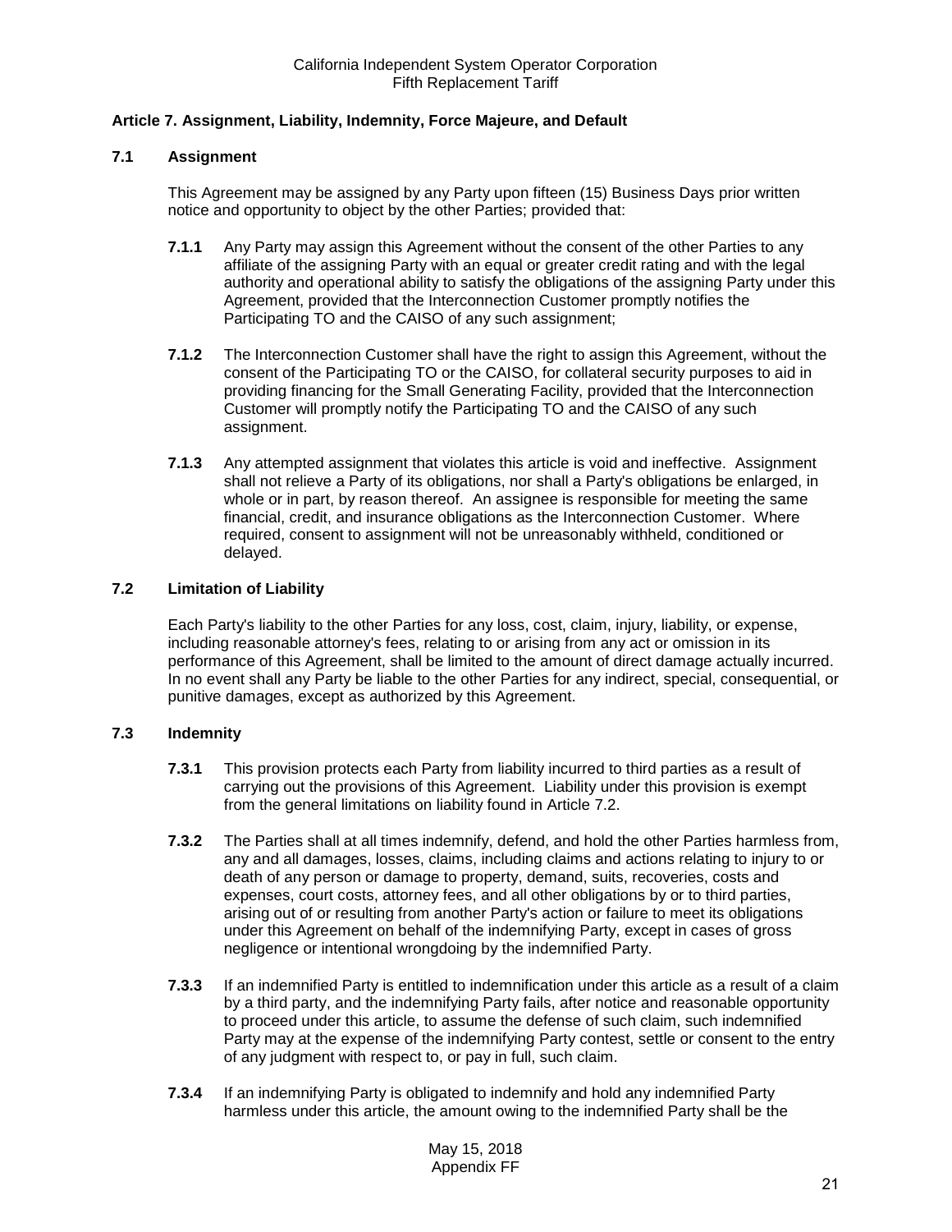## Article 7. Assignment, Liability, Indemnity, Force Majeure, and Default

### 7.1 Assignment

This Agreement may be assigned by any Party upon fifteen (15) Business Days prior written notice and opportunity to object by the other Parties; provided that:

**7.1.1** Any Party may assign this Agreement without the consent of the other Parties to any affiliate of the assigning Party with an equal or greater credit rating and with the legal authority and operational ability to satisfy the obligations of the assigning Party under this Agreement, provided that the Interconnection Customer promptly notifies the Participating TO and the CAISO of any such assignment;

**7.1.2** The Interconnection Customer shall have the right to assign this Agreement, without the consent of the Participating TO or the CAISO, for collateral security purposes to aid in providing financing for the Small Generating Facility, provided that the Interconnection Customer will promptly notify the Participating TO and the CAISO of any such assignment.

**7.1.3** Any attempted assignment that violates this article is void and ineffective. Assignment shall not relieve a Party of its obligations, nor shall a Party's obligations be enlarged, in whole or in part, by reason thereof. An assignee is responsible for meeting the same financial, credit, and insurance obligations as the Interconnection Customer. Where required, consent to assignment will not be unreasonably withheld, conditioned or delayed.

### 7.2 Limitation of Liability

Each Party's liability to the other Parties for any loss, cost, claim, injury, liability, or expense, including reasonable attorney's fees, relating to or arising from any act or omission in its performance of this Agreement, shall be limited to the amount of direct damage actually incurred. In no event shall any Party be liable to the other Parties for any indirect, special, consequential, or punitive damages, except as authorized by this Agreement.

### 7.3 Indemnity

**7.3.1** This provision protects each Party from liability incurred to third parties as a result of carrying out the provisions of this Agreement. Liability under this provision is exempt from the general limitations on liability found in Article 7.2.

**7.3.2** The Parties shall at all times indemnify, defend, and hold the other Parties harmless from, any and all damages, losses, claims, including claims and actions relating to injury to or death of any person or damage to property, demand, suits, recoveries, costs and expenses, court costs, attorney fees, and all other obligations by or to third parties, arising out of or resulting from another Party's action or failure to meet its obligations under this Agreement on behalf of the indemnifying Party, except in cases of gross negligence or intentional wrongdoing by the indemnified Party.

**7.3.3** If an indemnified Party is entitled to indemnification under this article as a result of a claim by a third party, and the indemnifying Party fails, after notice and reasonable opportunity to proceed under this article, to assume the defense of such claim, such indemnified Party may at the expense of the indemnifying Party contest, settle or consent to the entry of any judgment with respect to, or pay in full, such claim.

**7.3.4** If an indemnifying Party is obligated to indemnify and hold any indemnified Party harmless under this article, the amount owing to the indemnified Party shall be the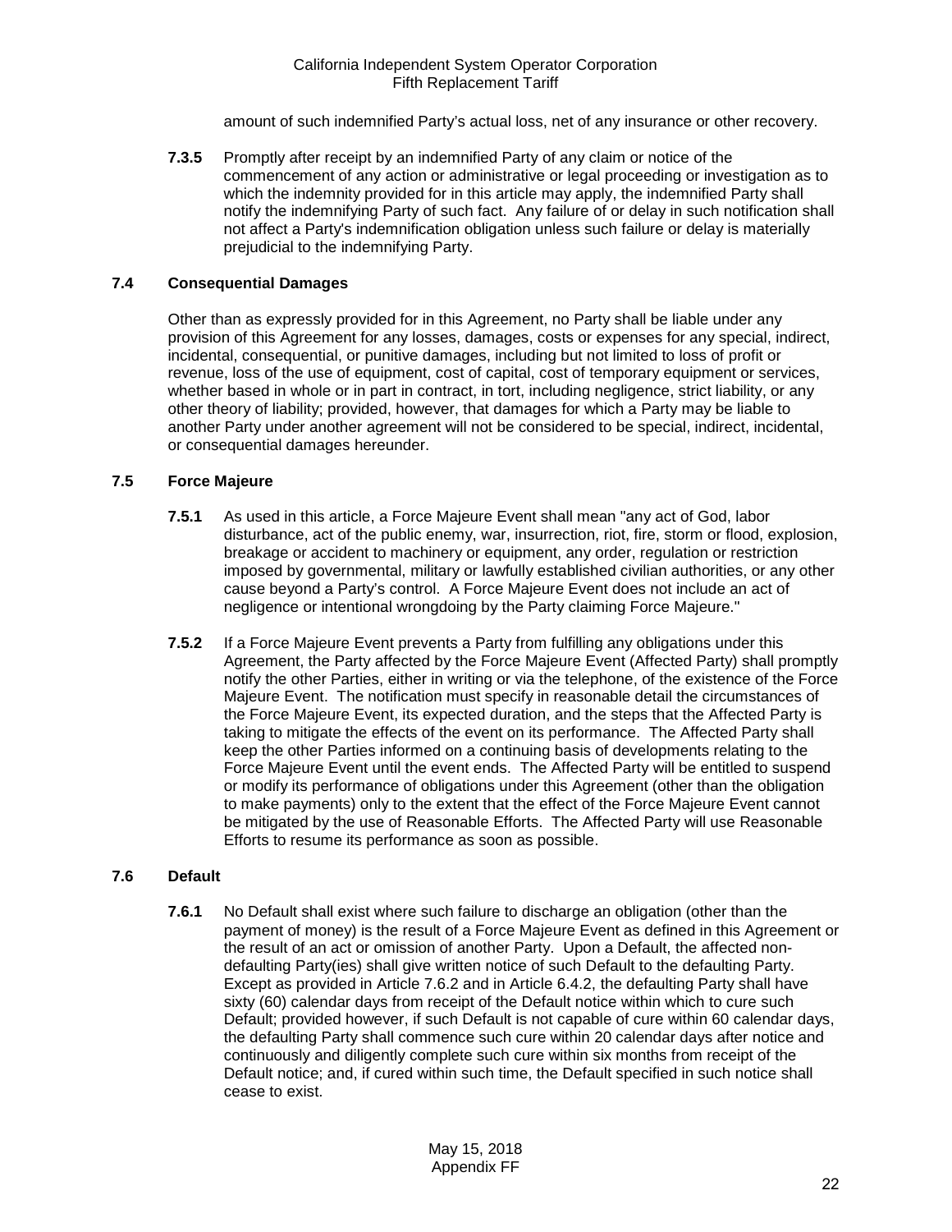amount of such indemnified Party's actual loss, net of any insurance or other recovery.

**7.3.5** Promptly after receipt by an indemnified Party of any claim or notice of the commencement of any action or administrative or legal proceeding or investigation as to which the indemnity provided for in this article may apply, the indemnified Party shall notify the indemnifying Party of such fact. Any failure of or delay in such notification shall not affect a Party's indemnification obligation unless such failure or delay is materially prejudicial to the indemnifying Party.

### 7.4 Consequential Damages

Other than as expressly provided for in this Agreement, no Party shall be liable under any provision of this Agreement for any losses, damages, costs or expenses for any special, indirect, incidental, consequential, or punitive damages, including but not limited to loss of profit or revenue, loss of the use of equipment, cost of capital, cost of temporary equipment or services, whether based in whole or in part in contract, in tort, including negligence, strict liability, or any other theory of liability; provided, however, that damages for which a Party may be liable to another Party under another agreement will not be considered to be special, indirect, incidental, or consequential damages hereunder.

### 7.5 Force Majeure

**7.5.1** As used in this article, a Force Majeure Event shall mean "any act of God, labor disturbance, act of the public enemy, war, insurrection, riot, fire, storm or flood, explosion, breakage or accident to machinery or equipment, any order, regulation or restriction imposed by governmental, military or lawfully established civilian authorities, or any other cause beyond a Party's control. A Force Majeure Event does not include an act of negligence or intentional wrongdoing by the Party claiming Force Majeure."

**7.5.2** If a Force Majeure Event prevents a Party from fulfilling any obligations under this Agreement, the Party affected by the Force Majeure Event (Affected Party) shall promptly notify the other Parties, either in writing or via the telephone, of the existence of the Force Majeure Event. The notification must specify in reasonable detail the circumstances of the Force Majeure Event, its expected duration, and the steps that the Affected Party is taking to mitigate the effects of the event on its performance. The Affected Party shall keep the other Parties informed on a continuing basis of developments relating to the Force Majeure Event until the event ends. The Affected Party will be entitled to suspend or modify its performance of obligations under this Agreement (other than the obligation to make payments) only to the extent that the effect of the Force Majeure Event cannot be mitigated by the use of Reasonable Efforts. The Affected Party will use Reasonable Efforts to resume its performance as soon as possible.

### 7.6 Default

**7.6.1** No Default shall exist where such failure to discharge an obligation (other than the payment of money) is the result of a Force Majeure Event as defined in this Agreement or the result of an act or omission of another Party. Upon a Default, the affected non-defaulting Party(ies) shall give written notice of such Default to the defaulting Party. Except as provided in Article 7.6.2 and in Article 6.4.2, the defaulting Party shall have sixty (60) calendar days from receipt of the Default notice within which to cure such Default; provided however, if such Default is not capable of cure within 60 calendar days, the defaulting Party shall commence such cure within 20 calendar days after notice and continuously and diligently complete such cure within six months from receipt of the Default notice; and, if cured within such time, the Default specified in such notice shall cease to exist.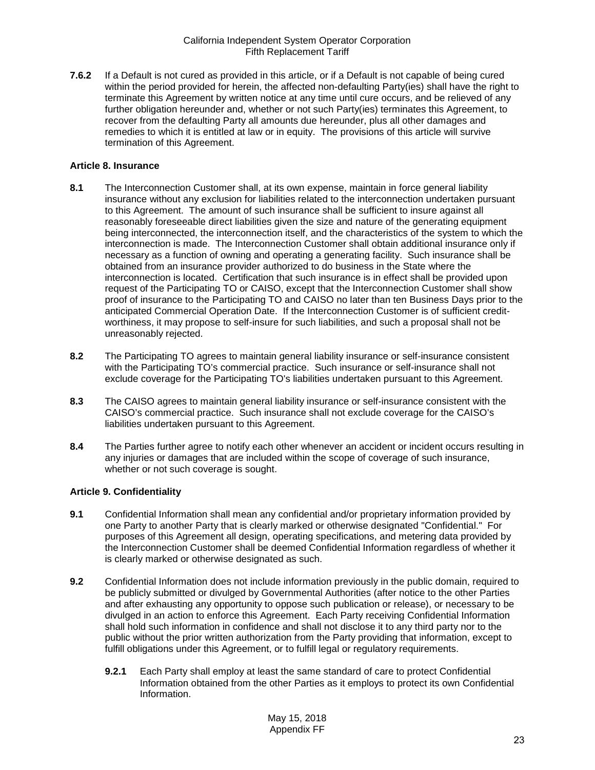**7.6.2** If a Default is not cured as provided in this article, or if a Default is not capable of being cured within the period provided for herein, the affected non-defaulting Party(ies) shall have the right to terminate this Agreement by written notice at any time until cure occurs, and be relieved of any further obligation hereunder and, whether or not such Party(ies) terminates this Agreement, to recover from the defaulting Party all amounts due hereunder, plus all other damages and remedies to which it is entitled at law or in equity. The provisions of this article will survive termination of this Agreement.

### Article 8. Insurance

**8.1** The Interconnection Customer shall, at its own expense, maintain in force general liability insurance without any exclusion for liabilities related to the interconnection undertaken pursuant to this Agreement. The amount of such insurance shall be sufficient to insure against all reasonably foreseeable direct liabilities given the size and nature of the generating equipment being interconnected, the interconnection itself, and the characteristics of the system to which the interconnection is made. The Interconnection Customer shall obtain additional insurance only if necessary as a function of owning and operating a generating facility. Such insurance shall be obtained from an insurance provider authorized to do business in the State where the interconnection is located. Certification that such insurance is in effect shall be provided upon request of the Participating TO or CAISO, except that the Interconnection Customer shall show proof of insurance to the Participating TO and CAISO no later than ten Business Days prior to the anticipated Commercial Operation Date. If the Interconnection Customer is of sufficient credit-worthiness, it may propose to self-insure for such liabilities, and such a proposal shall not be unreasonably rejected.

**8.2** The Participating TO agrees to maintain general liability insurance or self-insurance consistent with the Participating TO's commercial practice. Such insurance or self-insurance shall not exclude coverage for the Participating TO's liabilities undertaken pursuant to this Agreement.

**8.3** The CAISO agrees to maintain general liability insurance or self-insurance consistent with the CAISO's commercial practice. Such insurance shall not exclude coverage for the CAISO's liabilities undertaken pursuant to this Agreement.

**8.4** The Parties further agree to notify each other whenever an accident or incident occurs resulting in any injuries or damages that are included within the scope of coverage of such insurance, whether or not such coverage is sought.

### Article 9. Confidentiality

**9.1** Confidential Information shall mean any confidential and/or proprietary information provided by one Party to another Party that is clearly marked or otherwise designated "Confidential." For purposes of this Agreement all design, operating specifications, and metering data provided by the Interconnection Customer shall be deemed Confidential Information regardless of whether it is clearly marked or otherwise designated as such.

**9.2** Confidential Information does not include information previously in the public domain, required to be publicly submitted or divulged by Governmental Authorities (after notice to the other Parties and after exhausting any opportunity to oppose such publication or release), or necessary to be divulged in an action to enforce this Agreement. Each Party receiving Confidential Information shall hold such information in confidence and shall not disclose it to any third party nor to the public without the prior written authorization from the Party providing that information, except to fulfill obligations under this Agreement, or to fulfill legal or regulatory requirements.

**9.2.1** Each Party shall employ at least the same standard of care to protect Confidential Information obtained from the other Parties as it employs to protect its own Confidential Information.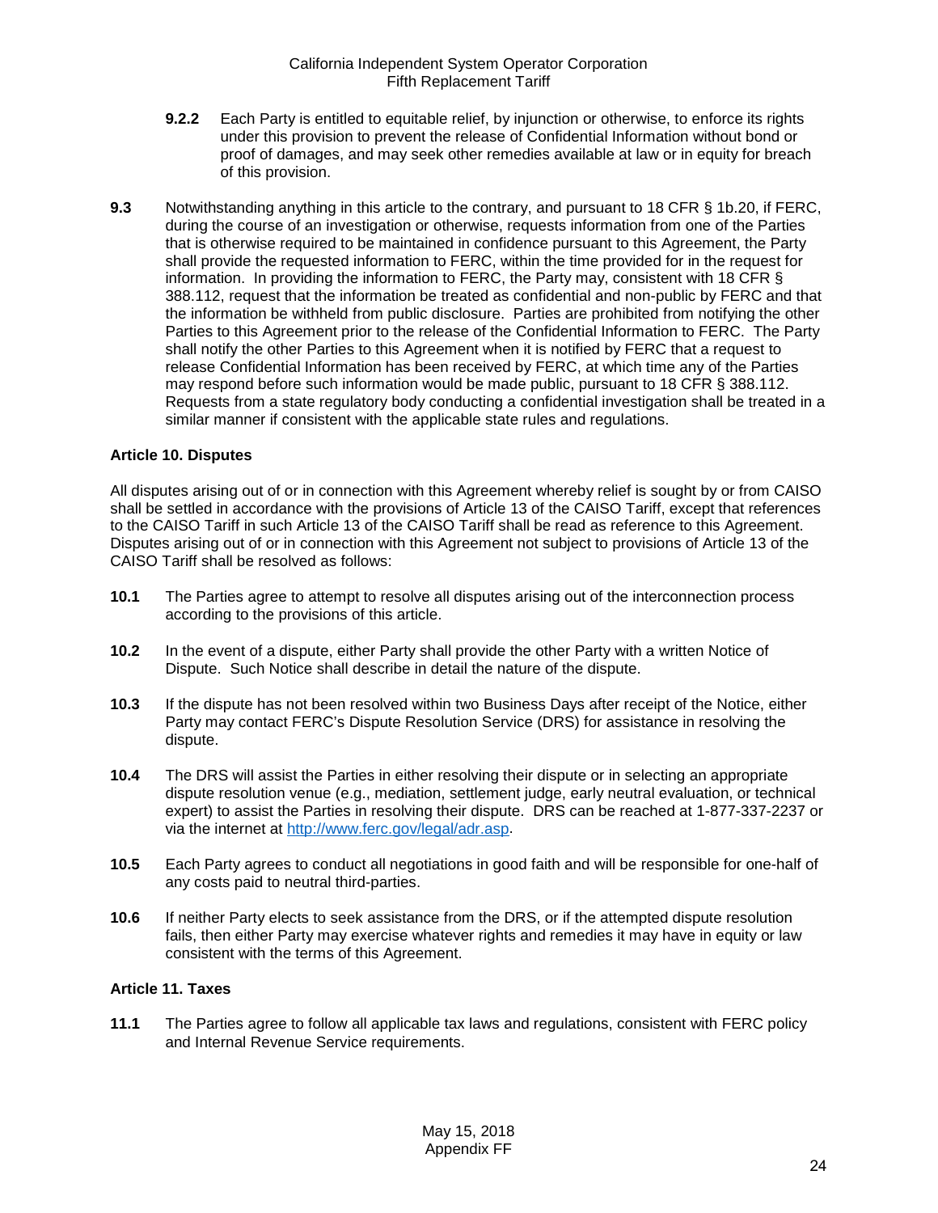**9.2.2** Each Party is entitled to equitable relief, by injunction or otherwise, to enforce its rights under this provision to prevent the release of Confidential Information without bond or proof of damages, and may seek other remedies available at law or in equity for breach of this provision.

**9.3** Notwithstanding anything in this article to the contrary, and pursuant to 18 CFR § 1b.20, if FERC, during the course of an investigation or otherwise, requests information from one of the Parties that is otherwise required to be maintained in confidence pursuant to this Agreement, the Party shall provide the requested information to FERC, within the time provided for in the request for information. In providing the information to FERC, the Party may, consistent with 18 CFR § 388.112, request that the information be treated as confidential and non-public by FERC and that the information be withheld from public disclosure. Parties are prohibited from notifying the other Parties to this Agreement prior to the release of the Confidential Information to FERC. The Party shall notify the other Parties to this Agreement when it is notified by FERC that a request to release Confidential Information has been received by FERC, at which time any of the Parties may respond before such information would be made public, pursuant to 18 CFR § 388.112. Requests from a state regulatory body conducting a confidential investigation shall be treated in a similar manner if consistent with the applicable state rules and regulations.

**Article 10. Disputes**

All disputes arising out of or in connection with this Agreement whereby relief is sought by or from CAISO shall be settled in accordance with the provisions of Article 13 of the CAISO Tariff, except that references to the CAISO Tariff in such Article 13 of the CAISO Tariff shall be read as reference to this Agreement. Disputes arising out of or in connection with this Agreement not subject to provisions of Article 13 of the CAISO Tariff shall be resolved as follows:

**10.1** The Parties agree to attempt to resolve all disputes arising out of the interconnection process according to the provisions of this article.

**10.2** In the event of a dispute, either Party shall provide the other Party with a written Notice of Dispute. Such Notice shall describe in detail the nature of the dispute.

**10.3** If the dispute has not been resolved within two Business Days after receipt of the Notice, either Party may contact FERC's Dispute Resolution Service (DRS) for assistance in resolving the dispute.

**10.4** The DRS will assist the Parties in either resolving their dispute or in selecting an appropriate dispute resolution venue (e.g., mediation, settlement judge, early neutral evaluation, or technical expert) to assist the Parties in resolving their dispute. DRS can be reached at 1-877-337-2237 or via the internet at [http://www.ferc.gov/legal/adr.asp](http://www.ferc.gov/legal/adr.asp).

**10.5** Each Party agrees to conduct all negotiations in good faith and will be responsible for one-half of any costs paid to neutral third-parties.

**10.6** If neither Party elects to seek assistance from the DRS, or if the attempted dispute resolution fails, then either Party may exercise whatever rights and remedies it may have in equity or law consistent with the terms of this Agreement.

**Article 11. Taxes**

**11.1** The Parties agree to follow all applicable tax laws and regulations, consistent with FERC policy and Internal Revenue Service requirements.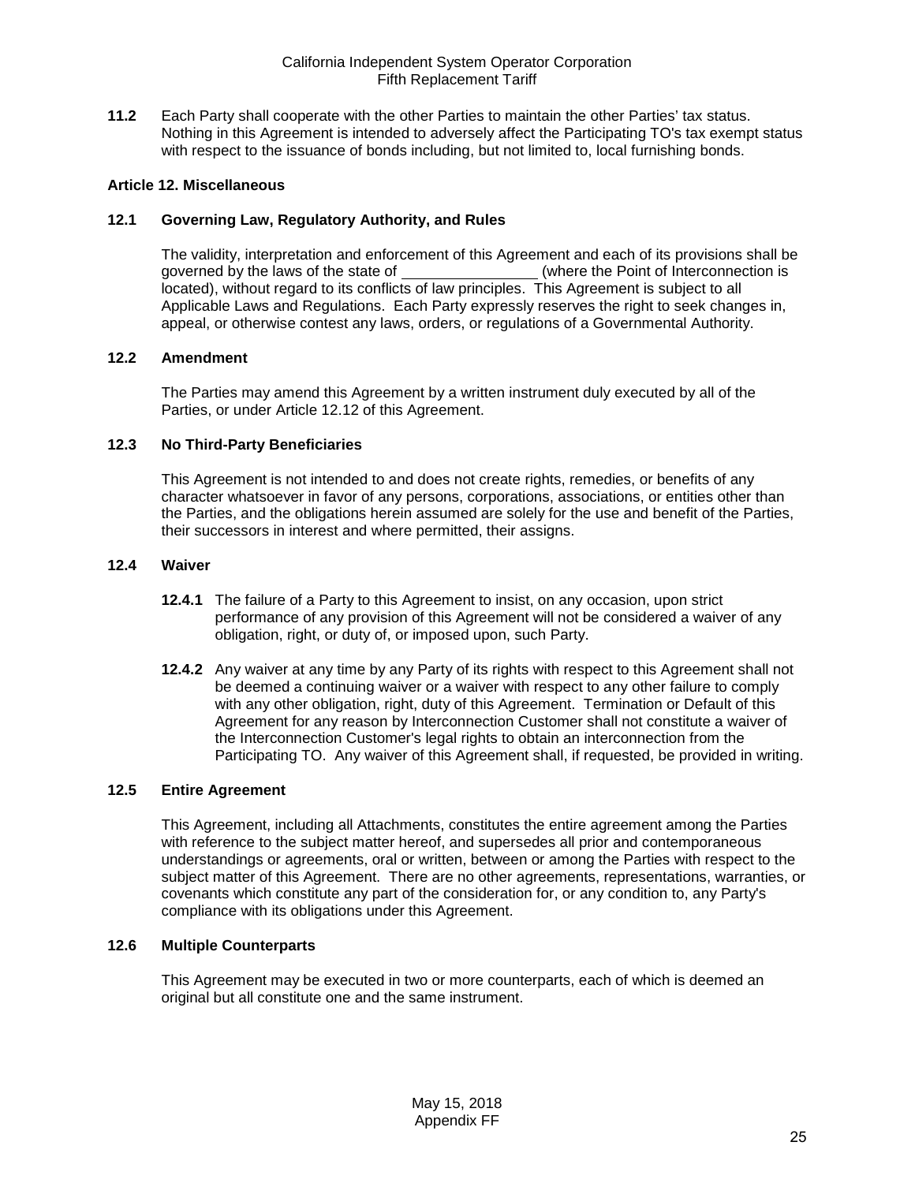**11.2** Each Party shall cooperate with the other Parties to maintain the other Parties' tax status. Nothing in this Agreement is intended to adversely affect the Participating TO's tax exempt status with respect to the issuance of bonds including, but not limited to, local furnishing bonds.

## Article 12. Miscellaneous

### 12.1 Governing Law, Regulatory Authority, and Rules

The validity, interpretation and enforcement of this Agreement and each of its provisions shall be governed by the laws of the state of ________________ (where the Point of Interconnection is located), without regard to its conflicts of law principles. This Agreement is subject to all Applicable Laws and Regulations. Each Party expressly reserves the right to seek changes in, appeal, or otherwise contest any laws, orders, or regulations of a Governmental Authority.

### 12.2 Amendment

The Parties may amend this Agreement by a written instrument duly executed by all of the Parties, or under Article 12.12 of this Agreement.

### 12.3 No Third-Party Beneficiaries

This Agreement is not intended to and does not create rights, remedies, or benefits of any character whatsoever in favor of any persons, corporations, associations, or entities other than the Parties, and the obligations herein assumed are solely for the use and benefit of the Parties, their successors in interest and where permitted, their assigns.

### 12.4 Waiver

**12.4.1** The failure of a Party to this Agreement to insist, on any occasion, upon strict performance of any provision of this Agreement will not be considered a waiver of any obligation, right, or duty of, or imposed upon, such Party.

**12.4.2** Any waiver at any time by any Party of its rights with respect to this Agreement shall not be deemed a continuing waiver or a waiver with respect to any other failure to comply with any other obligation, right, duty of this Agreement. Termination or Default of this Agreement for any reason by Interconnection Customer shall not constitute a waiver of the Interconnection Customer's legal rights to obtain an interconnection from the Participating TO. Any waiver of this Agreement shall, if requested, be provided in writing.

### 12.5 Entire Agreement

This Agreement, including all Attachments, constitutes the entire agreement among the Parties with reference to the subject matter hereof, and supersedes all prior and contemporaneous understandings or agreements, oral or written, between or among the Parties with respect to the subject matter of this Agreement. There are no other agreements, representations, warranties, or covenants which constitute any part of the consideration for, or any condition to, any Party's compliance with its obligations under this Agreement.

### 12.6 Multiple Counterparts

This Agreement may be executed in two or more counterparts, each of which is deemed an original but all constitute one and the same instrument.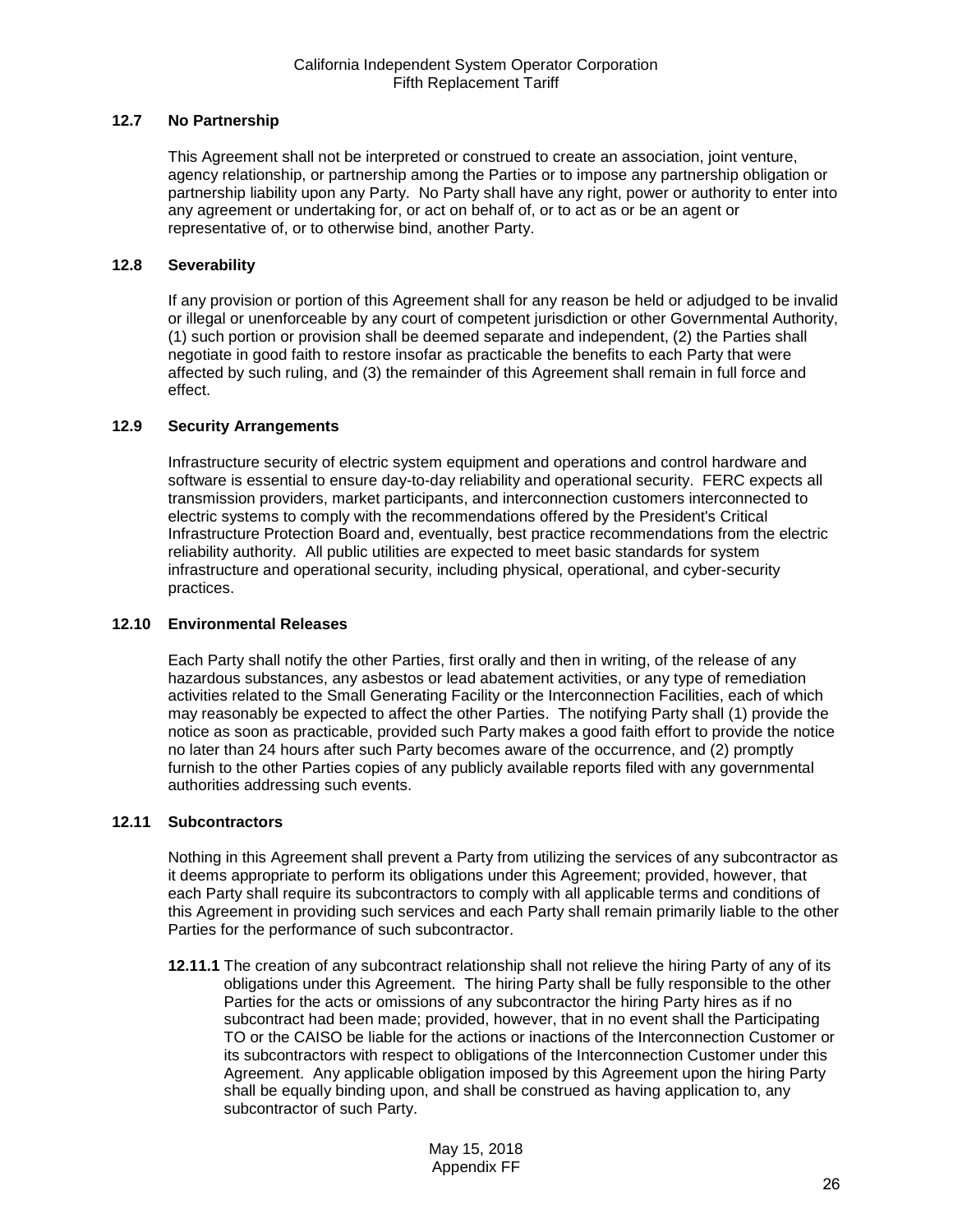### 12.7 No Partnership

This Agreement shall not be interpreted or construed to create an association, joint venture, agency relationship, or partnership among the Parties or to impose any partnership obligation or partnership liability upon any Party. No Party shall have any right, power or authority to enter into any agreement or undertaking for, or act on behalf of, or to act as or be an agent or representative of, or to otherwise bind, another Party.

### 12.8 Severability

If any provision or portion of this Agreement shall for any reason be held or adjudged to be invalid or illegal or unenforceable by any court of competent jurisdiction or other Governmental Authority, (1) such portion or provision shall be deemed separate and independent, (2) the Parties shall negotiate in good faith to restore insofar as practicable the benefits to each Party that were affected by such ruling, and (3) the remainder of this Agreement shall remain in full force and effect.

### 12.9 Security Arrangements

Infrastructure security of electric system equipment and operations and control hardware and software is essential to ensure day-to-day reliability and operational security. FERC expects all transmission providers, market participants, and interconnection customers interconnected to electric systems to comply with the recommendations offered by the President's Critical Infrastructure Protection Board and, eventually, best practice recommendations from the electric reliability authority. All public utilities are expected to meet basic standards for system infrastructure and operational security, including physical, operational, and cyber-security practices.

### 12.10 Environmental Releases

Each Party shall notify the other Parties, first orally and then in writing, of the release of any hazardous substances, any asbestos or lead abatement activities, or any type of remediation activities related to the Small Generating Facility or the Interconnection Facilities, each of which may reasonably be expected to affect the other Parties. The notifying Party shall (1) provide the notice as soon as practicable, provided such Party makes a good faith effort to provide the notice no later than 24 hours after such Party becomes aware of the occurrence, and (2) promptly furnish to the other Parties copies of any publicly available reports filed with any governmental authorities addressing such events.

### 12.11 Subcontractors

Nothing in this Agreement shall prevent a Party from utilizing the services of any subcontractor as it deems appropriate to perform its obligations under this Agreement; provided, however, that each Party shall require its subcontractors to comply with all applicable terms and conditions of this Agreement in providing such services and each Party shall remain primarily liable to the other Parties for the performance of such subcontractor.

**12.11.1** The creation of any subcontract relationship shall not relieve the hiring Party of any of its obligations under this Agreement. The hiring Party shall be fully responsible to the other Parties for the acts or omissions of any subcontractor the hiring Party hires as if no subcontract had been made; provided, however, that in no event shall the Participating TO or the CAISO be liable for the actions or inactions of the Interconnection Customer or its subcontractors with respect to obligations of the Interconnection Customer under this Agreement. Any applicable obligation imposed by this Agreement upon the hiring Party shall be equally binding upon, and shall be construed as having application to, any subcontractor of such Party.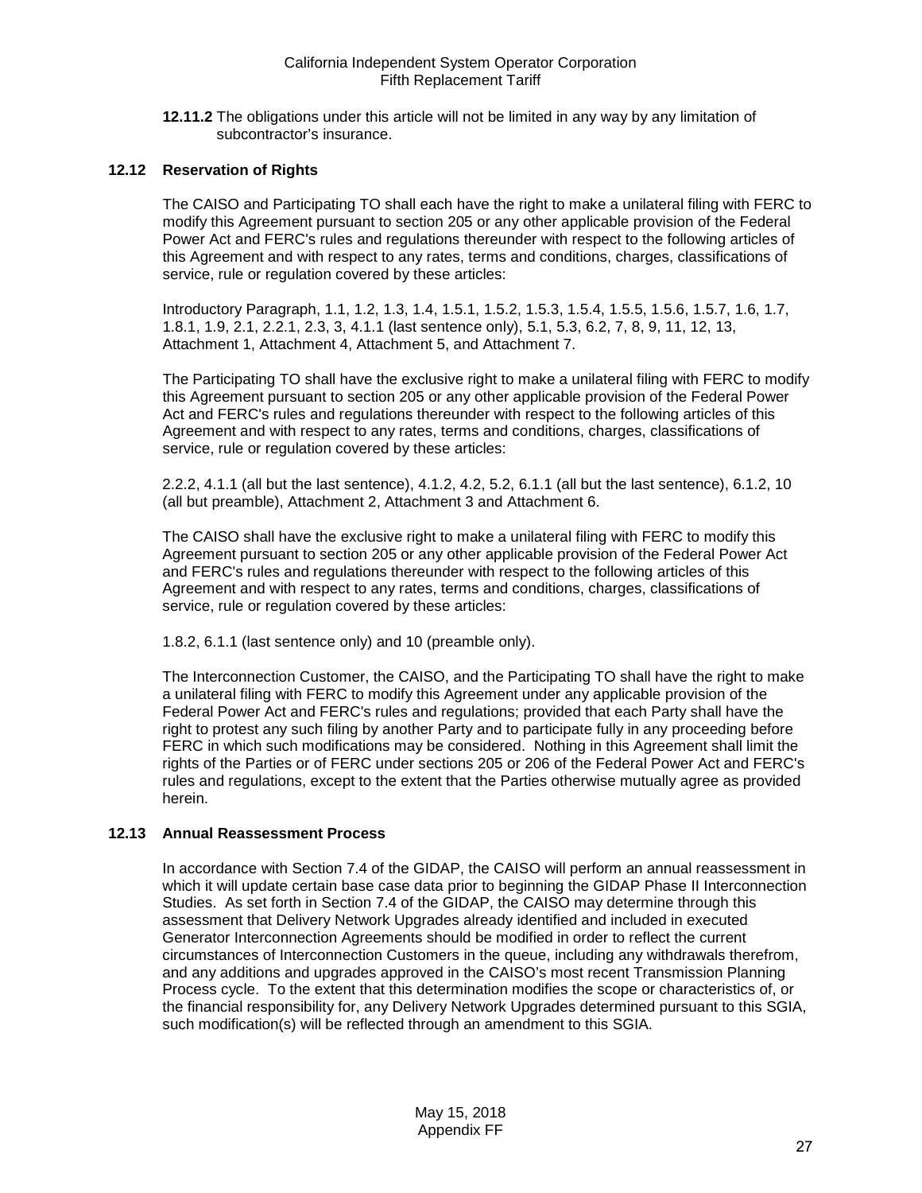**12.11.2** The obligations under this article will not be limited in any way by any limitation of subcontractor's insurance.

### 12.12 Reservation of Rights

The CAISO and Participating TO shall each have the right to make a unilateral filing with FERC to modify this Agreement pursuant to section 205 or any other applicable provision of the Federal Power Act and FERC's rules and regulations thereunder with respect to the following articles of this Agreement and with respect to any rates, terms and conditions, charges, classifications of service, rule or regulation covered by these articles:

Introductory Paragraph, 1.1, 1.2, 1.3, 1.4, 1.5.1, 1.5.2, 1.5.3, 1.5.4, 1.5.5, 1.5.6, 1.5.7, 1.6, 1.7, 1.8.1, 1.9, 2.1, 2.2.1, 2.3, 3, 4.1.1 (last sentence only), 5.1, 5.3, 6.2, 7, 8, 9, 11, 12, 13, Attachment 1, Attachment 4, Attachment 5, and Attachment 7.

The Participating TO shall have the exclusive right to make a unilateral filing with FERC to modify this Agreement pursuant to section 205 or any other applicable provision of the Federal Power Act and FERC's rules and regulations thereunder with respect to the following articles of this Agreement and with respect to any rates, terms and conditions, charges, classifications of service, rule or regulation covered by these articles:

2.2.2, 4.1.1 (all but the last sentence), 4.1.2, 4.2, 5.2, 6.1.1 (all but the last sentence), 6.1.2, 10 (all but preamble), Attachment 2, Attachment 3 and Attachment 6.

The CAISO shall have the exclusive right to make a unilateral filing with FERC to modify this Agreement pursuant to section 205 or any other applicable provision of the Federal Power Act and FERC's rules and regulations thereunder with respect to the following articles of this Agreement and with respect to any rates, terms and conditions, charges, classifications of service, rule or regulation covered by these articles:

1.8.2, 6.1.1 (last sentence only) and 10 (preamble only).

The Interconnection Customer, the CAISO, and the Participating TO shall have the right to make a unilateral filing with FERC to modify this Agreement under any applicable provision of the Federal Power Act and FERC's rules and regulations; provided that each Party shall have the right to protest any such filing by another Party and to participate fully in any proceeding before FERC in which such modifications may be considered. Nothing in this Agreement shall limit the rights of the Parties or of FERC under sections 205 or 206 of the Federal Power Act and FERC's rules and regulations, except to the extent that the Parties otherwise mutually agree as provided herein.

### 12.13 Annual Reassessment Process

In accordance with Section 7.4 of the GIDAP, the CAISO will perform an annual reassessment in which it will update certain base case data prior to beginning the GIDAP Phase II Interconnection Studies. As set forth in Section 7.4 of the GIDAP, the CAISO may determine through this assessment that Delivery Network Upgrades already identified and included in executed Generator Interconnection Agreements should be modified in order to reflect the current circumstances of Interconnection Customers in the queue, including any withdrawals therefrom, and any additions and upgrades approved in the CAISO's most recent Transmission Planning Process cycle. To the extent that this determination modifies the scope or characteristics of, or the financial responsibility for, any Delivery Network Upgrades determined pursuant to this SGIA, such modification(s) will be reflected through an amendment to this SGIA.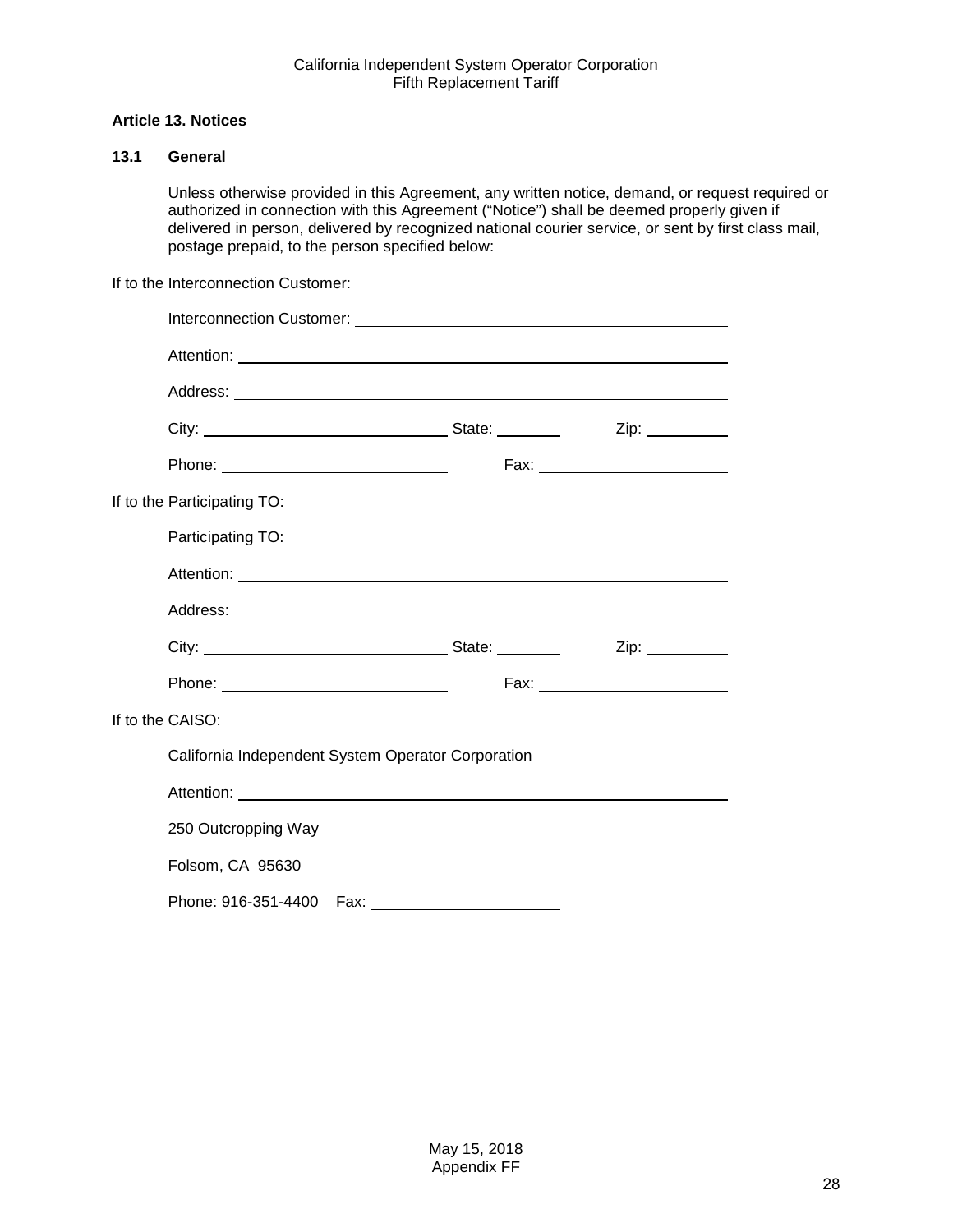## Article 13. Notices

### 13.1 General

Unless otherwise provided in this Agreement, any written notice, demand, or request required or authorized in connection with this Agreement ("Notice") shall be deemed properly given if delivered in person, delivered by recognized national courier service, or sent by first class mail, postage prepaid, to the person specified below:

If to the Interconnection Customer:

Interconnection Customer: ______________________________________

Attention: ______________________________________

Address: ______________________________________

City: ____________________ State: ________ Zip: __________

Phone: ____________________ Fax: ____________________

If to the Participating TO:

Participating TO: ______________________________________

Attention: ______________________________________

Address: ______________________________________

City: ____________________ State: ________ Zip: __________

Phone: ____________________ Fax: ____________________

If to the CAISO:

California Independent System Operator Corporation

Attention: ______________________________________

250 Outcropping Way

Folsom, CA 95630

Phone: 916-351-4400 Fax: ____________________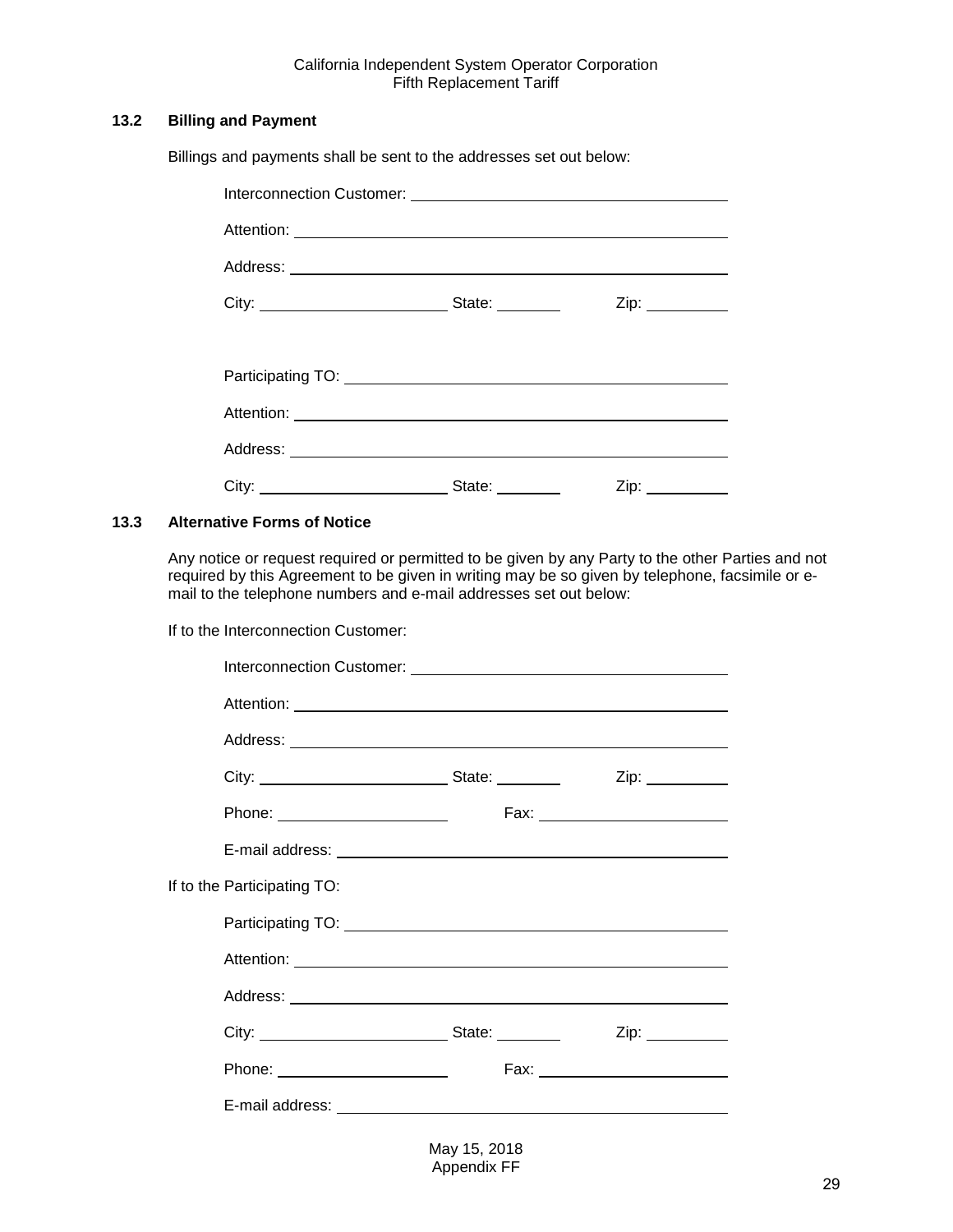### 13.2 Billing and Payment

Billings and payments shall be sent to the addresses set out below:

Interconnection Customer: ____________________

Attention: ____________________

Address: ____________________

City: ____________ State: ________ Zip: ________

Participating TO: ____________________

Attention: ____________________

Address: ____________________

City: ____________ State: ________ Zip: ________

### 13.3 Alternative Forms of Notice

Any notice or request required or permitted to be given by any Party to the other Parties and not required by this Agreement to be given in writing may be so given by telephone, facsimile or e-mail to the telephone numbers and e-mail addresses set out below:

If to the Interconnection Customer:

Interconnection Customer: ____________________

Attention: ____________________

Address: ____________________

City: ____________ State: ________ Zip: ________

Phone: ____________ Fax: ____________

E-mail address: ____________________

If to the Participating TO:

Participating TO: ____________________

Attention: ____________________

Address: ____________________

City: ____________ State: ________ Zip: ________

Phone: ____________ Fax: ____________

E-mail address: ____________________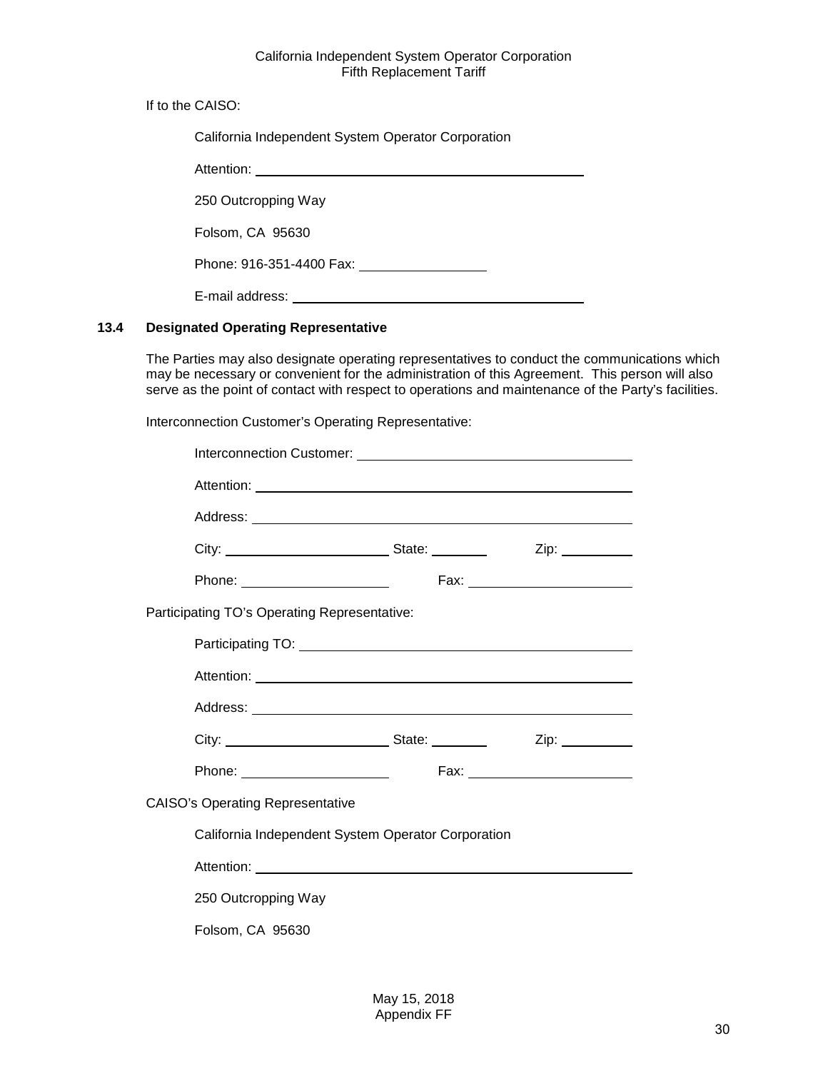If to the CAISO:

California Independent System Operator Corporation

Attention: ______________________________________

250 Outcropping Way

Folsom, CA 95630

Phone: 916-351-4400 Fax: ________________

E-mail address: ______________________________________

**13.4 Designated Operating Representative**

The Parties may also designate operating representatives to conduct the communications which may be necessary or convenient for the administration of this Agreement. This person will also serve as the point of contact with respect to operations and maintenance of the Party's facilities.

Interconnection Customer's Operating Representative:

Interconnection Customer: ______________________________________

Attention: ______________________________________

Address: ______________________________________

City: ______________________ State: ________ Zip: __________

Phone: ____________________ Fax: ______________________

Participating TO's Operating Representative:

Participating TO: ______________________________________

Attention: ______________________________________

Address: ______________________________________

City: ______________________ State: ________ Zip: __________

Phone: ____________________ Fax: ______________________

CAISO's Operating Representative

California Independent System Operator Corporation

Attention: ______________________________________

250 Outcropping Way

Folsom, CA 95630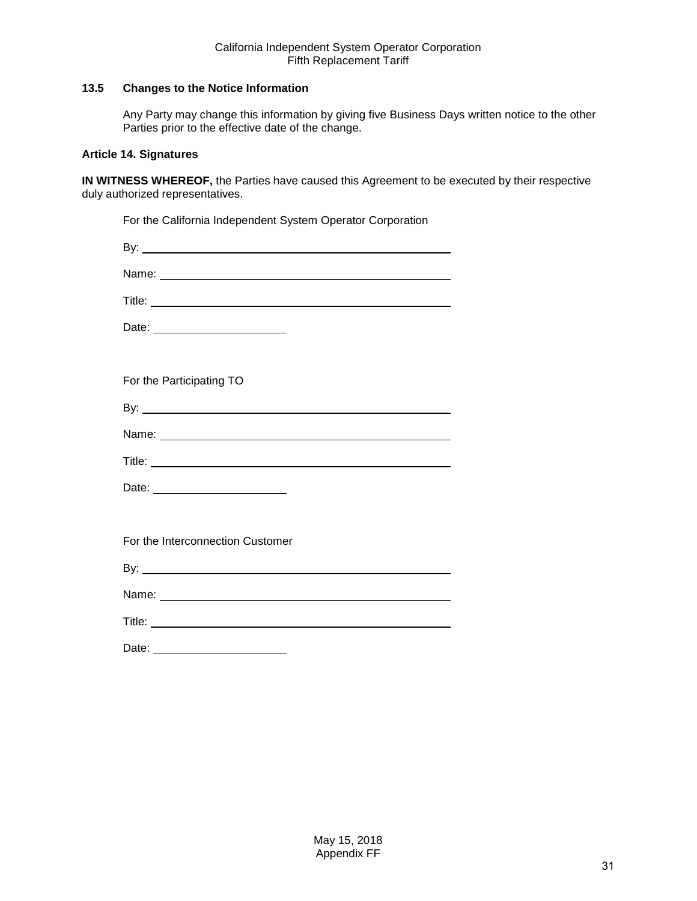### 13.5 Changes to the Notice Information

Any Party may change this information by giving five Business Days written notice to the other Parties prior to the effective date of the change.

### Article 14. Signatures

**IN WITNESS WHEREOF,** the Parties have caused this Agreement to be executed by their respective duly authorized representatives.

For the California Independent System Operator Corporation

By: ______________________________________

Name: ____________________________________

Title: _____________________________________

Date: ____________________

For the Participating TO

By: ______________________________________

Name: ____________________________________

Title: _____________________________________

Date: ____________________

For the Interconnection Customer

By: ______________________________________

Name: ____________________________________

Title: _____________________________________

Date: ____________________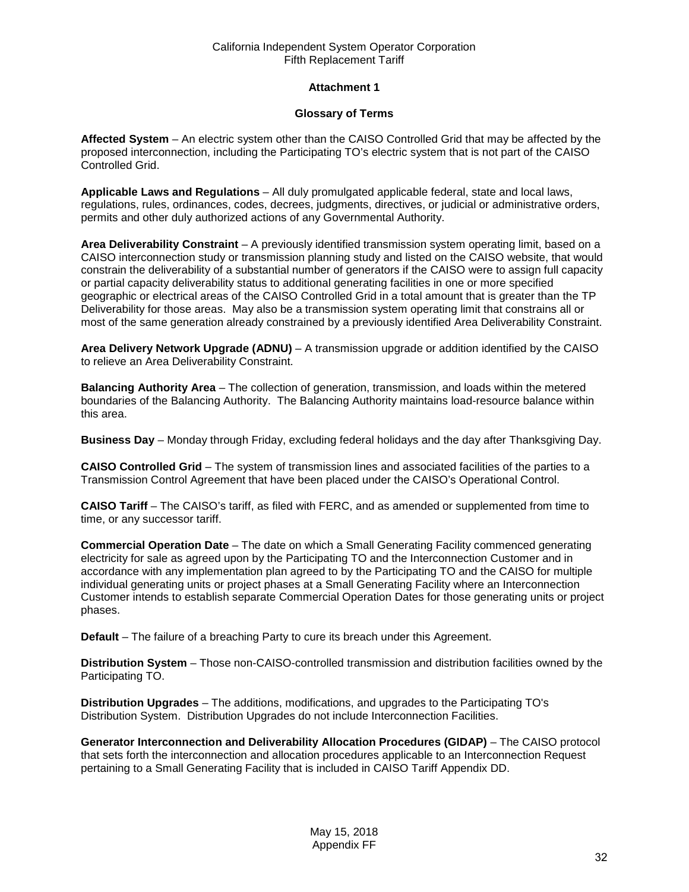## Attachment 1

## Glossary of Terms

**Affected System** – An electric system other than the CAISO Controlled Grid that may be affected by the proposed interconnection, including the Participating TO's electric system that is not part of the CAISO Controlled Grid.

**Applicable Laws and Regulations** – All duly promulgated applicable federal, state and local laws, regulations, rules, ordinances, codes, decrees, judgments, directives, or judicial or administrative orders, permits and other duly authorized actions of any Governmental Authority.

**Area Deliverability Constraint** – A previously identified transmission system operating limit, based on a CAISO interconnection study or transmission planning study and listed on the CAISO website, that would constrain the deliverability of a substantial number of generators if the CAISO were to assign full capacity or partial capacity deliverability status to additional generating facilities in one or more specified geographic or electrical areas of the CAISO Controlled Grid in a total amount that is greater than the TP Deliverability for those areas. May also be a transmission system operating limit that constrains all or most of the same generation already constrained by a previously identified Area Deliverability Constraint.

**Area Delivery Network Upgrade (ADNU)** – A transmission upgrade or addition identified by the CAISO to relieve an Area Deliverability Constraint.

**Balancing Authority Area** – The collection of generation, transmission, and loads within the metered boundaries of the Balancing Authority. The Balancing Authority maintains load-resource balance within this area.

**Business Day** – Monday through Friday, excluding federal holidays and the day after Thanksgiving Day.

**CAISO Controlled Grid** – The system of transmission lines and associated facilities of the parties to a Transmission Control Agreement that have been placed under the CAISO's Operational Control.

**CAISO Tariff** – The CAISO's tariff, as filed with FERC, and as amended or supplemented from time to time, or any successor tariff.

**Commercial Operation Date** – The date on which a Small Generating Facility commenced generating electricity for sale as agreed upon by the Participating TO and the Interconnection Customer and in accordance with any implementation plan agreed to by the Participating TO and the CAISO for multiple individual generating units or project phases at a Small Generating Facility where an Interconnection Customer intends to establish separate Commercial Operation Dates for those generating units or project phases.

**Default** – The failure of a breaching Party to cure its breach under this Agreement.

**Distribution System** – Those non-CAISO-controlled transmission and distribution facilities owned by the Participating TO.

**Distribution Upgrades** – The additions, modifications, and upgrades to the Participating TO's Distribution System. Distribution Upgrades do not include Interconnection Facilities.

**Generator Interconnection and Deliverability Allocation Procedures (GIDAP)** – The CAISO protocol that sets forth the interconnection and allocation procedures applicable to an Interconnection Request pertaining to a Small Generating Facility that is included in CAISO Tariff Appendix DD.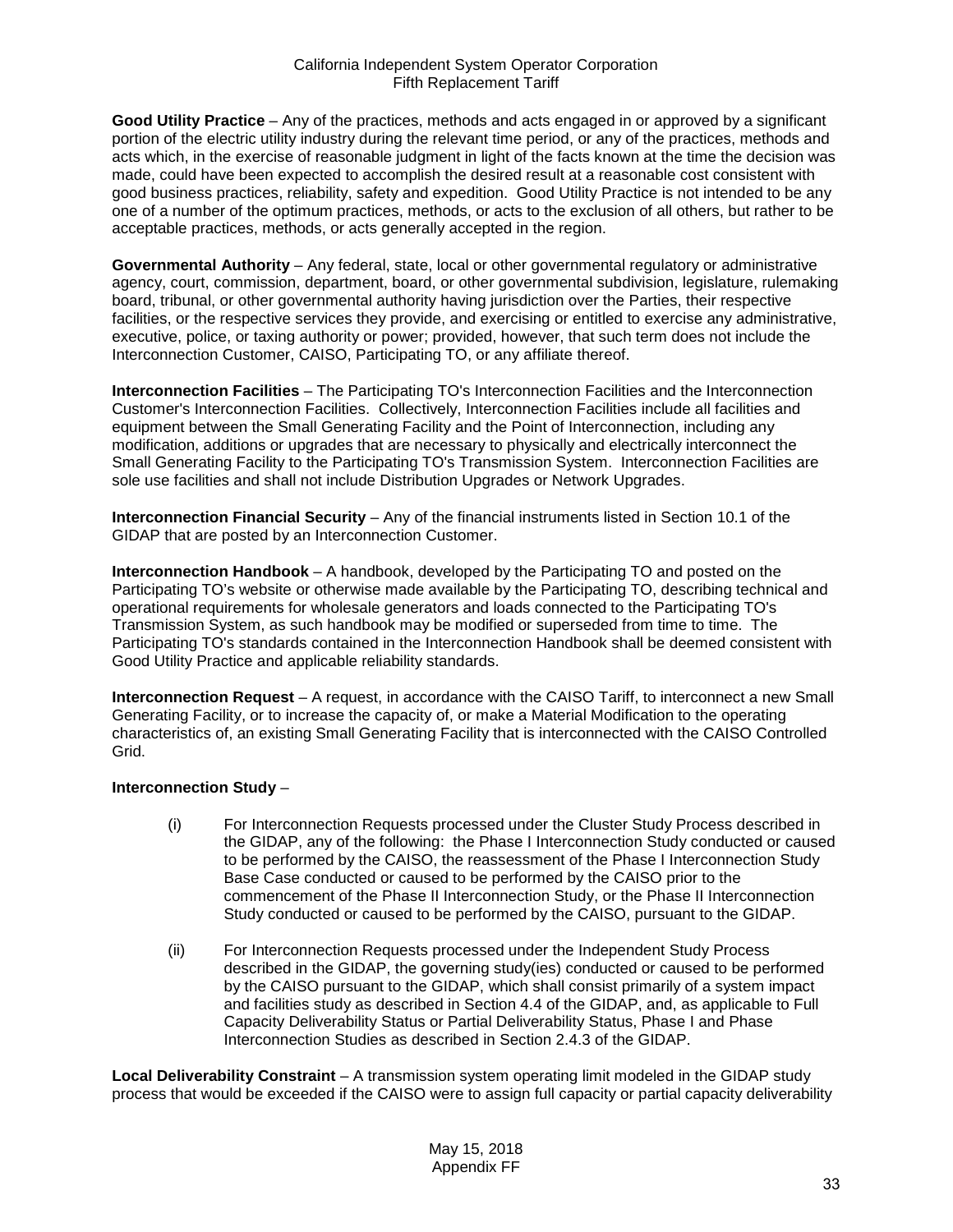**Good Utility Practice** – Any of the practices, methods and acts engaged in or approved by a significant portion of the electric utility industry during the relevant time period, or any of the practices, methods and acts which, in the exercise of reasonable judgment in light of the facts known at the time the decision was made, could have been expected to accomplish the desired result at a reasonable cost consistent with good business practices, reliability, safety and expedition. Good Utility Practice is not intended to be any one of a number of the optimum practices, methods, or acts to the exclusion of all others, but rather to be acceptable practices, methods, or acts generally accepted in the region.

**Governmental Authority** – Any federal, state, local or other governmental regulatory or administrative agency, court, commission, department, board, or other governmental subdivision, legislature, rulemaking board, tribunal, or other governmental authority having jurisdiction over the Parties, their respective facilities, or the respective services they provide, and exercising or entitled to exercise any administrative, executive, police, or taxing authority or power; provided, however, that such term does not include the Interconnection Customer, CAISO, Participating TO, or any affiliate thereof.

**Interconnection Facilities** – The Participating TO's Interconnection Facilities and the Interconnection Customer's Interconnection Facilities. Collectively, Interconnection Facilities include all facilities and equipment between the Small Generating Facility and the Point of Interconnection, including any modification, additions or upgrades that are necessary to physically and electrically interconnect the Small Generating Facility to the Participating TO's Transmission System. Interconnection Facilities are sole use facilities and shall not include Distribution Upgrades or Network Upgrades.

**Interconnection Financial Security** – Any of the financial instruments listed in Section 10.1 of the GIDAP that are posted by an Interconnection Customer.

**Interconnection Handbook** – A handbook, developed by the Participating TO and posted on the Participating TO's website or otherwise made available by the Participating TO, describing technical and operational requirements for wholesale generators and loads connected to the Participating TO's Transmission System, as such handbook may be modified or superseded from time to time. The Participating TO's standards contained in the Interconnection Handbook shall be deemed consistent with Good Utility Practice and applicable reliability standards.

**Interconnection Request** – A request, in accordance with the CAISO Tariff, to interconnect a new Small Generating Facility, or to increase the capacity of, or make a Material Modification to the operating characteristics of, an existing Small Generating Facility that is interconnected with the CAISO Controlled Grid.

**Interconnection Study** –

(i) For Interconnection Requests processed under the Cluster Study Process described in the GIDAP, any of the following: the Phase I Interconnection Study conducted or caused to be performed by the CAISO, the reassessment of the Phase I Interconnection Study Base Case conducted or caused to be performed by the CAISO prior to the commencement of the Phase II Interconnection Study, or the Phase II Interconnection Study conducted or caused to be performed by the CAISO, pursuant to the GIDAP.

(ii) For Interconnection Requests processed under the Independent Study Process described in the GIDAP, the governing study(ies) conducted or caused to be performed by the CAISO pursuant to the GIDAP, which shall consist primarily of a system impact and facilities study as described in Section 4.4 of the GIDAP, and, as applicable to Full Capacity Deliverability Status or Partial Deliverability Status, Phase I and Phase Interconnection Studies as described in Section 2.4.3 of the GIDAP.

**Local Deliverability Constraint** – A transmission system operating limit modeled in the GIDAP study process that would be exceeded if the CAISO were to assign full capacity or partial capacity deliverability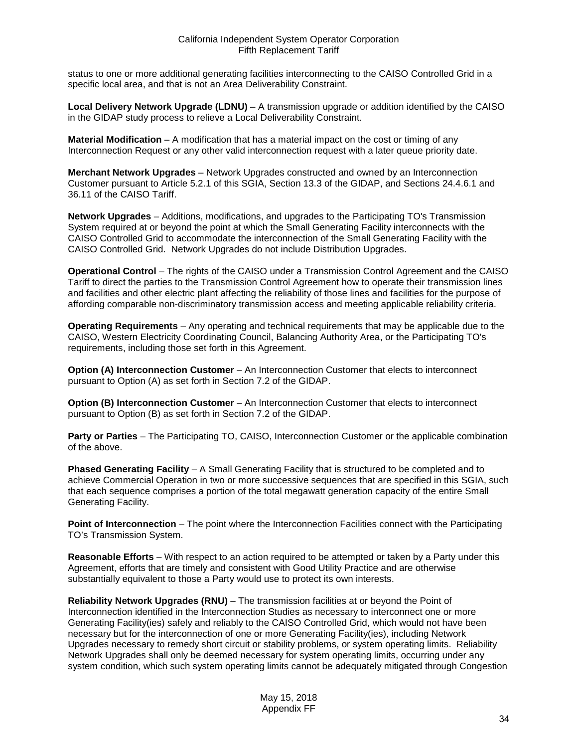status to one or more additional generating facilities interconnecting to the CAISO Controlled Grid in a specific local area, and that is not an Area Deliverability Constraint.

**Local Delivery Network Upgrade (LDNU)** – A transmission upgrade or addition identified by the CAISO in the GIDAP study process to relieve a Local Deliverability Constraint.

**Material Modification** – A modification that has a material impact on the cost or timing of any Interconnection Request or any other valid interconnection request with a later queue priority date.

**Merchant Network Upgrades** – Network Upgrades constructed and owned by an Interconnection Customer pursuant to Article 5.2.1 of this SGIA, Section 13.3 of the GIDAP, and Sections 24.4.6.1 and 36.11 of the CAISO Tariff.

**Network Upgrades** – Additions, modifications, and upgrades to the Participating TO's Transmission System required at or beyond the point at which the Small Generating Facility interconnects with the CAISO Controlled Grid to accommodate the interconnection of the Small Generating Facility with the CAISO Controlled Grid. Network Upgrades do not include Distribution Upgrades.

**Operational Control** – The rights of the CAISO under a Transmission Control Agreement and the CAISO Tariff to direct the parties to the Transmission Control Agreement how to operate their transmission lines and facilities and other electric plant affecting the reliability of those lines and facilities for the purpose of affording comparable non-discriminatory transmission access and meeting applicable reliability criteria.

**Operating Requirements** – Any operating and technical requirements that may be applicable due to the CAISO, Western Electricity Coordinating Council, Balancing Authority Area, or the Participating TO's requirements, including those set forth in this Agreement.

**Option (A) Interconnection Customer** – An Interconnection Customer that elects to interconnect pursuant to Option (A) as set forth in Section 7.2 of the GIDAP.

**Option (B) Interconnection Customer** – An Interconnection Customer that elects to interconnect pursuant to Option (B) as set forth in Section 7.2 of the GIDAP.

**Party or Parties** – The Participating TO, CAISO, Interconnection Customer or the applicable combination of the above.

**Phased Generating Facility** – A Small Generating Facility that is structured to be completed and to achieve Commercial Operation in two or more successive sequences that are specified in this SGIA, such that each sequence comprises a portion of the total megawatt generation capacity of the entire Small Generating Facility.

**Point of Interconnection** – The point where the Interconnection Facilities connect with the Participating TO's Transmission System.

**Reasonable Efforts** – With respect to an action required to be attempted or taken by a Party under this Agreement, efforts that are timely and consistent with Good Utility Practice and are otherwise substantially equivalent to those a Party would use to protect its own interests.

**Reliability Network Upgrades (RNU)** – The transmission facilities at or beyond the Point of Interconnection identified in the Interconnection Studies as necessary to interconnect one or more Generating Facility(ies) safely and reliably to the CAISO Controlled Grid, which would not have been necessary but for the interconnection of one or more Generating Facility(ies), including Network Upgrades necessary to remedy short circuit or stability problems, or system operating limits. Reliability Network Upgrades shall only be deemed necessary for system operating limits, occurring under any system condition, which such system operating limits cannot be adequately mitigated through Congestion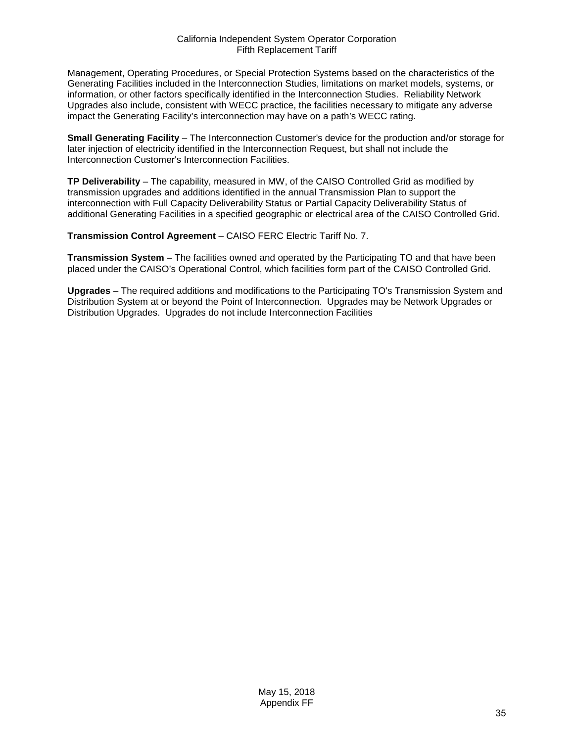Management, Operating Procedures, or Special Protection Systems based on the characteristics of the Generating Facilities included in the Interconnection Studies, limitations on market models, systems, or information, or other factors specifically identified in the Interconnection Studies. Reliability Network Upgrades also include, consistent with WECC practice, the facilities necessary to mitigate any adverse impact the Generating Facility's interconnection may have on a path's WECC rating.

**Small Generating Facility** – The Interconnection Customer's device for the production and/or storage for later injection of electricity identified in the Interconnection Request, but shall not include the Interconnection Customer's Interconnection Facilities.

**TP Deliverability** – The capability, measured in MW, of the CAISO Controlled Grid as modified by transmission upgrades and additions identified in the annual Transmission Plan to support the interconnection with Full Capacity Deliverability Status or Partial Capacity Deliverability Status of additional Generating Facilities in a specified geographic or electrical area of the CAISO Controlled Grid.

**Transmission Control Agreement** – CAISO FERC Electric Tariff No. 7.

**Transmission System** – The facilities owned and operated by the Participating TO and that have been placed under the CAISO's Operational Control, which facilities form part of the CAISO Controlled Grid.

**Upgrades** – The required additions and modifications to the Participating TO's Transmission System and Distribution System at or beyond the Point of Interconnection. Upgrades may be Network Upgrades or Distribution Upgrades. Upgrades do not include Interconnection Facilities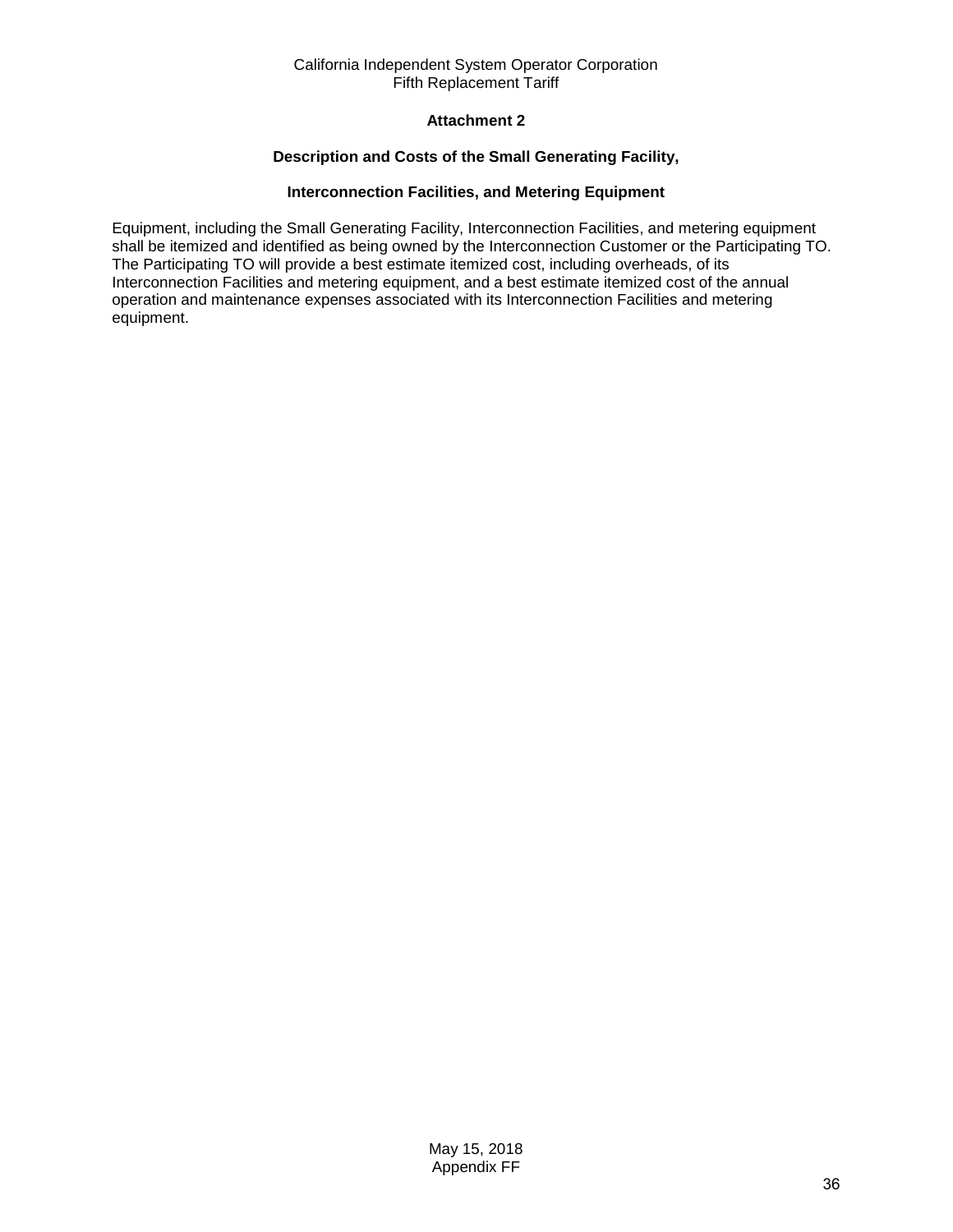## Attachment 2

### Description and Costs of the Small Generating Facility,

### Interconnection Facilities, and Metering Equipment

Equipment, including the Small Generating Facility, Interconnection Facilities, and metering equipment shall be itemized and identified as being owned by the Interconnection Customer or the Participating TO. The Participating TO will provide a best estimate itemized cost, including overheads, of its Interconnection Facilities and metering equipment, and a best estimate itemized cost of the annual operation and maintenance expenses associated with its Interconnection Facilities and metering equipment.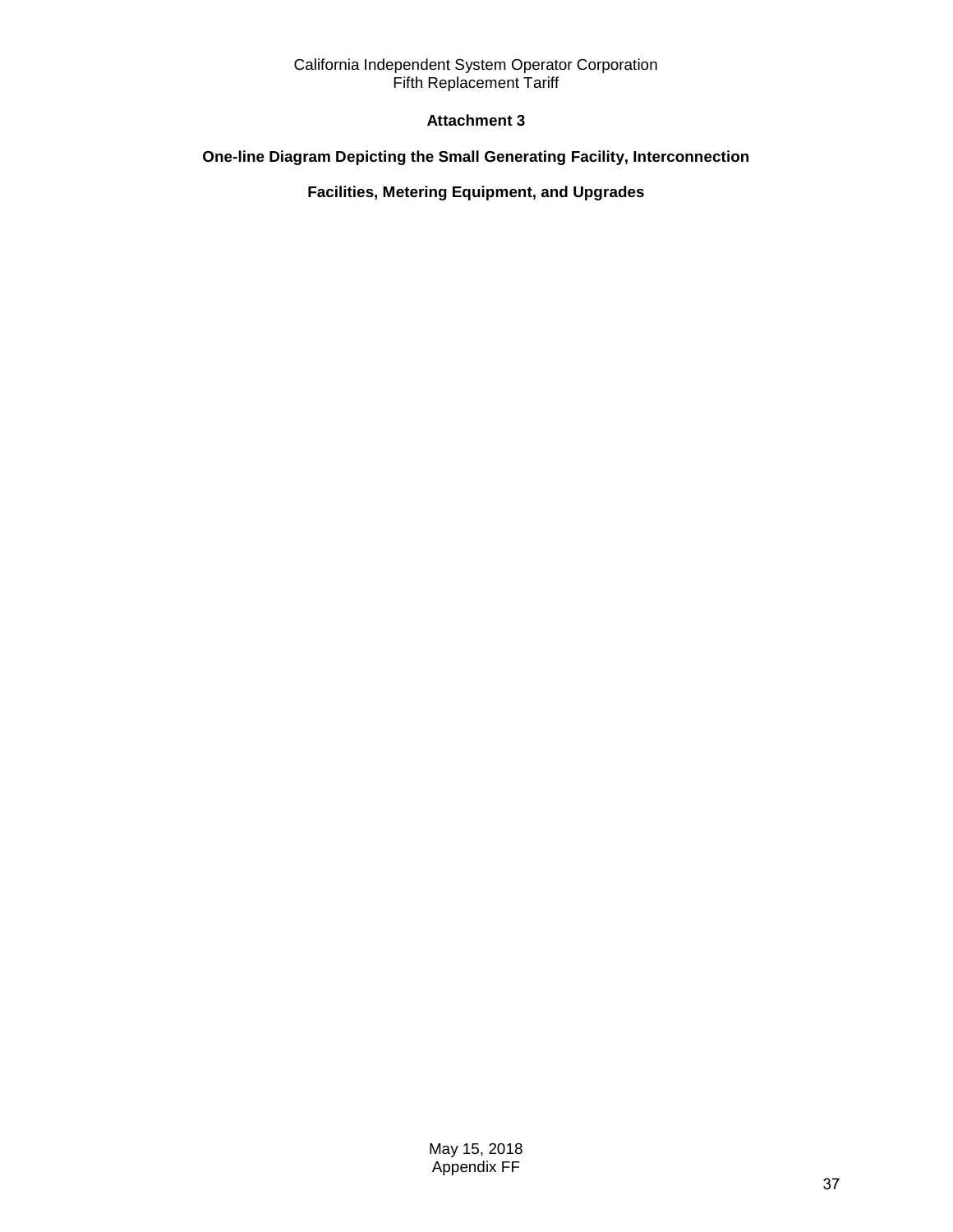## Attachment 3

**One-line Diagram Depicting the Small Generating Facility, Interconnection**

**Facilities, Metering Equipment, and Upgrades**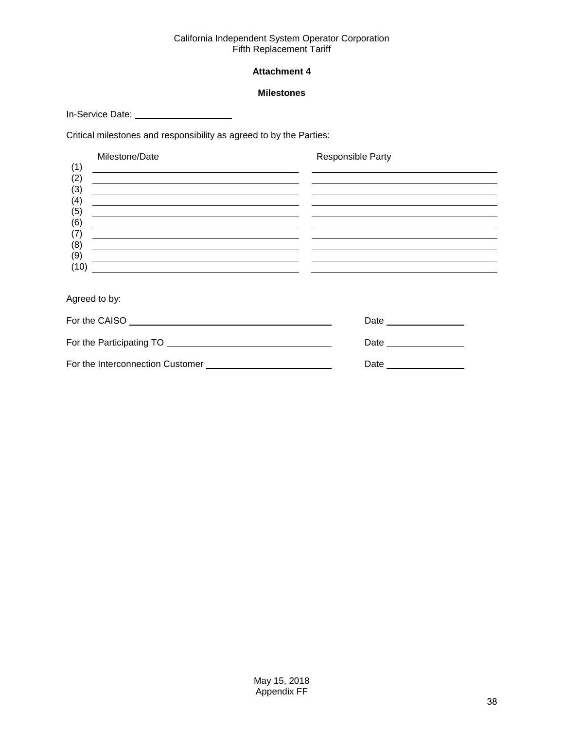## Attachment 4

### Milestones

In-Service Date: ____________________

Critical milestones and responsibility as agreed to by the Parties:

| | Milestone/Date | Responsible Party |
|---|---|---|
| (1) | | |
| (2) | | |
| (3) | | |
| (4) | | |
| (5) | | |
| (6) | | |
| (7) | | |
| (8) | | |
| (9) | | |
| (10) | | |

Agreed to by:

For the CAISO ________________________________________ Date ________________

For the Participating TO ________________________________ Date ________________

For the Interconnection Customer _________________________ Date ________________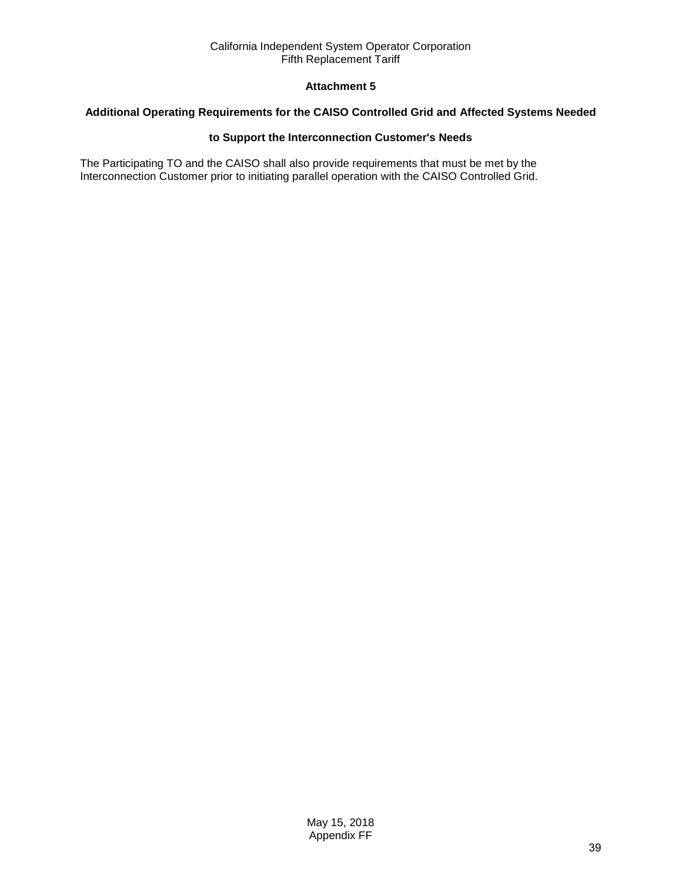## Attachment 5

### Additional Operating Requirements for the CAISO Controlled Grid and Affected Systems Needed to Support the Interconnection Customer's Needs

The Participating TO and the CAISO shall also provide requirements that must be met by the Interconnection Customer prior to initiating parallel operation with the CAISO Controlled Grid.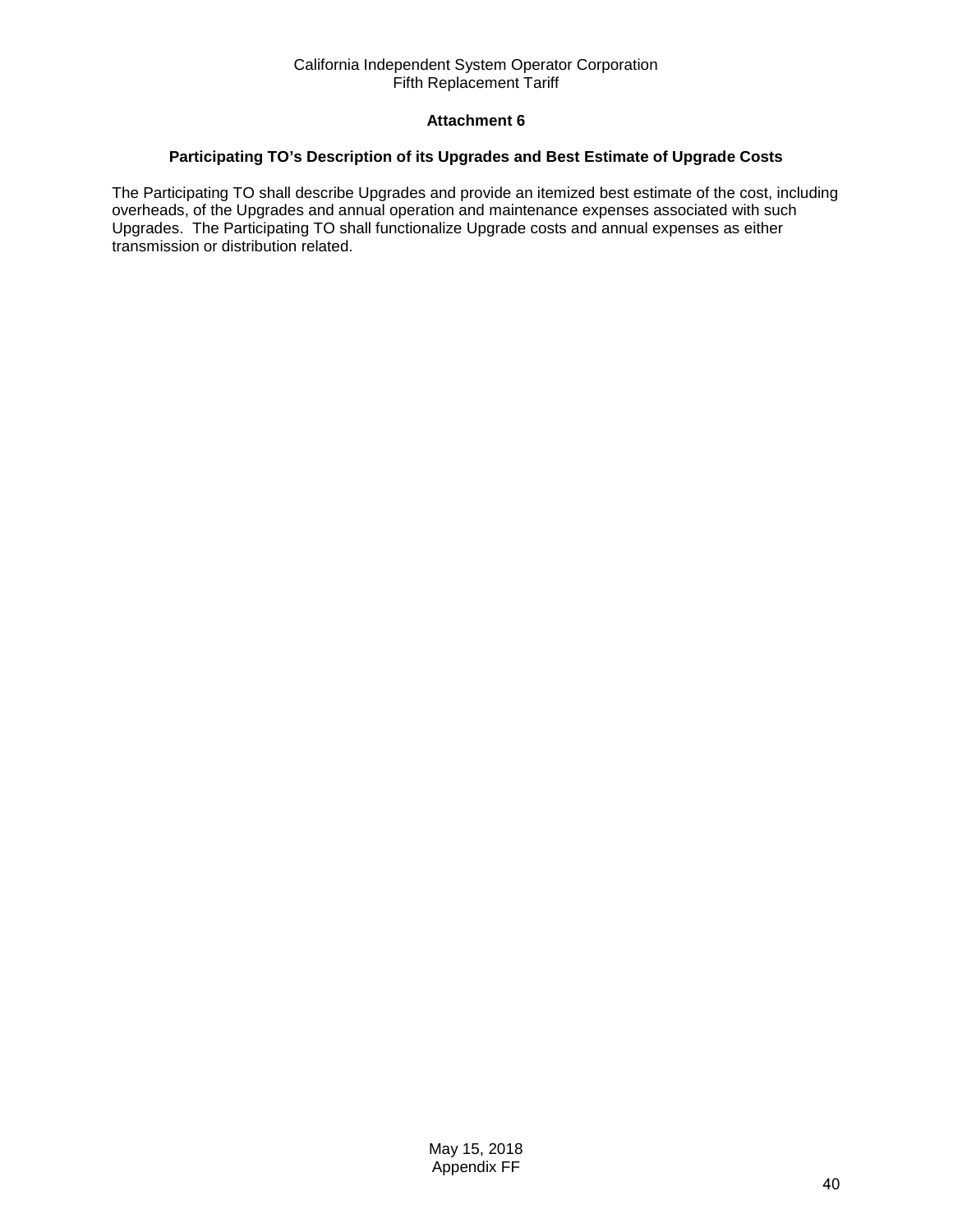## Attachment 6

### Participating TO's Description of its Upgrades and Best Estimate of Upgrade Costs

The Participating TO shall describe Upgrades and provide an itemized best estimate of the cost, including overheads, of the Upgrades and annual operation and maintenance expenses associated with such Upgrades. The Participating TO shall functionalize Upgrade costs and annual expenses as either transmission or distribution related.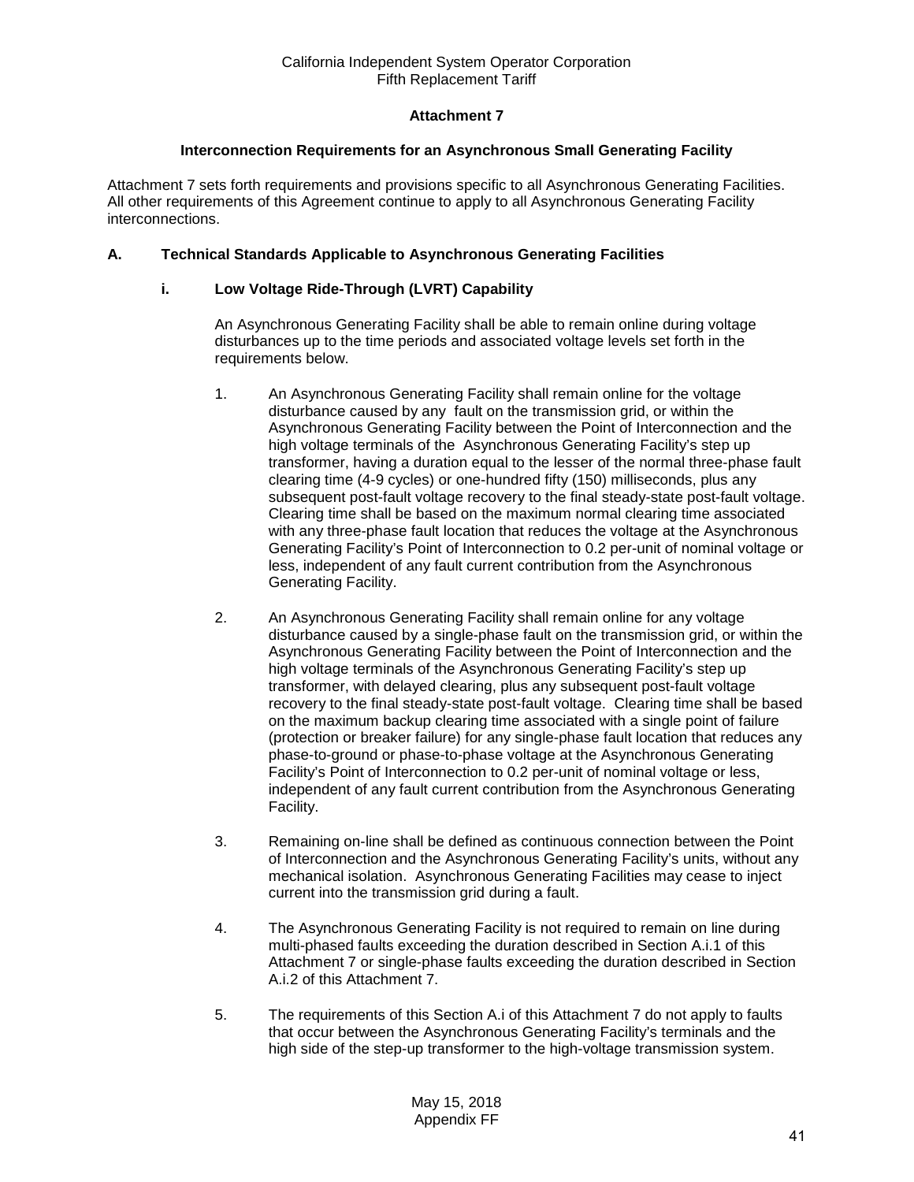California Independent System Operator Corporation
Fifth Replacement Tariff

**Attachment 7**

**Interconnection Requirements for an Asynchronous Small Generating Facility**

Attachment 7 sets forth requirements and provisions specific to all Asynchronous Generating Facilities. All other requirements of this Agreement continue to apply to all Asynchronous Generating Facility interconnections.

## A. Technical Standards Applicable to Asynchronous Generating Facilities

### i. Low Voltage Ride-Through (LVRT) Capability

An Asynchronous Generating Facility shall be able to remain online during voltage disturbances up to the time periods and associated voltage levels set forth in the requirements below.

1. An Asynchronous Generating Facility shall remain online for the voltage disturbance caused by any fault on the transmission grid, or within the Asynchronous Generating Facility between the Point of Interconnection and the high voltage terminals of the Asynchronous Generating Facility's step up transformer, having a duration equal to the lesser of the normal three-phase fault clearing time (4-9 cycles) or one-hundred fifty (150) milliseconds, plus any subsequent post-fault voltage recovery to the final steady-state post-fault voltage. Clearing time shall be based on the maximum normal clearing time associated with any three-phase fault location that reduces the voltage at the Asynchronous Generating Facility's Point of Interconnection to 0.2 per-unit of nominal voltage or less, independent of any fault current contribution from the Asynchronous Generating Facility.

2. An Asynchronous Generating Facility shall remain online for any voltage disturbance caused by a single-phase fault on the transmission grid, or within the Asynchronous Generating Facility between the Point of Interconnection and the high voltage terminals of the Asynchronous Generating Facility's step up transformer, with delayed clearing, plus any subsequent post-fault voltage recovery to the final steady-state post-fault voltage. Clearing time shall be based on the maximum backup clearing time associated with a single point of failure (protection or breaker failure) for any single-phase fault location that reduces any phase-to-ground or phase-to-phase voltage at the Asynchronous Generating Facility's Point of Interconnection to 0.2 per-unit of nominal voltage or less, independent of any fault current contribution from the Asynchronous Generating Facility.

3. Remaining on-line shall be defined as continuous connection between the Point of Interconnection and the Asynchronous Generating Facility's units, without any mechanical isolation. Asynchronous Generating Facilities may cease to inject current into the transmission grid during a fault.

4. The Asynchronous Generating Facility is not required to remain on line during multi-phased faults exceeding the duration described in Section A.i.1 of this Attachment 7 or single-phase faults exceeding the duration described in Section A.i.2 of this Attachment 7.

5. The requirements of this Section A.i of this Attachment 7 do not apply to faults that occur between the Asynchronous Generating Facility's terminals and the high side of the step-up transformer to the high-voltage transmission system.

May 15, 2018
Appendix FF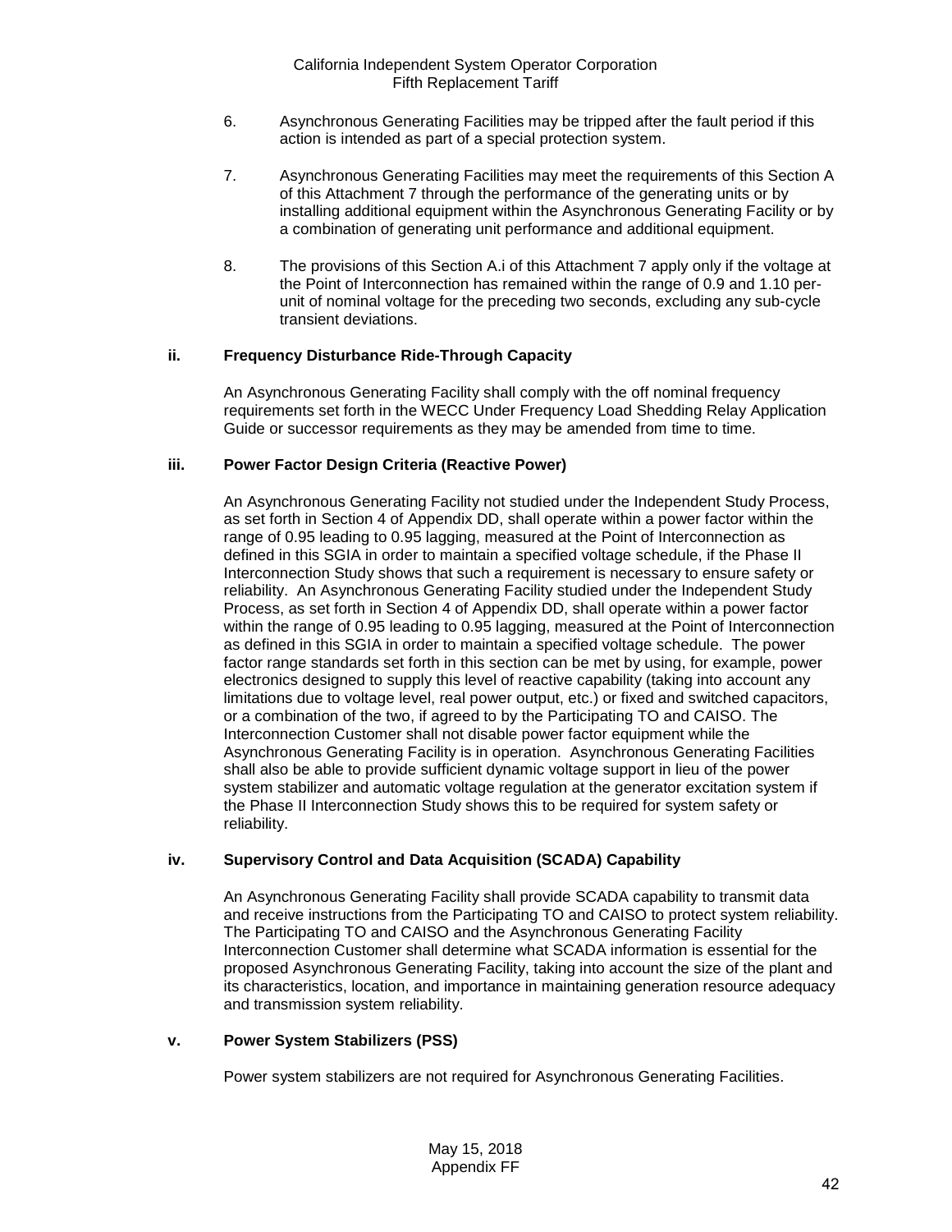6. Asynchronous Generating Facilities may be tripped after the fault period if this action is intended as part of a special protection system.

7. Asynchronous Generating Facilities may meet the requirements of this Section A of this Attachment 7 through the performance of the generating units or by installing additional equipment within the Asynchronous Generating Facility or by a combination of generating unit performance and additional equipment.

8. The provisions of this Section A.i of this Attachment 7 apply only if the voltage at the Point of Interconnection has remained within the range of 0.9 and 1.10 per-unit of nominal voltage for the preceding two seconds, excluding any sub-cycle transient deviations.

**ii. Frequency Disturbance Ride-Through Capacity**

An Asynchronous Generating Facility shall comply with the off nominal frequency requirements set forth in the WECC Under Frequency Load Shedding Relay Application Guide or successor requirements as they may be amended from time to time.

**iii. Power Factor Design Criteria (Reactive Power)**

An Asynchronous Generating Facility not studied under the Independent Study Process, as set forth in Section 4 of Appendix DD, shall operate within a power factor within the range of 0.95 leading to 0.95 lagging, measured at the Point of Interconnection as defined in this SGIA in order to maintain a specified voltage schedule, if the Phase II Interconnection Study shows that such a requirement is necessary to ensure safety or reliability. An Asynchronous Generating Facility studied under the Independent Study Process, as set forth in Section 4 of Appendix DD, shall operate within a power factor within the range of 0.95 leading to 0.95 lagging, measured at the Point of Interconnection as defined in this SGIA in order to maintain a specified voltage schedule. The power factor range standards set forth in this section can be met by using, for example, power electronics designed to supply this level of reactive capability (taking into account any limitations due to voltage level, real power output, etc.) or fixed and switched capacitors, or a combination of the two, if agreed to by the Participating TO and CAISO. The Interconnection Customer shall not disable power factor equipment while the Asynchronous Generating Facility is in operation. Asynchronous Generating Facilities shall also be able to provide sufficient dynamic voltage support in lieu of the power system stabilizer and automatic voltage regulation at the generator excitation system if the Phase II Interconnection Study shows this to be required for system safety or reliability.

**iv. Supervisory Control and Data Acquisition (SCADA) Capability**

An Asynchronous Generating Facility shall provide SCADA capability to transmit data and receive instructions from the Participating TO and CAISO to protect system reliability. The Participating TO and CAISO and the Asynchronous Generating Facility Interconnection Customer shall determine what SCADA information is essential for the proposed Asynchronous Generating Facility, taking into account the size of the plant and its characteristics, location, and importance in maintaining generation resource adequacy and transmission system reliability.

**v. Power System Stabilizers (PSS)**

Power system stabilizers are not required for Asynchronous Generating Facilities.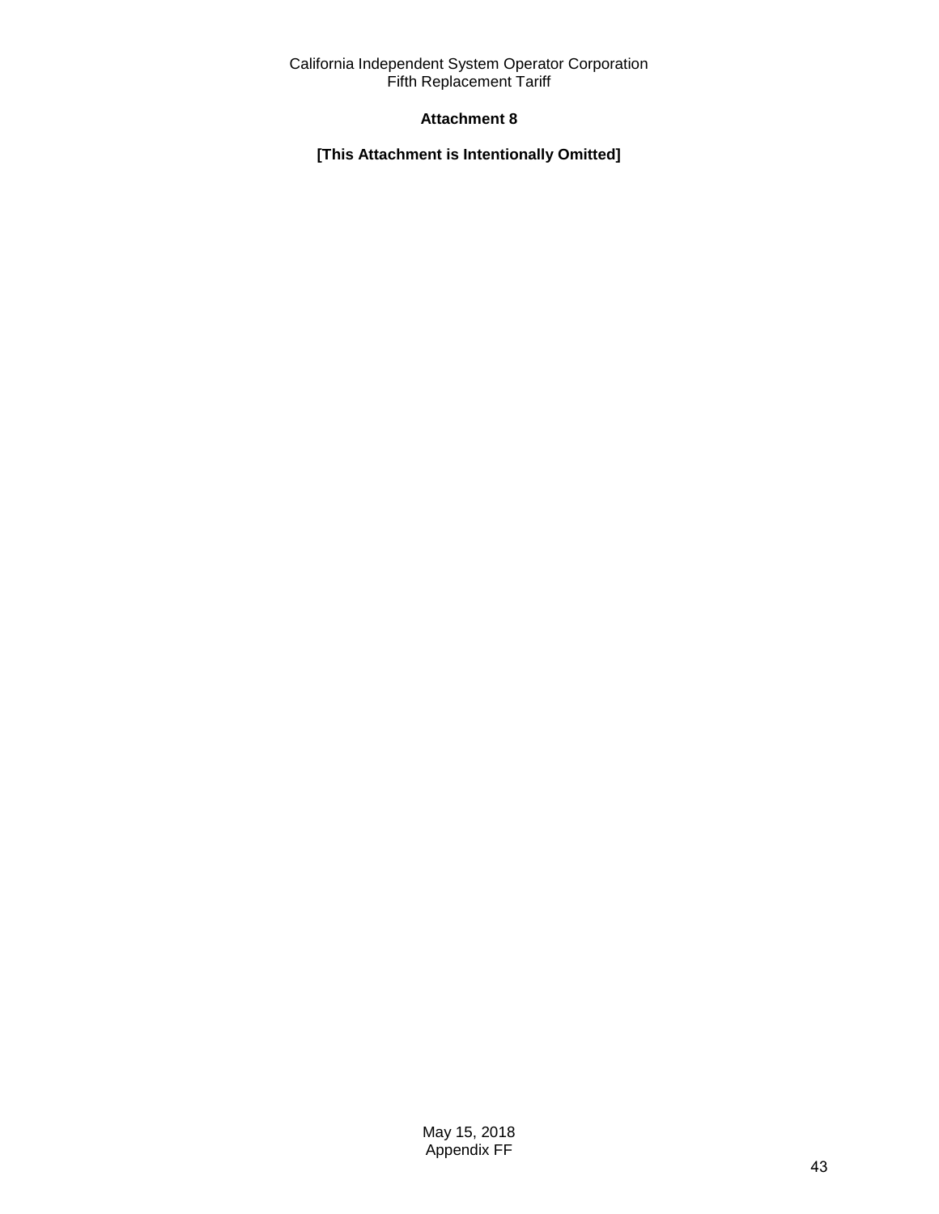# Attachment 8

**[This Attachment is Intentionally Omitted]**